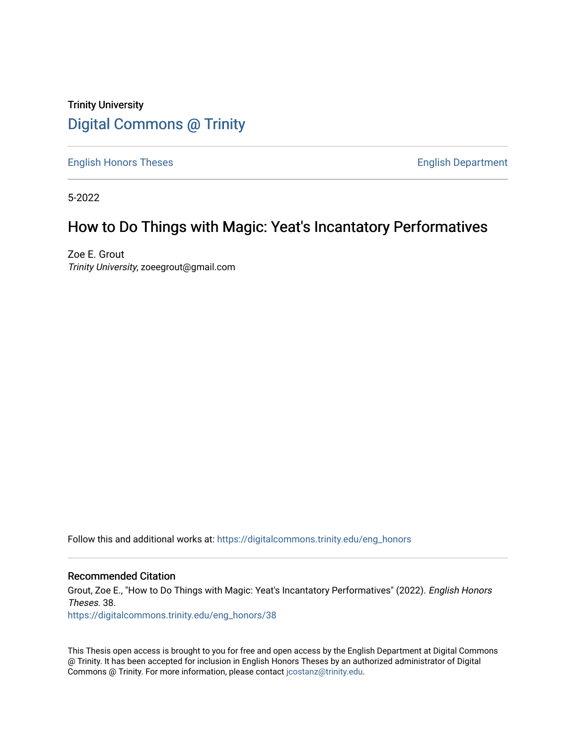Trinity University

Digital Commons @ Trinity

English Honors Theses | English Department

5-2022

# How to Do Things with Magic: Yeat's Incantatory Performatives

Zoe E. Grout
*Trinity University*, zoeegrout@gmail.com

Follow this and additional works at: https://digitalcommons.trinity.edu/eng_honors

## Recommended Citation

Grout, Zoe E., "How to Do Things with Magic: Yeat's Incantatory Performatives" (2022). *English Honors Theses*. 38.
https://digitalcommons.trinity.edu/eng_honors/38

This Thesis open access is brought to you for free and open access by the English Department at Digital Commons @ Trinity. It has been accepted for inclusion in English Honors Theses by an authorized administrator of Digital Commons @ Trinity. For more information, please contact jcostanz@trinity.edu.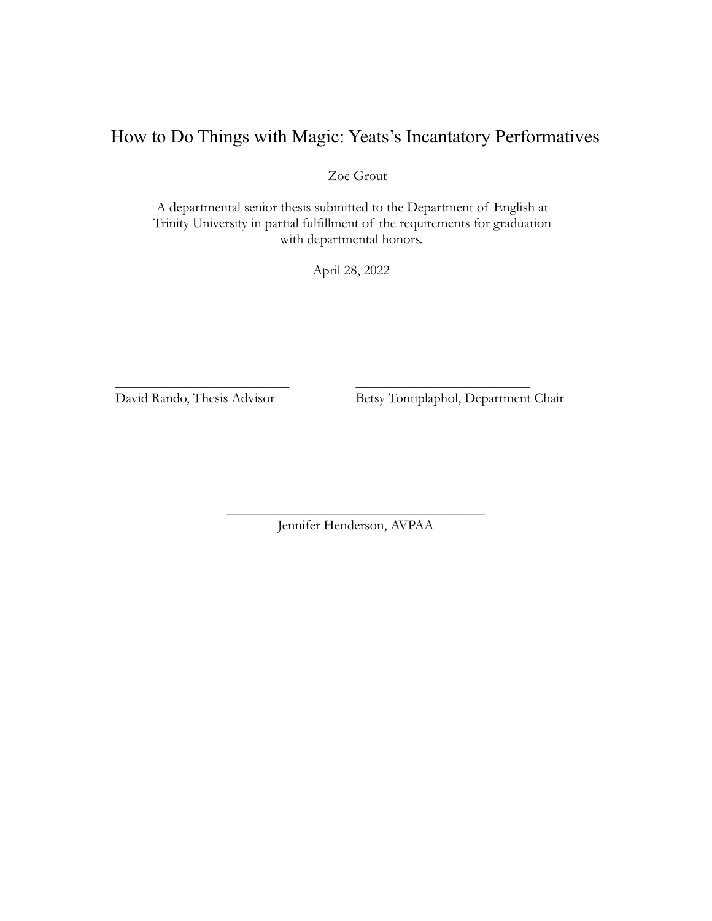# How to Do Things with Magic: Yeats's Incantatory Performatives

Zoe Grout

A departmental senior thesis submitted to the Department of English at Trinity University in partial fulfillment of the requirements for graduation with departmental honors.

April 28, 2022

\_\_\_\_\_\_\_\_\_\_\_\_\_\_\_\_\_\_\_\_\_\_\_\_\_\_
David Rando, Thesis Advisor

\_\_\_\_\_\_\_\_\_\_\_\_\_\_\_\_\_\_\_\_\_\_\_\_\_\_
Betsy Tontiplaphol, Department Chair

\_\_\_\_\_\_\_\_\_\_\_\_\_\_\_\_\_\_\_\_\_\_\_\_\_\_\_\_\_\_\_\_\_\_\_\_\_\_
Jennifer Henderson, AVPAA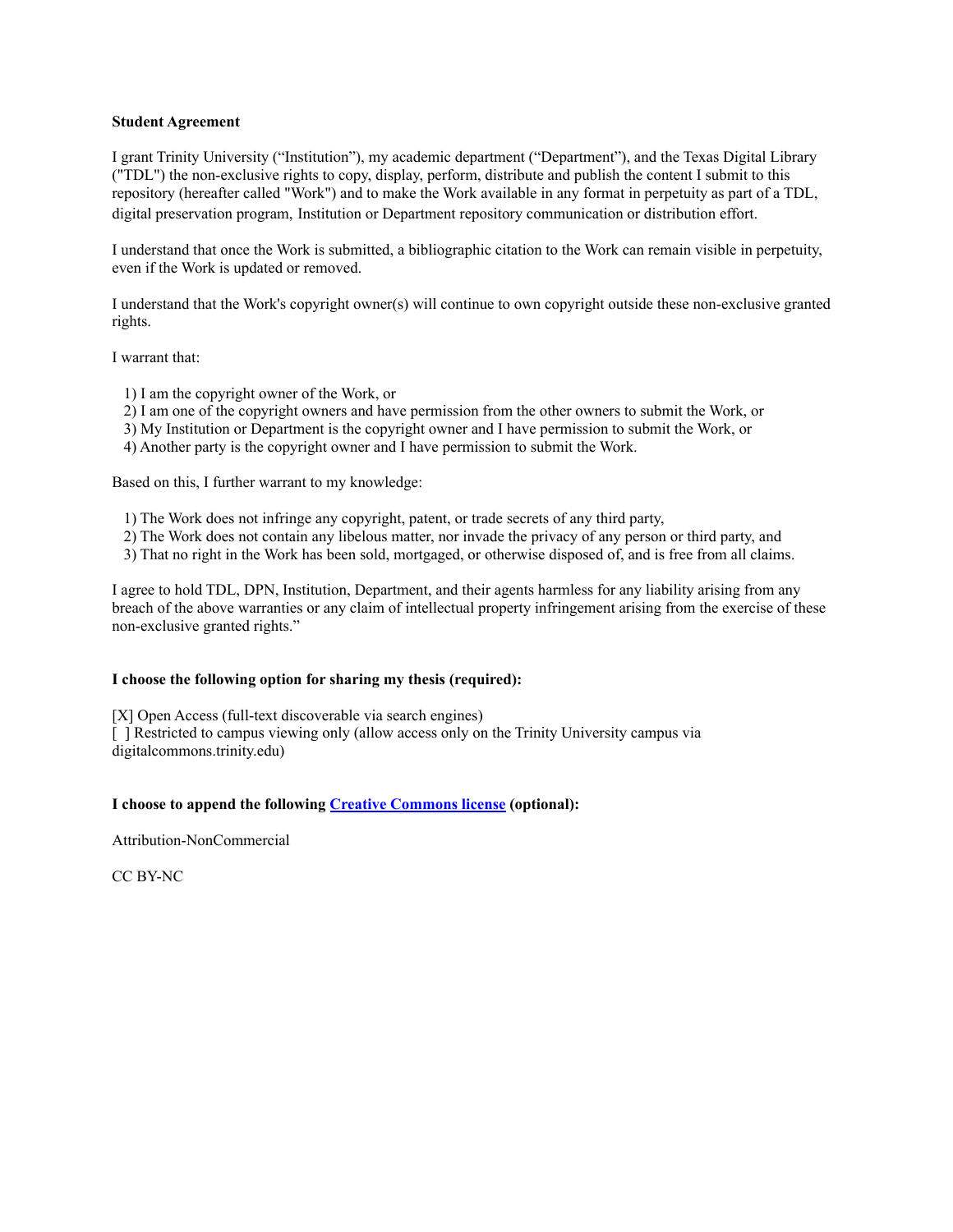**Student Agreement**

I grant Trinity University ("Institution"), my academic department ("Department"), and the Texas Digital Library ("TDL") the non-exclusive rights to copy, display, perform, distribute and publish the content I submit to this repository (hereafter called "Work") and to make the Work available in any format in perpetuity as part of a TDL, digital preservation program, Institution or Department repository communication or distribution effort.

I understand that once the Work is submitted, a bibliographic citation to the Work can remain visible in perpetuity, even if the Work is updated or removed.

I understand that the Work's copyright owner(s) will continue to own copyright outside these non-exclusive granted rights.

I warrant that:

1) I am the copyright owner of the Work, or
2) I am one of the copyright owners and have permission from the other owners to submit the Work, or
3) My Institution or Department is the copyright owner and I have permission to submit the Work, or
4) Another party is the copyright owner and I have permission to submit the Work.

Based on this, I further warrant to my knowledge:

1) The Work does not infringe any copyright, patent, or trade secrets of any third party,
2) The Work does not contain any libelous matter, nor invade the privacy of any person or third party, and
3) That no right in the Work has been sold, mortgaged, or otherwise disposed of, and is free from all claims.

I agree to hold TDL, DPN, Institution, Department, and their agents harmless for any liability arising from any breach of the above warranties or any claim of intellectual property infringement arising from the exercise of these non-exclusive granted rights."

**I choose the following option for sharing my thesis (required):**

[X] Open Access (full-text discoverable via search engines)
[ ] Restricted to campus viewing only (allow access only on the Trinity University campus via digitalcommons.trinity.edu)

**I choose to append the following Creative Commons license (optional):**

Attribution-NonCommercial

CC BY-NC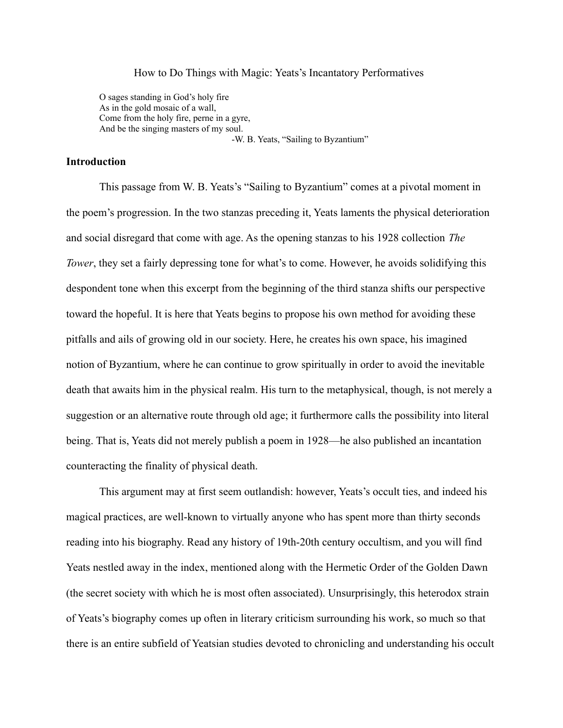How to Do Things with Magic: Yeats's Incantatory Performatives

> O sages standing in God's holy fire
> As in the gold mosaic of a wall,
> Come from the holy fire, perne in a gyre,
> And be the singing masters of my soul.
>
> -W. B. Yeats, "Sailing to Byzantium"

## Introduction

This passage from W. B. Yeats's "Sailing to Byzantium" comes at a pivotal moment in the poem's progression. In the two stanzas preceding it, Yeats laments the physical deterioration and social disregard that come with age. As the opening stanzas to his 1928 collection *The Tower*, they set a fairly depressing tone for what's to come. However, he avoids solidifying this despondent tone when this excerpt from the beginning of the third stanza shifts our perspective toward the hopeful. It is here that Yeats begins to propose his own method for avoiding these pitfalls and ails of growing old in our society. Here, he creates his own space, his imagined notion of Byzantium, where he can continue to grow spiritually in order to avoid the inevitable death that awaits him in the physical realm. His turn to the metaphysical, though, is not merely a suggestion or an alternative route through old age; it furthermore calls the possibility into literal being. That is, Yeats did not merely publish a poem in 1928—he also published an incantation counteracting the finality of physical death.

This argument may at first seem outlandish: however, Yeats's occult ties, and indeed his magical practices, are well-known to virtually anyone who has spent more than thirty seconds reading into his biography. Read any history of 19th-20th century occultism, and you will find Yeats nestled away in the index, mentioned along with the Hermetic Order of the Golden Dawn (the secret society with which he is most often associated). Unsurprisingly, this heterodox strain of Yeats's biography comes up often in literary criticism surrounding his work, so much so that there is an entire subfield of Yeatsian studies devoted to chronicling and understanding his occult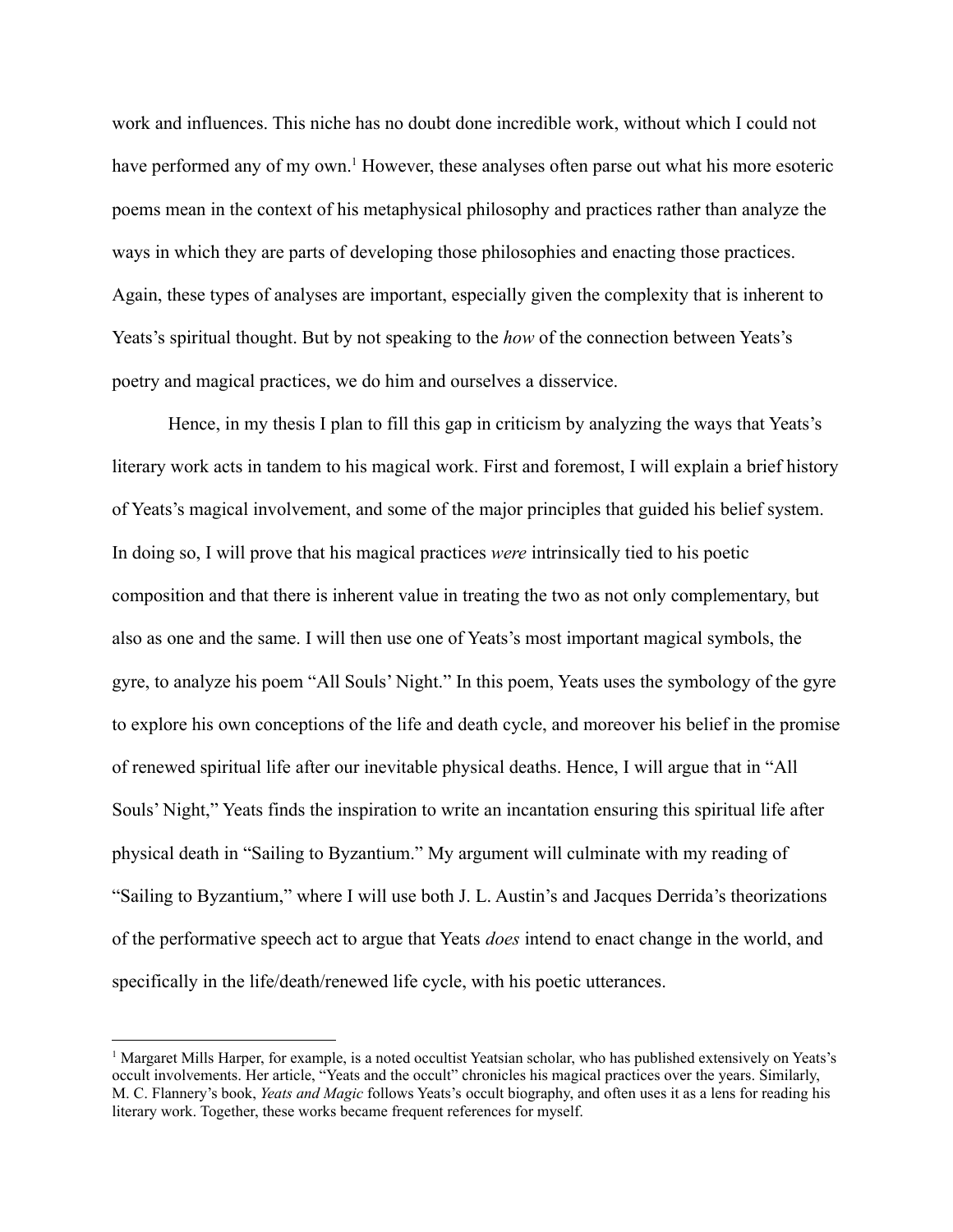work and influences. This niche has no doubt done incredible work, without which I could not have performed any of my own.[1] However, these analyses often parse out what his more esoteric poems mean in the context of his metaphysical philosophy and practices rather than analyze the ways in which they are parts of developing those philosophies and enacting those practices. Again, these types of analyses are important, especially given the complexity that is inherent to Yeats's spiritual thought. But by not speaking to the *how* of the connection between Yeats's poetry and magical practices, we do him and ourselves a disservice.

Hence, in my thesis I plan to fill this gap in criticism by analyzing the ways that Yeats's literary work acts in tandem to his magical work. First and foremost, I will explain a brief history of Yeats's magical involvement, and some of the major principles that guided his belief system. In doing so, I will prove that his magical practices *were* intrinsically tied to his poetic composition and that there is inherent value in treating the two as not only complementary, but also as one and the same. I will then use one of Yeats's most important magical symbols, the gyre, to analyze his poem "All Souls' Night." In this poem, Yeats uses the symbology of the gyre to explore his own conceptions of the life and death cycle, and moreover his belief in the promise of renewed spiritual life after our inevitable physical deaths. Hence, I will argue that in "All Souls' Night," Yeats finds the inspiration to write an incantation ensuring this spiritual life after physical death in "Sailing to Byzantium." My argument will culminate with my reading of "Sailing to Byzantium," where I will use both J. L. Austin's and Jacques Derrida's theorizations of the performative speech act to argue that Yeats *does* intend to enact change in the world, and specifically in the life/death/renewed life cycle, with his poetic utterances.

---

[1] Margaret Mills Harper, for example, is a noted occultist Yeatsian scholar, who has published extensively on Yeats's occult involvements. Her article, "Yeats and the occult" chronicles his magical practices over the years. Similarly, M. C. Flannery's book, *Yeats and Magic* follows Yeats's occult biography, and often uses it as a lens for reading his literary work. Together, these works became frequent references for myself.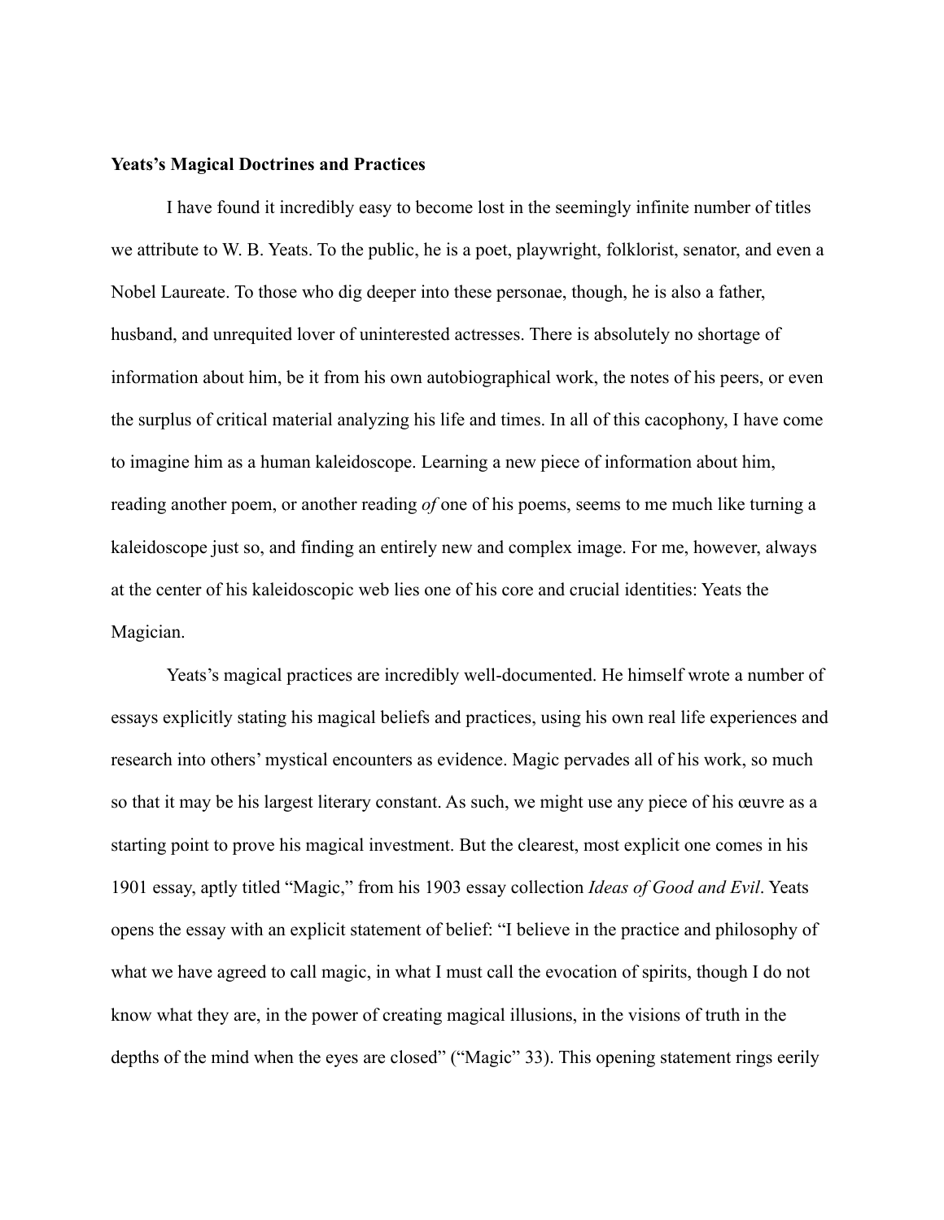**Yeats's Magical Doctrines and Practices**

I have found it incredibly easy to become lost in the seemingly infinite number of titles we attribute to W. B. Yeats. To the public, he is a poet, playwright, folklorist, senator, and even a Nobel Laureate. To those who dig deeper into these personae, though, he is also a father, husband, and unrequited lover of uninterested actresses. There is absolutely no shortage of information about him, be it from his own autobiographical work, the notes of his peers, or even the surplus of critical material analyzing his life and times. In all of this cacophony, I have come to imagine him as a human kaleidoscope. Learning a new piece of information about him, reading another poem, or another reading *of* one of his poems, seems to me much like turning a kaleidoscope just so, and finding an entirely new and complex image. For me, however, always at the center of his kaleidoscopic web lies one of his core and crucial identities: Yeats the Magician.

Yeats's magical practices are incredibly well-documented. He himself wrote a number of essays explicitly stating his magical beliefs and practices, using his own real life experiences and research into others' mystical encounters as evidence. Magic pervades all of his work, so much so that it may be his largest literary constant. As such, we might use any piece of his œuvre as a starting point to prove his magical investment. But the clearest, most explicit one comes in his 1901 essay, aptly titled "Magic," from his 1903 essay collection *Ideas of Good and Evil*. Yeats opens the essay with an explicit statement of belief: "I believe in the practice and philosophy of what we have agreed to call magic, in what I must call the evocation of spirits, though I do not know what they are, in the power of creating magical illusions, in the visions of truth in the depths of the mind when the eyes are closed" ("Magic" 33). This opening statement rings eerily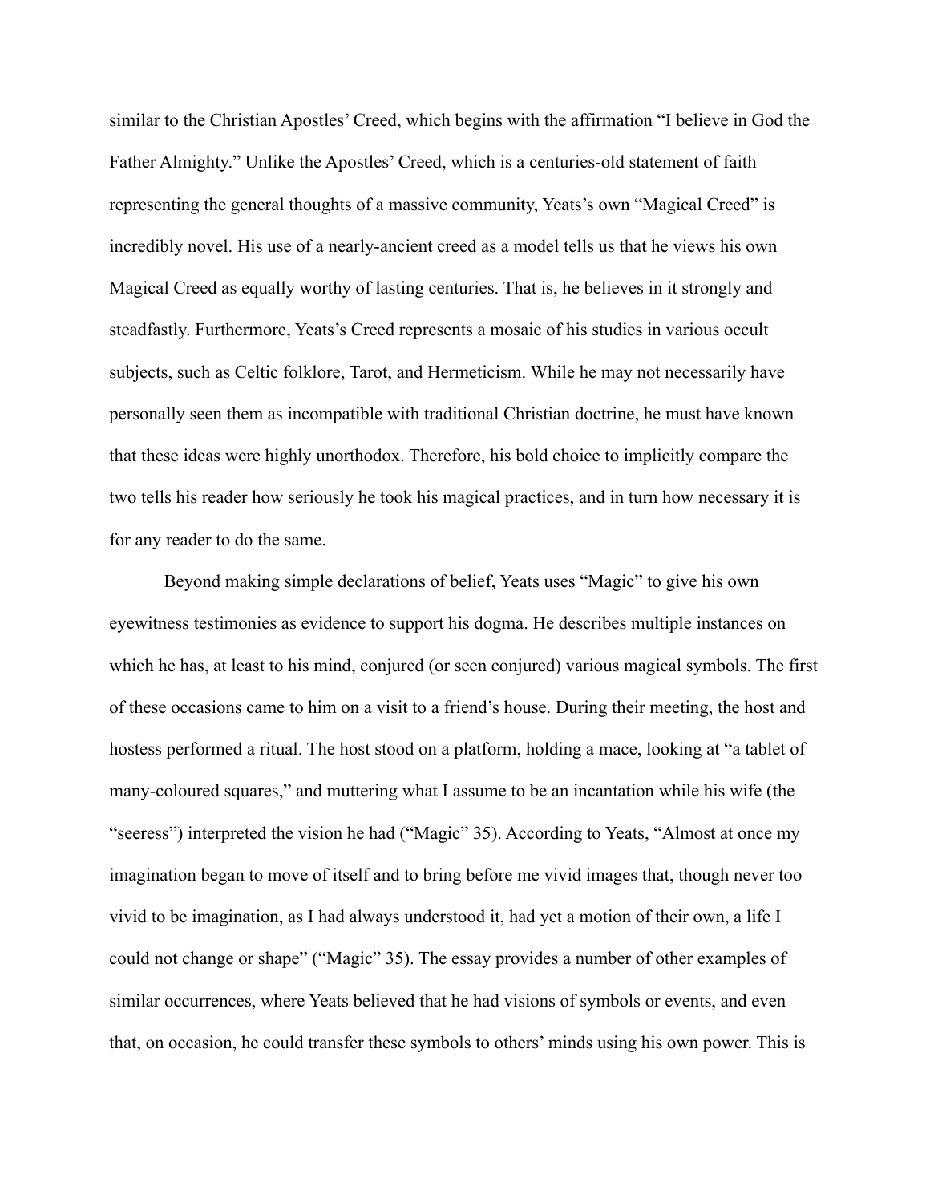similar to the Christian Apostles' Creed, which begins with the affirmation "I believe in God the Father Almighty." Unlike the Apostles' Creed, which is a centuries-old statement of faith representing the general thoughts of a massive community, Yeats's own "Magical Creed" is incredibly novel. His use of a nearly-ancient creed as a model tells us that he views his own Magical Creed as equally worthy of lasting centuries. That is, he believes in it strongly and steadfastly. Furthermore, Yeats's Creed represents a mosaic of his studies in various occult subjects, such as Celtic folklore, Tarot, and Hermeticism. While he may not necessarily have personally seen them as incompatible with traditional Christian doctrine, he must have known that these ideas were highly unorthodox. Therefore, his bold choice to implicitly compare the two tells his reader how seriously he took his magical practices, and in turn how necessary it is for any reader to do the same.

Beyond making simple declarations of belief, Yeats uses "Magic" to give his own eyewitness testimonies as evidence to support his dogma. He describes multiple instances on which he has, at least to his mind, conjured (or seen conjured) various magical symbols. The first of these occasions came to him on a visit to a friend's house. During their meeting, the host and hostess performed a ritual. The host stood on a platform, holding a mace, looking at "a tablet of many-coloured squares," and muttering what I assume to be an incantation while his wife (the "seeress") interpreted the vision he had ("Magic" 35). According to Yeats, "Almost at once my imagination began to move of itself and to bring before me vivid images that, though never too vivid to be imagination, as I had always understood it, had yet a motion of their own, a life I could not change or shape" ("Magic" 35). The essay provides a number of other examples of similar occurrences, where Yeats believed that he had visions of symbols or events, and even that, on occasion, he could transfer these symbols to others' minds using his own power. This is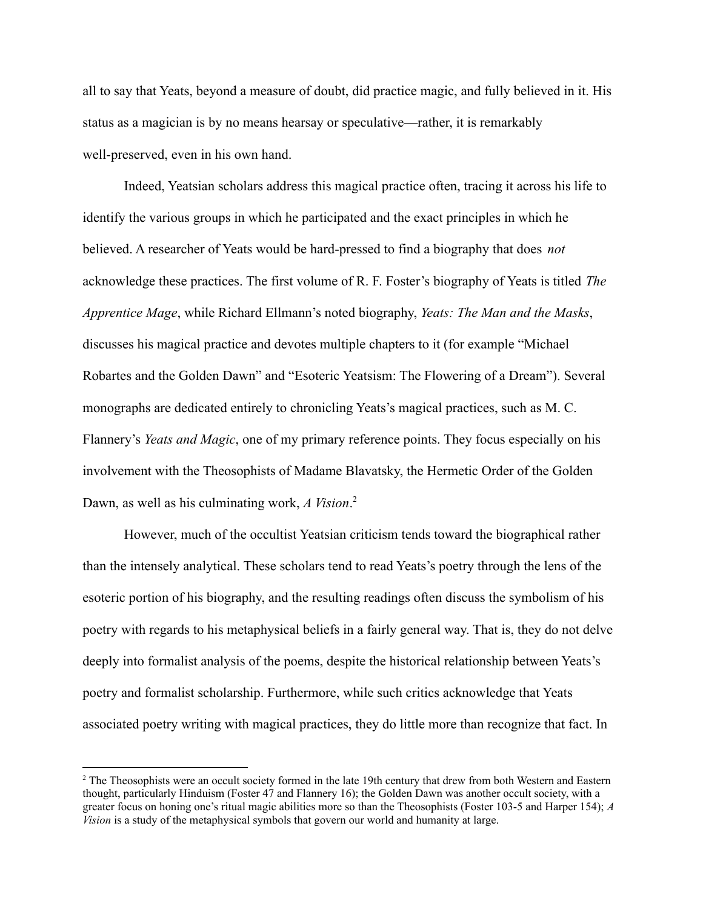all to say that Yeats, beyond a measure of doubt, did practice magic, and fully believed in it. His status as a magician is by no means hearsay or speculative—rather, it is remarkably well-preserved, even in his own hand.

Indeed, Yeatsian scholars address this magical practice often, tracing it across his life to identify the various groups in which he participated and the exact principles in which he believed. A researcher of Yeats would be hard-pressed to find a biography that does *not* acknowledge these practices. The first volume of R. F. Foster's biography of Yeats is titled *The Apprentice Mage*, while Richard Ellmann's noted biography, *Yeats: The Man and the Masks*, discusses his magical practice and devotes multiple chapters to it (for example "Michael Robartes and the Golden Dawn" and "Esoteric Yeatsism: The Flowering of a Dream"). Several monographs are dedicated entirely to chronicling Yeats's magical practices, such as M. C. Flannery's *Yeats and Magic*, one of my primary reference points. They focus especially on his involvement with the Theosophists of Madame Blavatsky, the Hermetic Order of the Golden Dawn, as well as his culminating work, *A Vision*.[2]

However, much of the occultist Yeatsian criticism tends toward the biographical rather than the intensely analytical. These scholars tend to read Yeats's poetry through the lens of the esoteric portion of his biography, and the resulting readings often discuss the symbolism of his poetry with regards to his metaphysical beliefs in a fairly general way. That is, they do not delve deeply into formalist analysis of the poems, despite the historical relationship between Yeats's poetry and formalist scholarship. Furthermore, while such critics acknowledge that Yeats associated poetry writing with magical practices, they do little more than recognize that fact. In

[2] The Theosophists were an occult society formed in the late 19th century that drew from both Western and Eastern thought, particularly Hinduism (Foster 47 and Flannery 16); the Golden Dawn was another occult society, with a greater focus on honing one's ritual magic abilities more so than the Theosophists (Foster 103-5 and Harper 154); *A Vision* is a study of the metaphysical symbols that govern our world and humanity at large.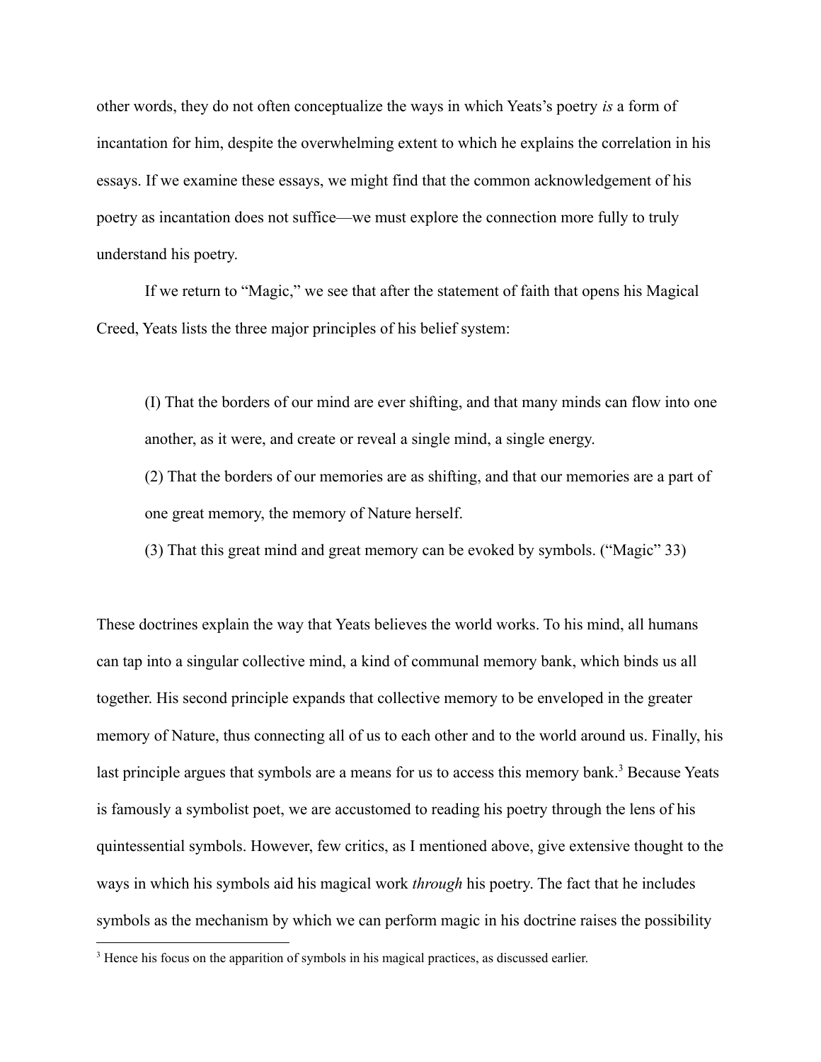other words, they do not often conceptualize the ways in which Yeats's poetry *is* a form of incantation for him, despite the overwhelming extent to which he explains the correlation in his essays. If we examine these essays, we might find that the common acknowledgement of his poetry as incantation does not suffice—we must explore the connection more fully to truly understand his poetry.

If we return to "Magic," we see that after the statement of faith that opens his Magical Creed, Yeats lists the three major principles of his belief system:

> (I) That the borders of our mind are ever shifting, and that many minds can flow into one another, as it were, and create or reveal a single mind, a single energy.
>
> (2) That the borders of our memories are as shifting, and that our memories are a part of one great memory, the memory of Nature herself.
>
> (3) That this great mind and great memory can be evoked by symbols. ("Magic" 33)

These doctrines explain the way that Yeats believes the world works. To his mind, all humans can tap into a singular collective mind, a kind of communal memory bank, which binds us all together. His second principle expands that collective memory to be enveloped in the greater memory of Nature, thus connecting all of us to each other and to the world around us. Finally, his last principle argues that symbols are a means for us to access this memory bank.[3] Because Yeats is famously a symbolist poet, we are accustomed to reading his poetry through the lens of his quintessential symbols. However, few critics, as I mentioned above, give extensive thought to the ways in which his symbols aid his magical work *through* his poetry. The fact that he includes symbols as the mechanism by which we can perform magic in his doctrine raises the possibility

[3] Hence his focus on the apparition of symbols in his magical practices, as discussed earlier.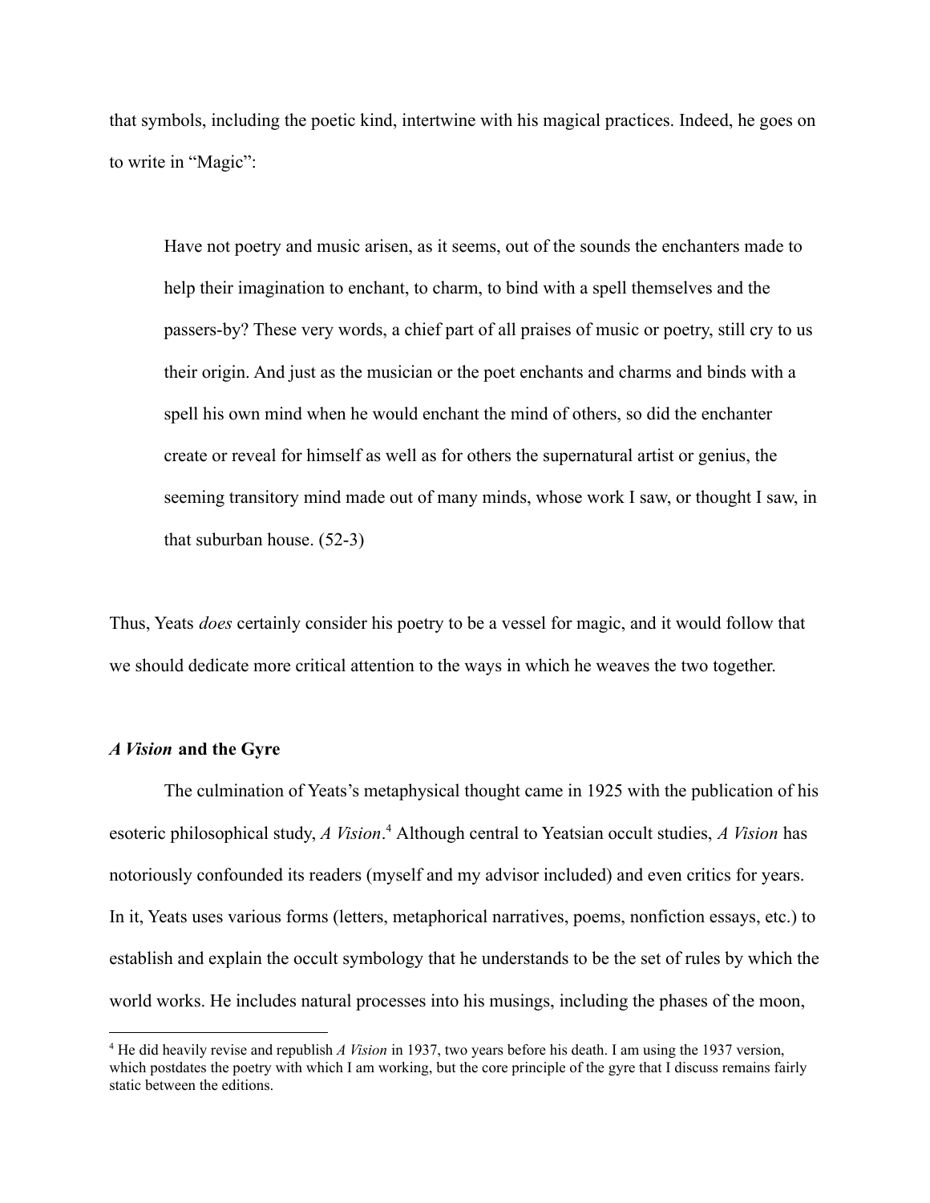that symbols, including the poetic kind, intertwine with his magical practices. Indeed, he goes on to write in "Magic":

> Have not poetry and music arisen, as it seems, out of the sounds the enchanters made to help their imagination to enchant, to charm, to bind with a spell themselves and the passers-by? These very words, a chief part of all praises of music or poetry, still cry to us their origin. And just as the musician or the poet enchants and charms and binds with a spell his own mind when he would enchant the mind of others, so did the enchanter create or reveal for himself as well as for others the supernatural artist or genius, the seeming transitory mind made out of many minds, whose work I saw, or thought I saw, in that suburban house. (52-3)

Thus, Yeats *does* certainly consider his poetry to be a vessel for magic, and it would follow that we should dedicate more critical attention to the ways in which he weaves the two together.

### *A Vision* and the Gyre

The culmination of Yeats's metaphysical thought came in 1925 with the publication of his esoteric philosophical study, *A Vision*.[4] Although central to Yeatsian occult studies, *A Vision* has notoriously confounded its readers (myself and my advisor included) and even critics for years. In it, Yeats uses various forms (letters, metaphorical narratives, poems, nonfiction essays, etc.) to establish and explain the occult symbology that he understands to be the set of rules by which the world works. He includes natural processes into his musings, including the phases of the moon,

---

[4] He did heavily revise and republish *A Vision* in 1937, two years before his death. I am using the 1937 version, which postdates the poetry with which I am working, but the core principle of the gyre that I discuss remains fairly static between the editions.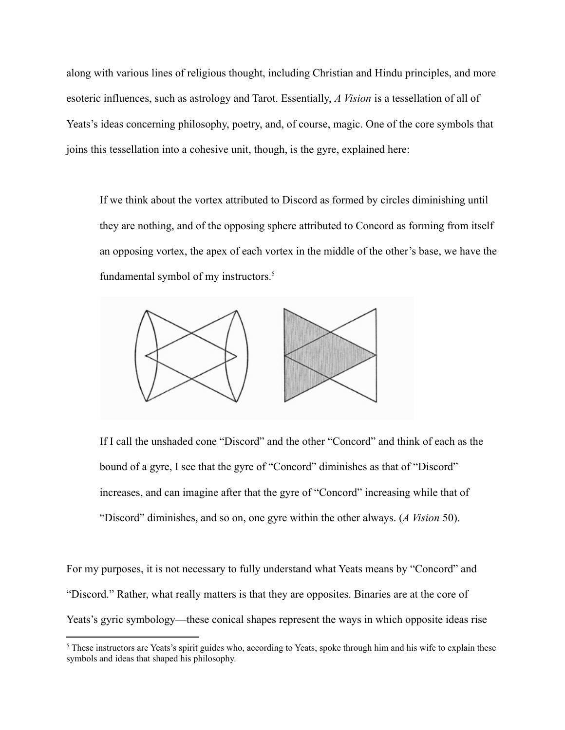along with various lines of religious thought, including Christian and Hindu principles, and more esoteric influences, such as astrology and Tarot. Essentially, *A Vision* is a tessellation of all of Yeats's ideas concerning philosophy, poetry, and, of course, magic. One of the core symbols that joins this tessellation into a cohesive unit, though, is the gyre, explained here:

> If we think about the vortex attributed to Discord as formed by circles diminishing until they are nothing, and of the opposing sphere attributed to Concord as forming from itself an opposing vortex, the apex of each vortex in the middle of the other's base, we have the fundamental symbol of my instructors.[5]
>
> If I call the unshaded cone "Discord" and the other "Concord" and think of each as the bound of a gyre, I see that the gyre of "Concord" diminishes as that of "Discord" increases, and can imagine after that the gyre of "Concord" increasing while that of "Discord" diminishes, and so on, one gyre within the other always. (*A Vision* 50).

For my purposes, it is not necessary to fully understand what Yeats means by "Concord" and "Discord." Rather, what really matters is that they are opposites. Binaries are at the core of Yeats's gyric symbology—these conical shapes represent the ways in which opposite ideas rise

[5] These instructors are Yeats's spirit guides who, according to Yeats, spoke through him and his wife to explain these symbols and ideas that shaped his philosophy.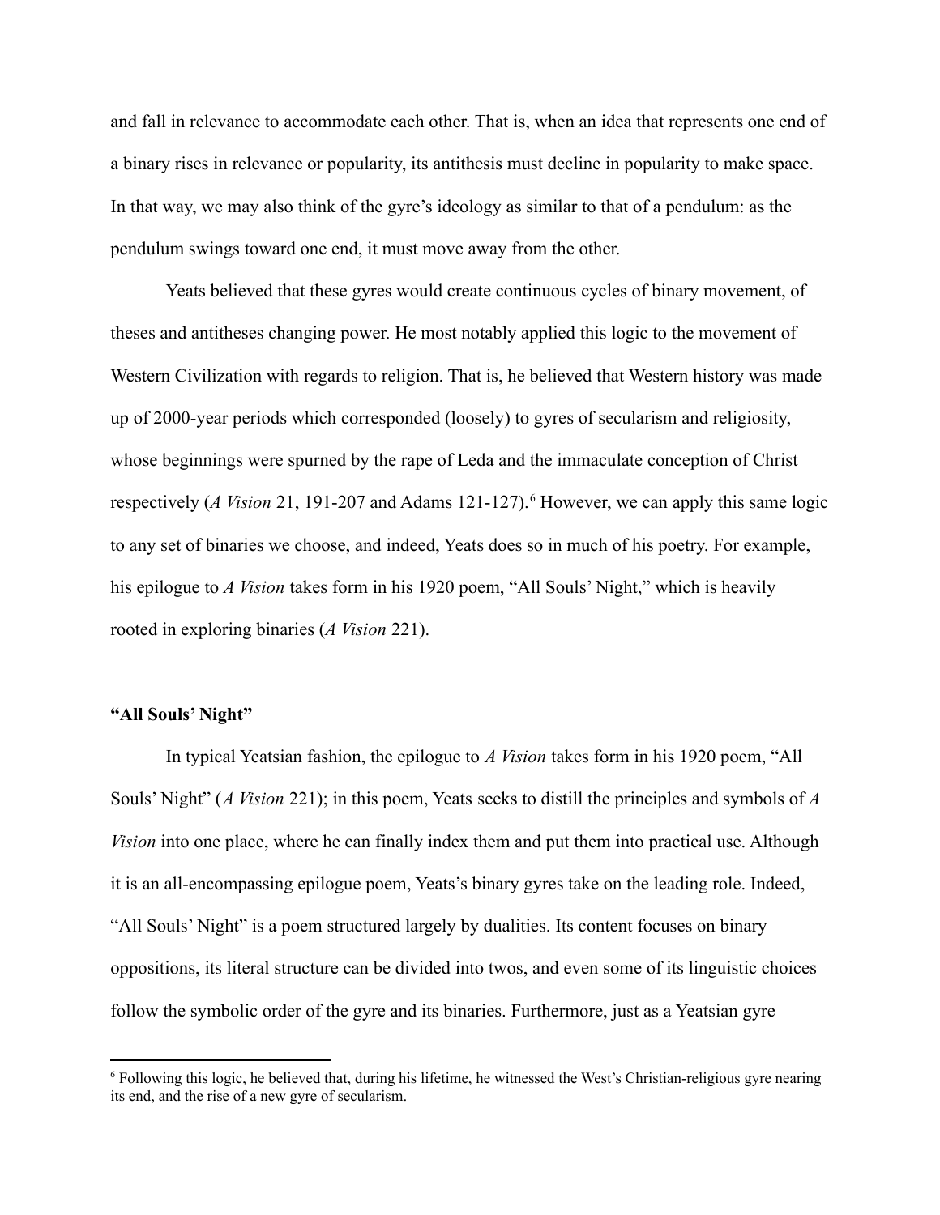and fall in relevance to accommodate each other. That is, when an idea that represents one end of a binary rises in relevance or popularity, its antithesis must decline in popularity to make space. In that way, we may also think of the gyre's ideology as similar to that of a pendulum: as the pendulum swings toward one end, it must move away from the other.

Yeats believed that these gyres would create continuous cycles of binary movement, of theses and antitheses changing power. He most notably applied this logic to the movement of Western Civilization with regards to religion. That is, he believed that Western history was made up of 2000-year periods which corresponded (loosely) to gyres of secularism and religiosity, whose beginnings were spurned by the rape of Leda and the immaculate conception of Christ respectively (*A Vision* 21, 191-207 and Adams 121-127).[6] However, we can apply this same logic to any set of binaries we choose, and indeed, Yeats does so in much of his poetry. For example, his epilogue to *A Vision* takes form in his 1920 poem, "All Souls' Night," which is heavily rooted in exploring binaries (*A Vision* 221).

### "All Souls' Night"

In typical Yeatsian fashion, the epilogue to *A Vision* takes form in his 1920 poem, "All Souls' Night" (*A Vision* 221); in this poem, Yeats seeks to distill the principles and symbols of *A Vision* into one place, where he can finally index them and put them into practical use. Although it is an all-encompassing epilogue poem, Yeats's binary gyres take on the leading role. Indeed, "All Souls' Night" is a poem structured largely by dualities. Its content focuses on binary oppositions, its literal structure can be divided into twos, and even some of its linguistic choices follow the symbolic order of the gyre and its binaries. Furthermore, just as a Yeatsian gyre

[6] Following this logic, he believed that, during his lifetime, he witnessed the West's Christian-religious gyre nearing its end, and the rise of a new gyre of secularism.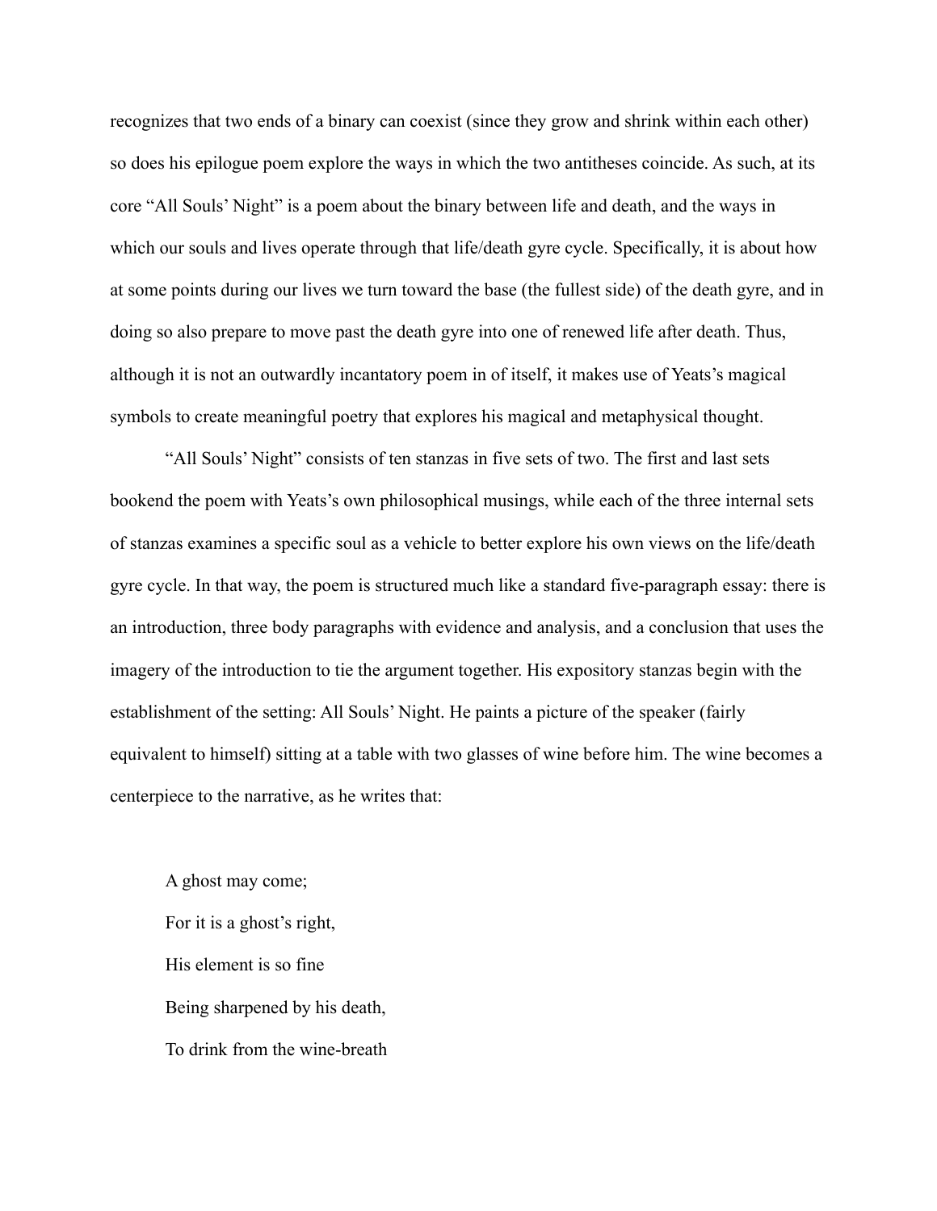recognizes that two ends of a binary can coexist (since they grow and shrink within each other) so does his epilogue poem explore the ways in which the two antitheses coincide. As such, at its core "All Souls' Night" is a poem about the binary between life and death, and the ways in which our souls and lives operate through that life/death gyre cycle. Specifically, it is about how at some points during our lives we turn toward the base (the fullest side) of the death gyre, and in doing so also prepare to move past the death gyre into one of renewed life after death. Thus, although it is not an outwardly incantatory poem in of itself, it makes use of Yeats's magical symbols to create meaningful poetry that explores his magical and metaphysical thought.

"All Souls' Night" consists of ten stanzas in five sets of two. The first and last sets bookend the poem with Yeats's own philosophical musings, while each of the three internal sets of stanzas examines a specific soul as a vehicle to better explore his own views on the life/death gyre cycle. In that way, the poem is structured much like a standard five-paragraph essay: there is an introduction, three body paragraphs with evidence and analysis, and a conclusion that uses the imagery of the introduction to tie the argument together. His expository stanzas begin with the establishment of the setting: All Souls' Night. He paints a picture of the speaker (fairly equivalent to himself) sitting at a table with two glasses of wine before him. The wine becomes a centerpiece to the narrative, as he writes that:

> A ghost may come;
>
> For it is a ghost's right,
>
> His element is so fine
>
> Being sharpened by his death,
>
> To drink from the wine-breath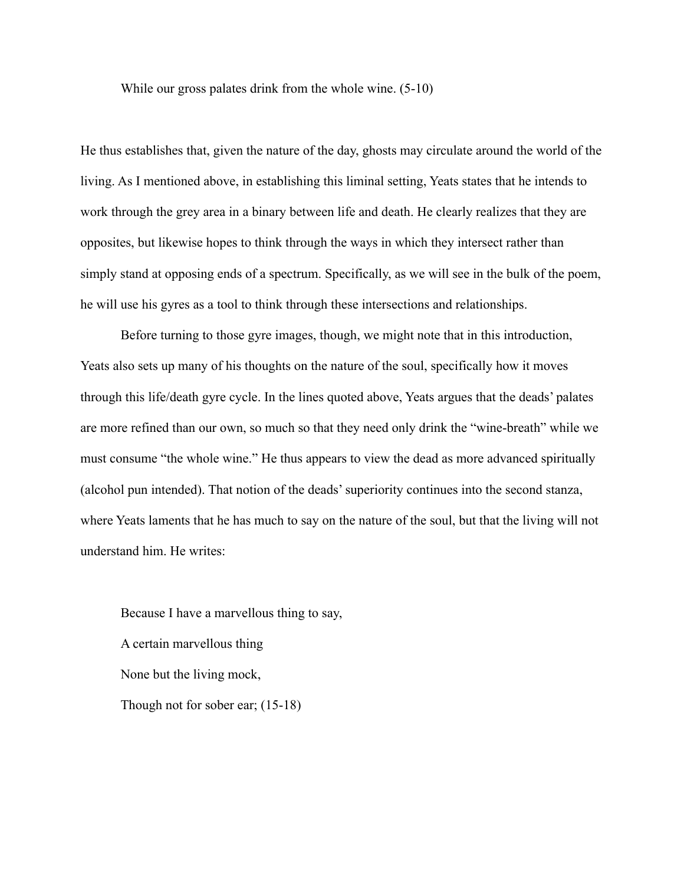> While our gross palates drink from the whole wine. (5-10)

He thus establishes that, given the nature of the day, ghosts may circulate around the world of the living. As I mentioned above, in establishing this liminal setting, Yeats states that he intends to work through the grey area in a binary between life and death. He clearly realizes that they are opposites, but likewise hopes to think through the ways in which they intersect rather than simply stand at opposing ends of a spectrum. Specifically, as we will see in the bulk of the poem, he will use his gyres as a tool to think through these intersections and relationships.

Before turning to those gyre images, though, we might note that in this introduction, Yeats also sets up many of his thoughts on the nature of the soul, specifically how it moves through this life/death gyre cycle. In the lines quoted above, Yeats argues that the deads' palates are more refined than our own, so much so that they need only drink the "wine-breath" while we must consume "the whole wine." He thus appears to view the dead as more advanced spiritually (alcohol pun intended). That notion of the deads' superiority continues into the second stanza, where Yeats laments that he has much to say on the nature of the soul, but that the living will not understand him. He writes:

> Because I have a marvellous thing to say,
>
> A certain marvellous thing
>
> None but the living mock,
>
> Though not for sober ear; (15-18)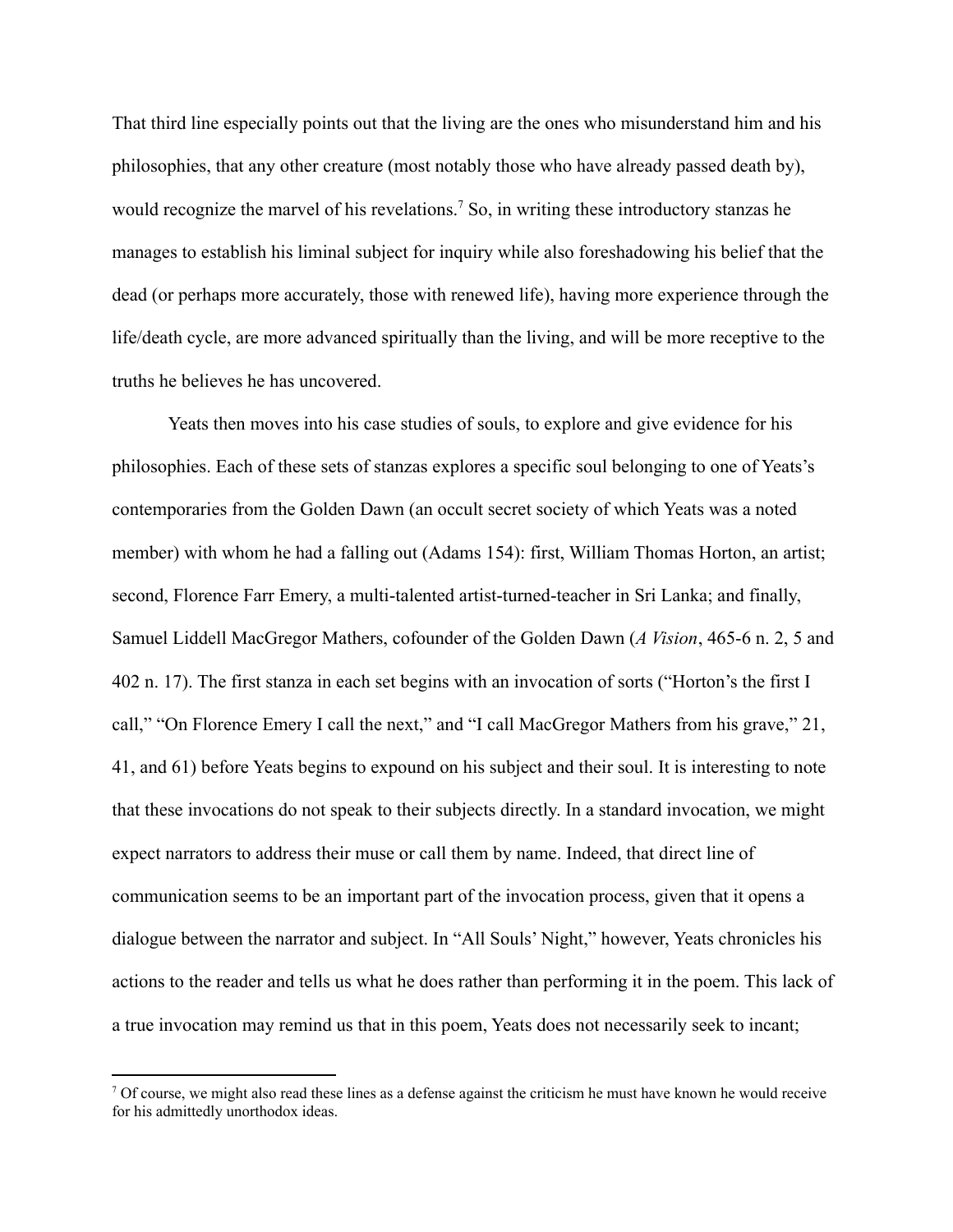That third line especially points out that the living are the ones who misunderstand him and his philosophies, that any other creature (most notably those who have already passed death by), would recognize the marvel of his revelations.[7] So, in writing these introductory stanzas he manages to establish his liminal subject for inquiry while also foreshadowing his belief that the dead (or perhaps more accurately, those with renewed life), having more experience through the life/death cycle, are more advanced spiritually than the living, and will be more receptive to the truths he believes he has uncovered.

Yeats then moves into his case studies of souls, to explore and give evidence for his philosophies. Each of these sets of stanzas explores a specific soul belonging to one of Yeats's contemporaries from the Golden Dawn (an occult secret society of which Yeats was a noted member) with whom he had a falling out (Adams 154): first, William Thomas Horton, an artist; second, Florence Farr Emery, a multi-talented artist-turned-teacher in Sri Lanka; and finally, Samuel Liddell MacGregor Mathers, cofounder of the Golden Dawn (*A Vision*, 465-6 n. 2, 5 and 402 n. 17). The first stanza in each set begins with an invocation of sorts ("Horton's the first I call," "On Florence Emery I call the next," and "I call MacGregor Mathers from his grave," 21, 41, and 61) before Yeats begins to expound on his subject and their soul. It is interesting to note that these invocations do not speak to their subjects directly. In a standard invocation, we might expect narrators to address their muse or call them by name. Indeed, that direct line of communication seems to be an important part of the invocation process, given that it opens a dialogue between the narrator and subject. In "All Souls' Night," however, Yeats chronicles his actions to the reader and tells us what he does rather than performing it in the poem. This lack of a true invocation may remind us that in this poem, Yeats does not necessarily seek to incant;

[7] Of course, we might also read these lines as a defense against the criticism he must have known he would receive for his admittedly unorthodox ideas.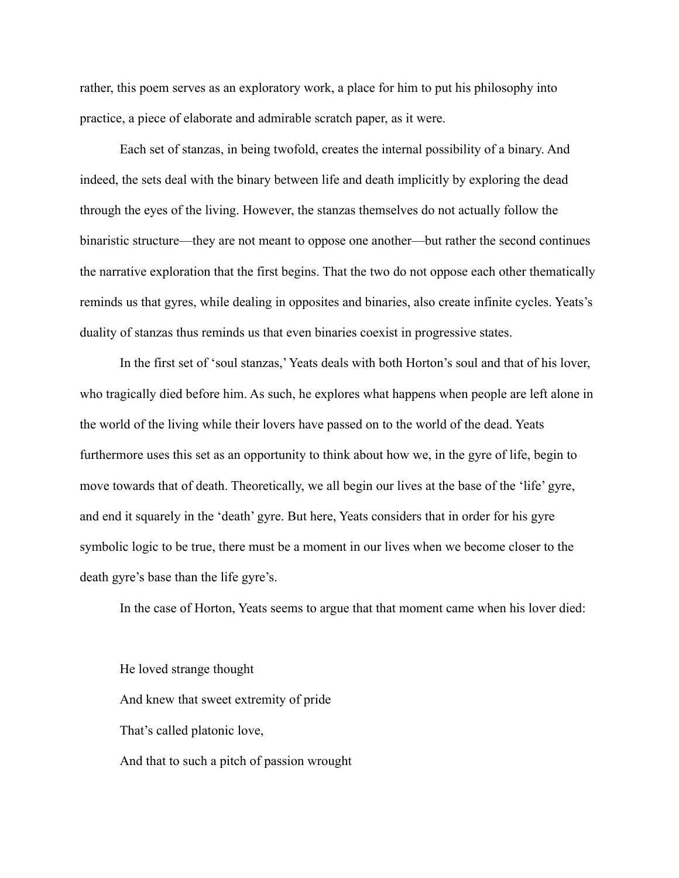rather, this poem serves as an exploratory work, a place for him to put his philosophy into practice, a piece of elaborate and admirable scratch paper, as it were.

Each set of stanzas, in being twofold, creates the internal possibility of a binary. And indeed, the sets deal with the binary between life and death implicitly by exploring the dead through the eyes of the living. However, the stanzas themselves do not actually follow the binaristic structure—they are not meant to oppose one another—but rather the second continues the narrative exploration that the first begins. That the two do not oppose each other thematically reminds us that gyres, while dealing in opposites and binaries, also create infinite cycles. Yeats's duality of stanzas thus reminds us that even binaries coexist in progressive states.

In the first set of 'soul stanzas,' Yeats deals with both Horton's soul and that of his lover, who tragically died before him. As such, he explores what happens when people are left alone in the world of the living while their lovers have passed on to the world of the dead. Yeats furthermore uses this set as an opportunity to think about how we, in the gyre of life, begin to move towards that of death. Theoretically, we all begin our lives at the base of the 'life' gyre, and end it squarely in the 'death' gyre. But here, Yeats considers that in order for his gyre symbolic logic to be true, there must be a moment in our lives when we become closer to the death gyre's base than the life gyre's.

In the case of Horton, Yeats seems to argue that that moment came when his lover died:

> He loved strange thought
> And knew that sweet extremity of pride
> That's called platonic love,
> And that to such a pitch of passion wrought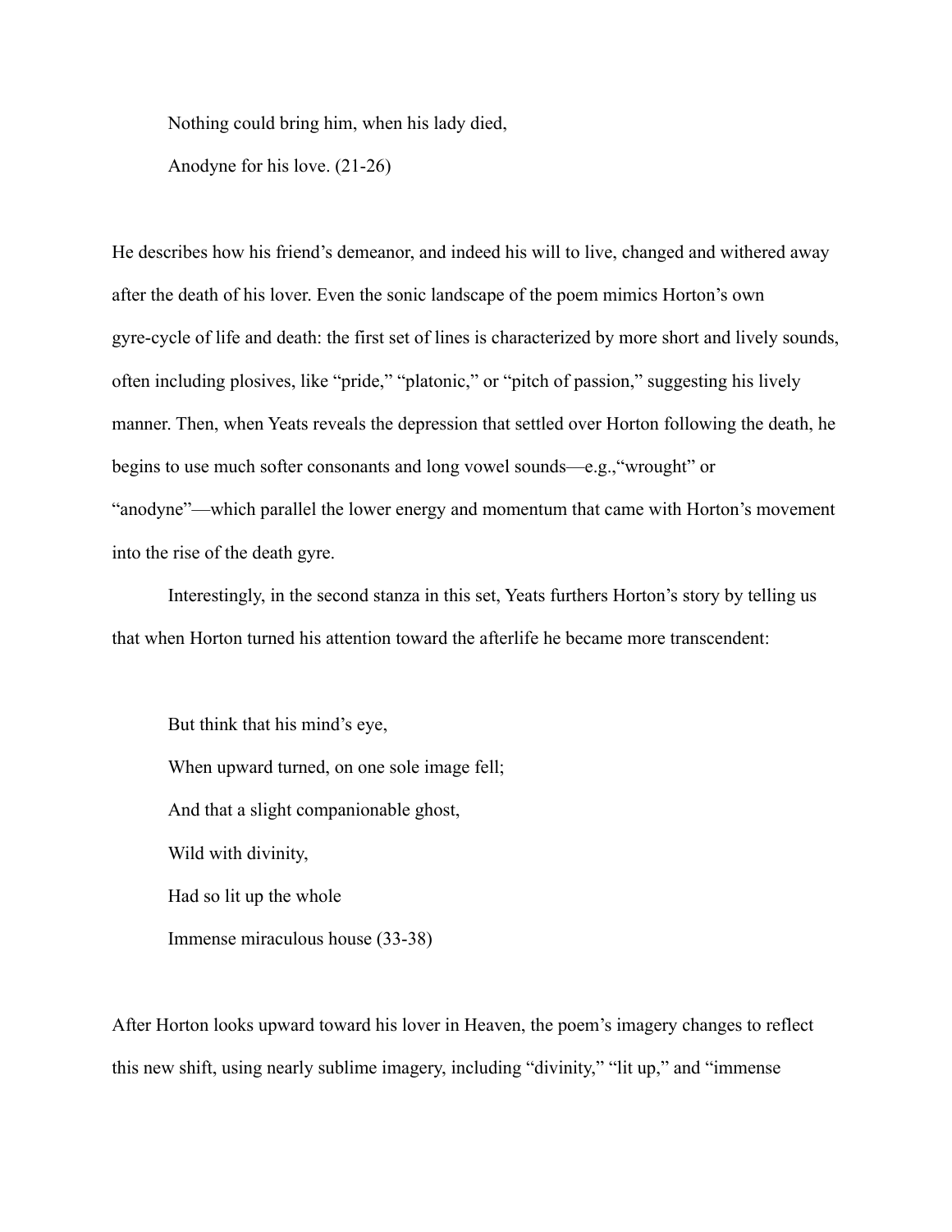> Nothing could bring him, when his lady died,
>
> Anodyne for his love. (21-26)

He describes how his friend's demeanor, and indeed his will to live, changed and withered away after the death of his lover. Even the sonic landscape of the poem mimics Horton's own gyre-cycle of life and death: the first set of lines is characterized by more short and lively sounds, often including plosives, like "pride," "platonic," or "pitch of passion," suggesting his lively manner. Then, when Yeats reveals the depression that settled over Horton following the death, he begins to use much softer consonants and long vowel sounds—e.g.,"wrought" or "anodyne"—which parallel the lower energy and momentum that came with Horton's movement into the rise of the death gyre.

Interestingly, in the second stanza in this set, Yeats furthers Horton's story by telling us that when Horton turned his attention toward the afterlife he became more transcendent:

> But think that his mind's eye,
>
> When upward turned, on one sole image fell;
>
> And that a slight companionable ghost,
>
> Wild with divinity,
>
> Had so lit up the whole
>
> Immense miraculous house (33-38)

After Horton looks upward toward his lover in Heaven, the poem's imagery changes to reflect this new shift, using nearly sublime imagery, including "divinity," "lit up," and "immense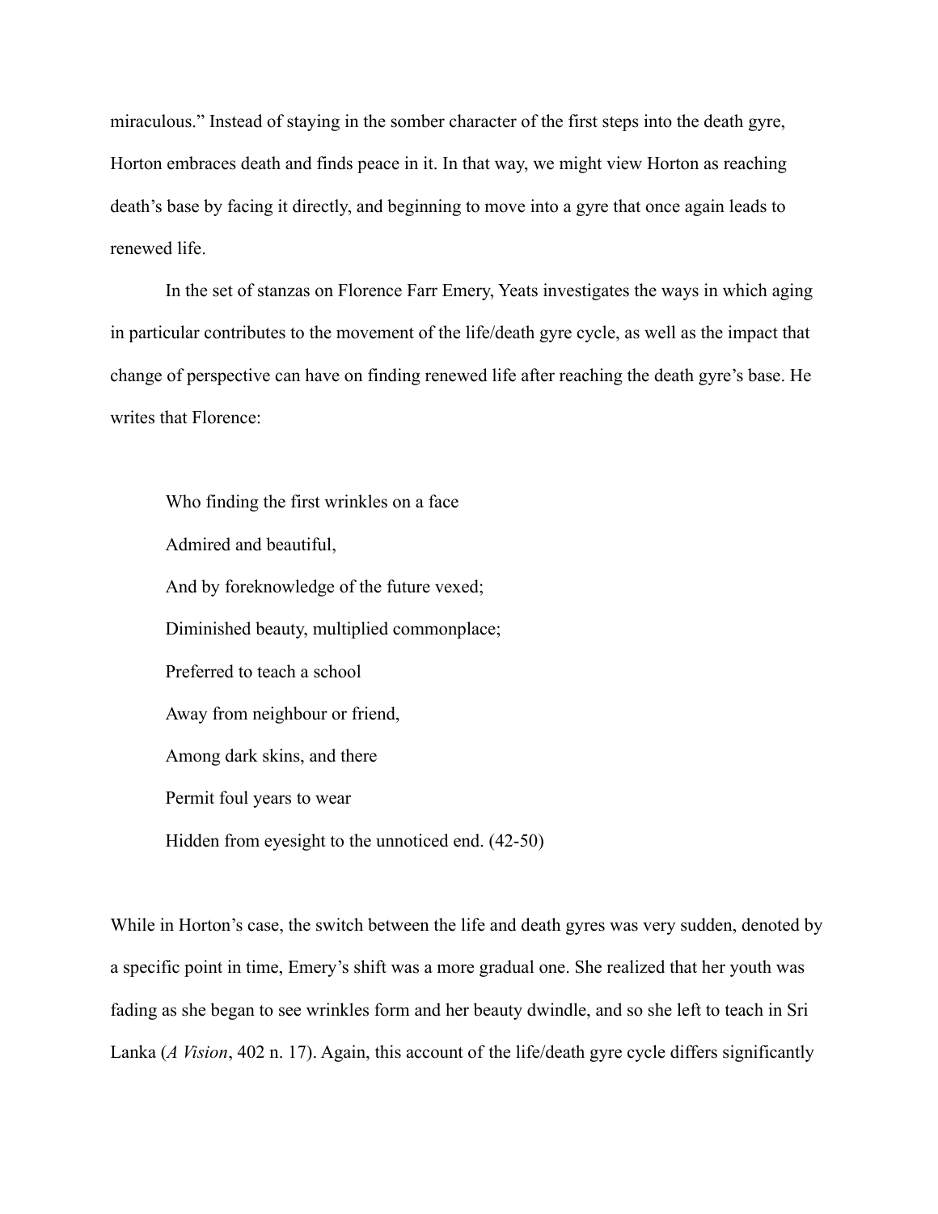miraculous." Instead of staying in the somber character of the first steps into the death gyre, Horton embraces death and finds peace in it. In that way, we might view Horton as reaching death's base by facing it directly, and beginning to move into a gyre that once again leads to renewed life.

In the set of stanzas on Florence Farr Emery, Yeats investigates the ways in which aging in particular contributes to the movement of the life/death gyre cycle, as well as the impact that change of perspective can have on finding renewed life after reaching the death gyre's base. He writes that Florence:

> Who finding the first wrinkles on a face
> Admired and beautiful,
> And by foreknowledge of the future vexed;
> Diminished beauty, multiplied commonplace;
> Preferred to teach a school
> Away from neighbour or friend,
> Among dark skins, and there
> Permit foul years to wear
> Hidden from eyesight to the unnoticed end. (42-50)

While in Horton's case, the switch between the life and death gyres was very sudden, denoted by a specific point in time, Emery's shift was a more gradual one. She realized that her youth was fading as she began to see wrinkles form and her beauty dwindle, and so she left to teach in Sri Lanka (*A Vision*, 402 n. 17). Again, this account of the life/death gyre cycle differs significantly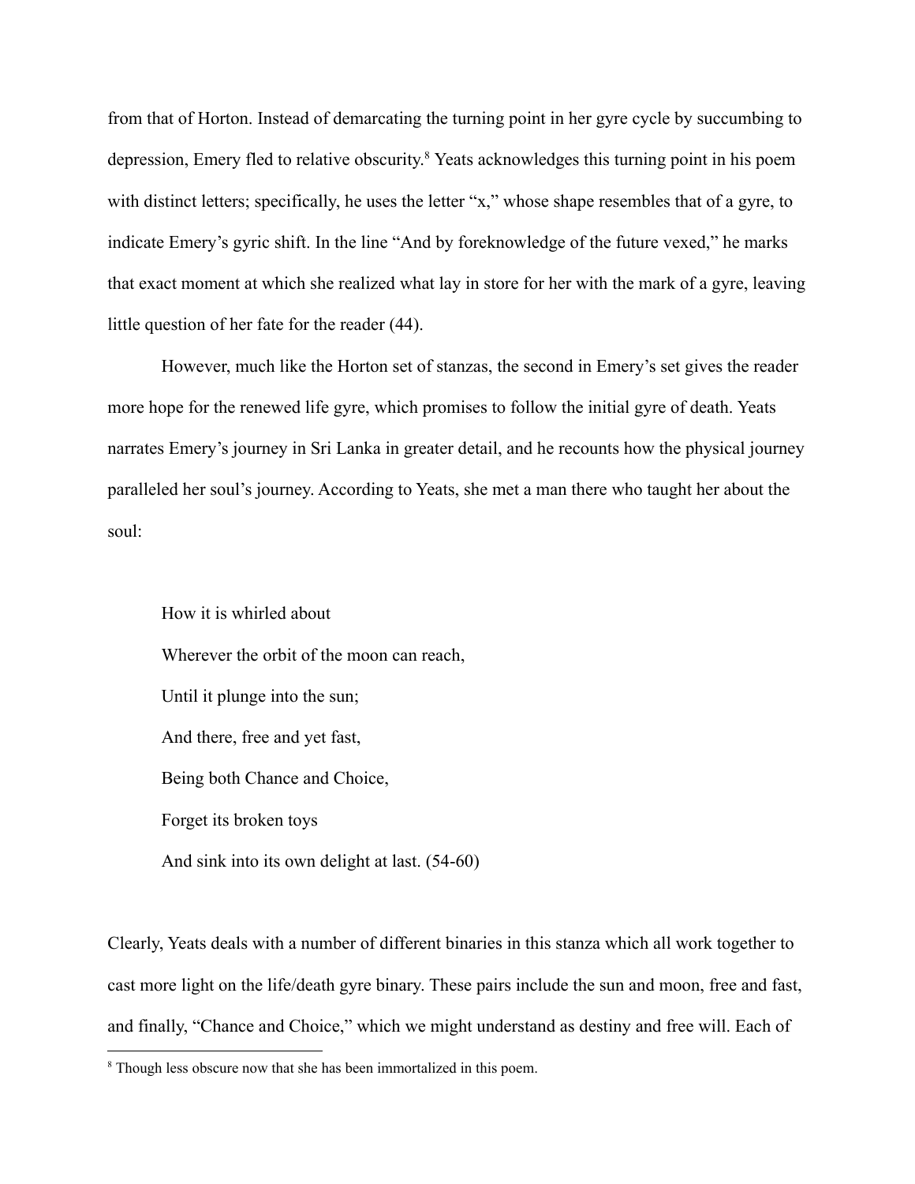from that of Horton. Instead of demarcating the turning point in her gyre cycle by succumbing to depression, Emery fled to relative obscurity.[8] Yeats acknowledges this turning point in his poem with distinct letters; specifically, he uses the letter "x," whose shape resembles that of a gyre, to indicate Emery's gyric shift. In the line "And by foreknowledge of the future vexed," he marks that exact moment at which she realized what lay in store for her with the mark of a gyre, leaving little question of her fate for the reader (44).

However, much like the Horton set of stanzas, the second in Emery's set gives the reader more hope for the renewed life gyre, which promises to follow the initial gyre of death. Yeats narrates Emery's journey in Sri Lanka in greater detail, and he recounts how the physical journey paralleled her soul's journey. According to Yeats, she met a man there who taught her about the soul:

> How it is whirled about
> Wherever the orbit of the moon can reach,
> Until it plunge into the sun;
> And there, free and yet fast,
> Being both Chance and Choice,
> Forget its broken toys
> And sink into its own delight at last. (54-60)

Clearly, Yeats deals with a number of different binaries in this stanza which all work together to cast more light on the life/death gyre binary. These pairs include the sun and moon, free and fast, and finally, "Chance and Choice," which we might understand as destiny and free will. Each of

---

[8] Though less obscure now that she has been immortalized in this poem.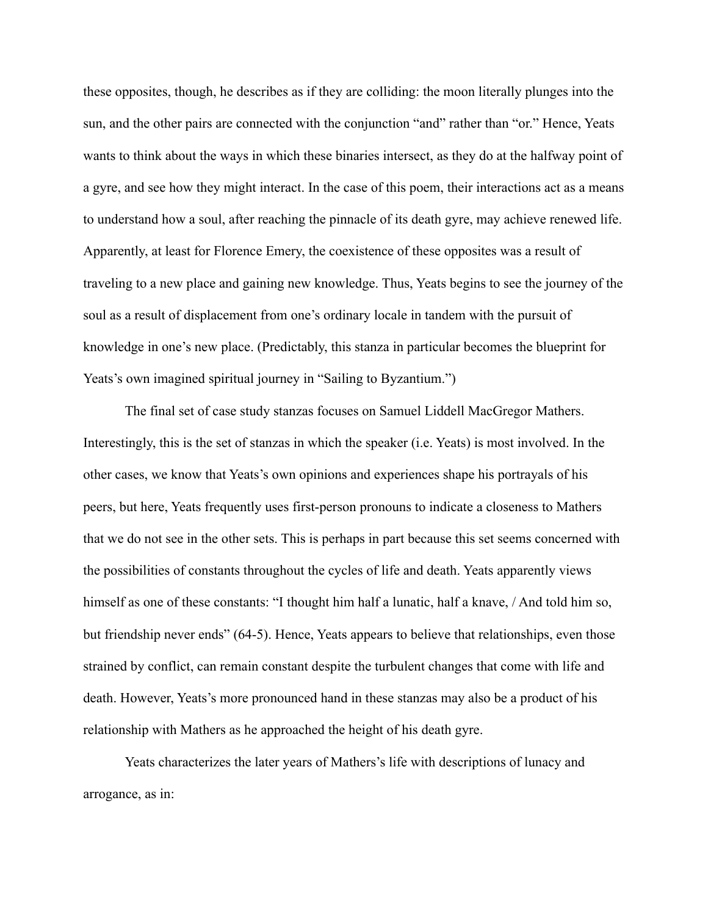these opposites, though, he describes as if they are colliding: the moon literally plunges into the sun, and the other pairs are connected with the conjunction "and" rather than "or." Hence, Yeats wants to think about the ways in which these binaries intersect, as they do at the halfway point of a gyre, and see how they might interact. In the case of this poem, their interactions act as a means to understand how a soul, after reaching the pinnacle of its death gyre, may achieve renewed life. Apparently, at least for Florence Emery, the coexistence of these opposites was a result of traveling to a new place and gaining new knowledge. Thus, Yeats begins to see the journey of the soul as a result of displacement from one's ordinary locale in tandem with the pursuit of knowledge in one's new place. (Predictably, this stanza in particular becomes the blueprint for Yeats's own imagined spiritual journey in "Sailing to Byzantium.")

The final set of case study stanzas focuses on Samuel Liddell MacGregor Mathers. Interestingly, this is the set of stanzas in which the speaker (i.e. Yeats) is most involved. In the other cases, we know that Yeats's own opinions and experiences shape his portrayals of his peers, but here, Yeats frequently uses first-person pronouns to indicate a closeness to Mathers that we do not see in the other sets. This is perhaps in part because this set seems concerned with the possibilities of constants throughout the cycles of life and death. Yeats apparently views himself as one of these constants: "I thought him half a lunatic, half a knave, / And told him so, but friendship never ends" (64-5). Hence, Yeats appears to believe that relationships, even those strained by conflict, can remain constant despite the turbulent changes that come with life and death. However, Yeats's more pronounced hand in these stanzas may also be a product of his relationship with Mathers as he approached the height of his death gyre.

Yeats characterizes the later years of Mathers's life with descriptions of lunacy and arrogance, as in: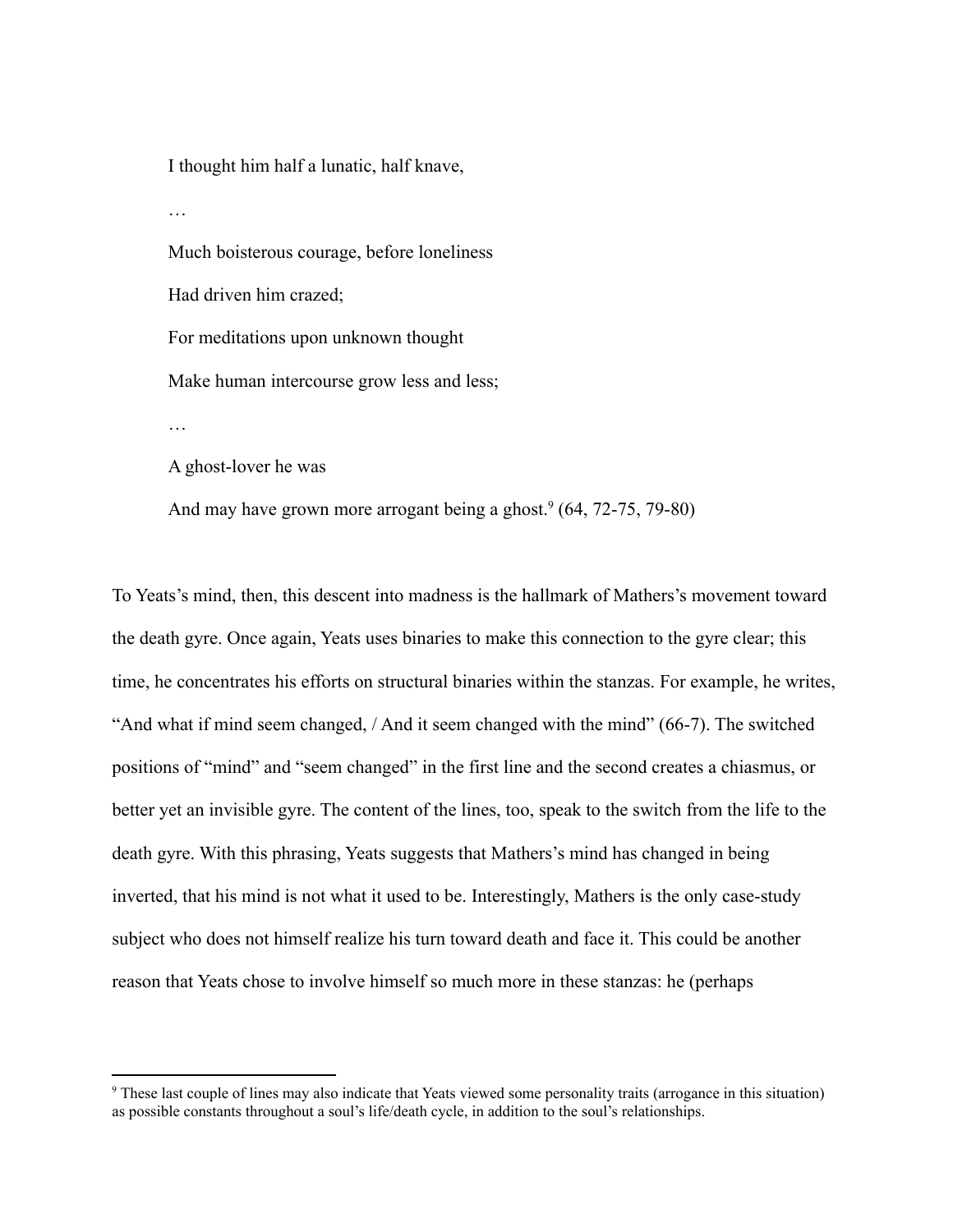> I thought him half a lunatic, half knave,
>
> …
>
> Much boisterous courage, before loneliness
>
> Had driven him crazed;
>
> For meditations upon unknown thought
>
> Make human intercourse grow less and less;
>
> …
>
> A ghost-lover he was
>
> And may have grown more arrogant being a ghost.[9] (64, 72-75, 79-80)

To Yeats's mind, then, this descent into madness is the hallmark of Mathers's movement toward the death gyre. Once again, Yeats uses binaries to make this connection to the gyre clear; this time, he concentrates his efforts on structural binaries within the stanzas. For example, he writes, "And what if mind seem changed, / And it seem changed with the mind" (66-7). The switched positions of "mind" and "seem changed" in the first line and the second creates a chiasmus, or better yet an invisible gyre. The content of the lines, too, speak to the switch from the life to the death gyre. With this phrasing, Yeats suggests that Mathers's mind has changed in being inverted, that his mind is not what it used to be. Interestingly, Mathers is the only case-study subject who does not himself realize his turn toward death and face it. This could be another reason that Yeats chose to involve himself so much more in these stanzas: he (perhaps

---

[9] These last couple of lines may also indicate that Yeats viewed some personality traits (arrogance in this situation) as possible constants throughout a soul's life/death cycle, in addition to the soul's relationships.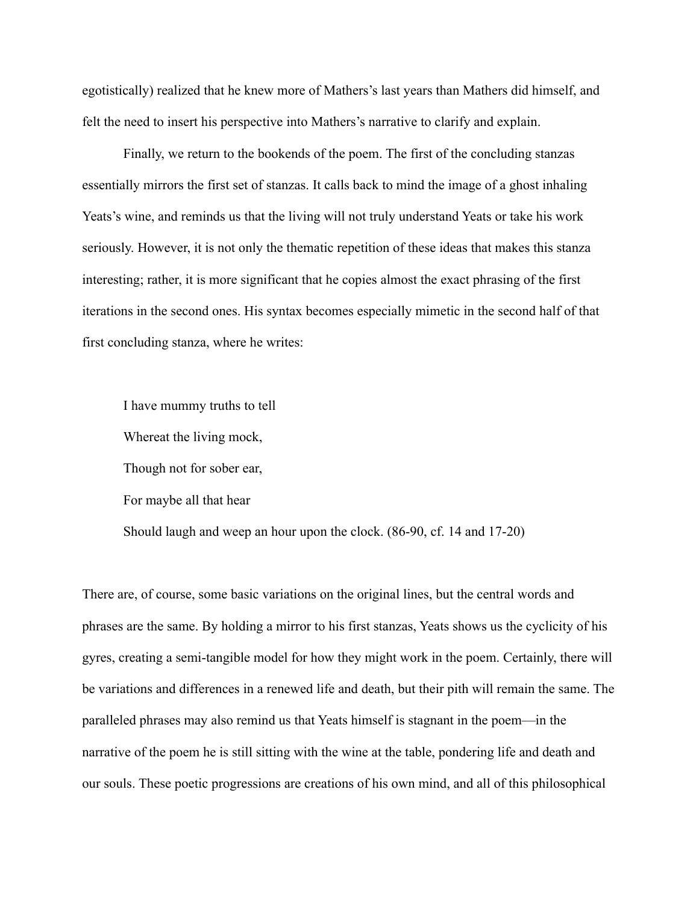egotistically) realized that he knew more of Mathers's last years than Mathers did himself, and felt the need to insert his perspective into Mathers's narrative to clarify and explain.

Finally, we return to the bookends of the poem. The first of the concluding stanzas essentially mirrors the first set of stanzas. It calls back to mind the image of a ghost inhaling Yeats's wine, and reminds us that the living will not truly understand Yeats or take his work seriously. However, it is not only the thematic repetition of these ideas that makes this stanza interesting; rather, it is more significant that he copies almost the exact phrasing of the first iterations in the second ones. His syntax becomes especially mimetic in the second half of that first concluding stanza, where he writes:

> I have mummy truths to tell
> Whereat the living mock,
> Though not for sober ear,
> For maybe all that hear
> Should laugh and weep an hour upon the clock. (86-90, cf. 14 and 17-20)

There are, of course, some basic variations on the original lines, but the central words and phrases are the same. By holding a mirror to his first stanzas, Yeats shows us the cyclicity of his gyres, creating a semi-tangible model for how they might work in the poem. Certainly, there will be variations and differences in a renewed life and death, but their pith will remain the same. The paralleled phrases may also remind us that Yeats himself is stagnant in the poem—in the narrative of the poem he is still sitting with the wine at the table, pondering life and death and our souls. These poetic progressions are creations of his own mind, and all of this philosophical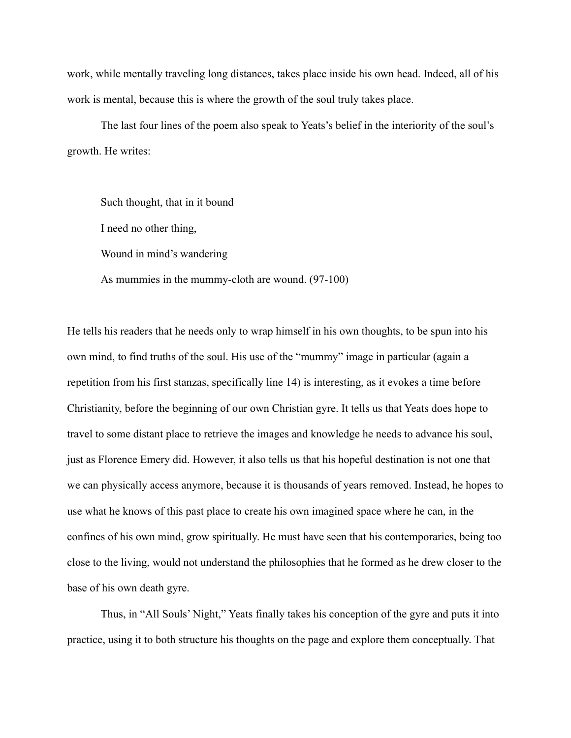work, while mentally traveling long distances, takes place inside his own head. Indeed, all of his work is mental, because this is where the growth of the soul truly takes place.

The last four lines of the poem also speak to Yeats's belief in the interiority of the soul's growth. He writes:

> Such thought, that in it bound
>
> I need no other thing,
>
> Wound in mind's wandering
>
> As mummies in the mummy-cloth are wound. (97-100)

He tells his readers that he needs only to wrap himself in his own thoughts, to be spun into his own mind, to find truths of the soul. His use of the "mummy" image in particular (again a repetition from his first stanzas, specifically line 14) is interesting, as it evokes a time before Christianity, before the beginning of our own Christian gyre. It tells us that Yeats does hope to travel to some distant place to retrieve the images and knowledge he needs to advance his soul, just as Florence Emery did. However, it also tells us that his hopeful destination is not one that we can physically access anymore, because it is thousands of years removed. Instead, he hopes to use what he knows of this past place to create his own imagined space where he can, in the confines of his own mind, grow spiritually. He must have seen that his contemporaries, being too close to the living, would not understand the philosophies that he formed as he drew closer to the base of his own death gyre.

Thus, in "All Souls' Night," Yeats finally takes his conception of the gyre and puts it into practice, using it to both structure his thoughts on the page and explore them conceptually. That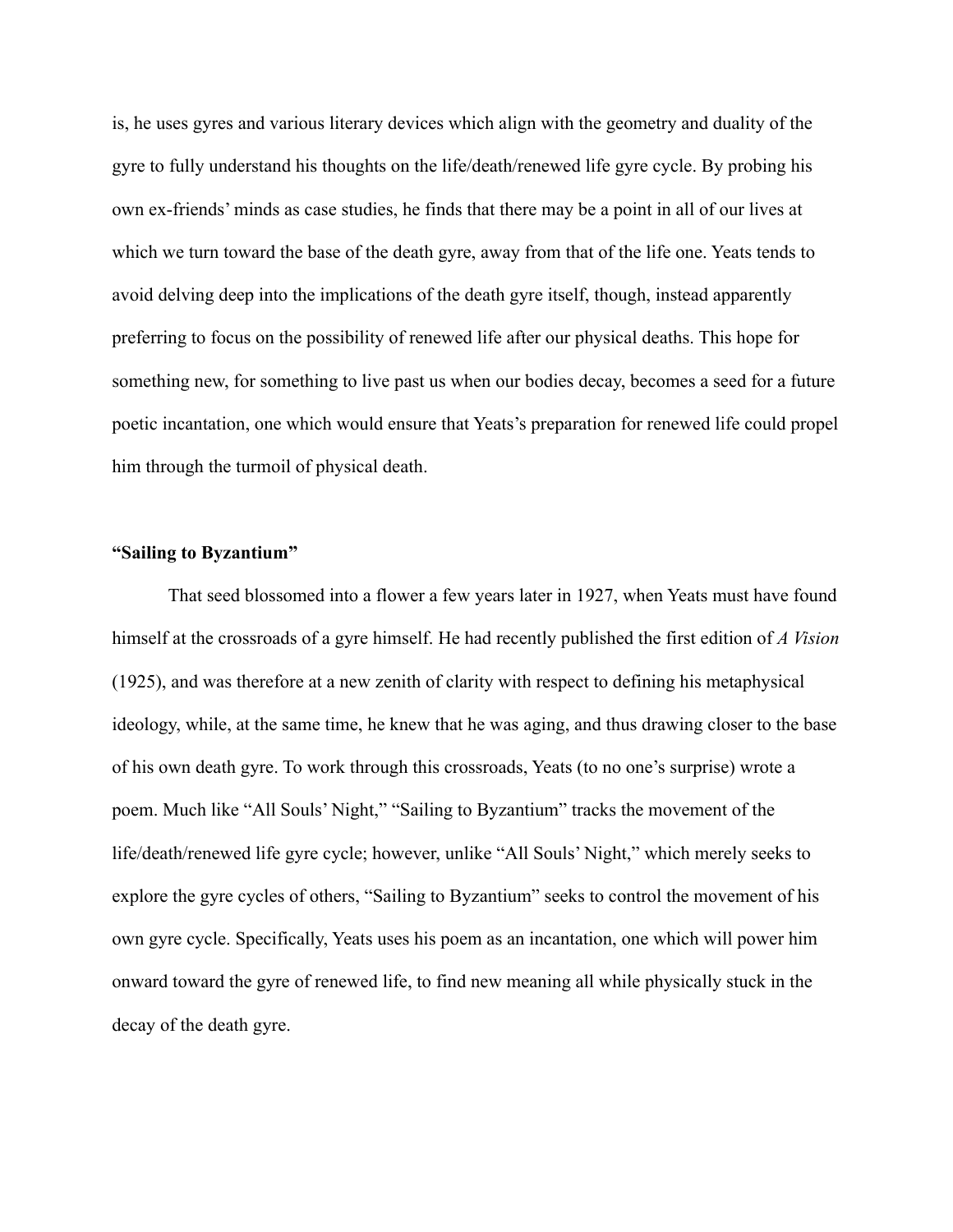is, he uses gyres and various literary devices which align with the geometry and duality of the gyre to fully understand his thoughts on the life/death/renewed life gyre cycle. By probing his own ex-friends' minds as case studies, he finds that there may be a point in all of our lives at which we turn toward the base of the death gyre, away from that of the life one. Yeats tends to avoid delving deep into the implications of the death gyre itself, though, instead apparently preferring to focus on the possibility of renewed life after our physical deaths. This hope for something new, for something to live past us when our bodies decay, becomes a seed for a future poetic incantation, one which would ensure that Yeats's preparation for renewed life could propel him through the turmoil of physical death.

### "Sailing to Byzantium"

That seed blossomed into a flower a few years later in 1927, when Yeats must have found himself at the crossroads of a gyre himself. He had recently published the first edition of *A Vision* (1925), and was therefore at a new zenith of clarity with respect to defining his metaphysical ideology, while, at the same time, he knew that he was aging, and thus drawing closer to the base of his own death gyre. To work through this crossroads, Yeats (to no one's surprise) wrote a poem. Much like "All Souls' Night," "Sailing to Byzantium" tracks the movement of the life/death/renewed life gyre cycle; however, unlike "All Souls' Night," which merely seeks to explore the gyre cycles of others, "Sailing to Byzantium" seeks to control the movement of his own gyre cycle. Specifically, Yeats uses his poem as an incantation, one which will power him onward toward the gyre of renewed life, to find new meaning all while physically stuck in the decay of the death gyre.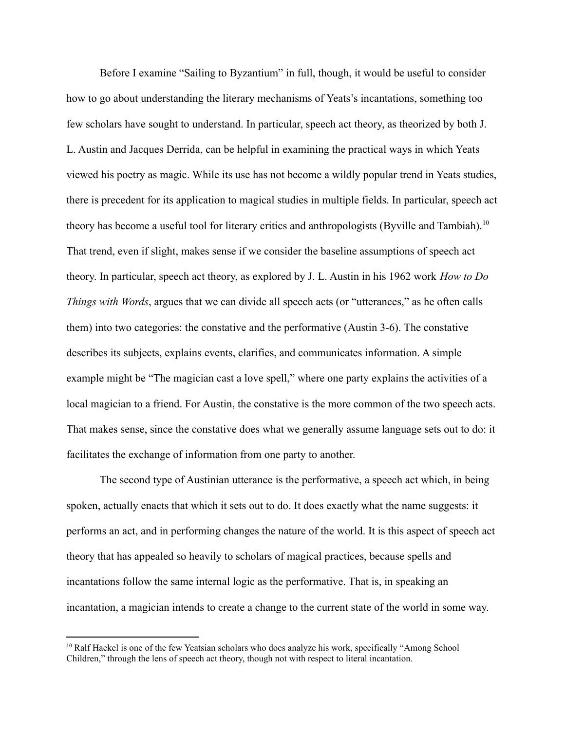Before I examine "Sailing to Byzantium" in full, though, it would be useful to consider how to go about understanding the literary mechanisms of Yeats's incantations, something too few scholars have sought to understand. In particular, speech act theory, as theorized by both J. L. Austin and Jacques Derrida, can be helpful in examining the practical ways in which Yeats viewed his poetry as magic. While its use has not become a wildly popular trend in Yeats studies, there is precedent for its application to magical studies in multiple fields. In particular, speech act theory has become a useful tool for literary critics and anthropologists (Byville and Tambiah).[10] That trend, even if slight, makes sense if we consider the baseline assumptions of speech act theory. In particular, speech act theory, as explored by J. L. Austin in his 1962 work *How to Do Things with Words*, argues that we can divide all speech acts (or "utterances," as he often calls them) into two categories: the constative and the performative (Austin 3-6). The constative describes its subjects, explains events, clarifies, and communicates information. A simple example might be "The magician cast a love spell," where one party explains the activities of a local magician to a friend. For Austin, the constative is the more common of the two speech acts. That makes sense, since the constative does what we generally assume language sets out to do: it facilitates the exchange of information from one party to another.

The second type of Austinian utterance is the performative, a speech act which, in being spoken, actually enacts that which it sets out to do. It does exactly what the name suggests: it performs an act, and in performing changes the nature of the world. It is this aspect of speech act theory that has appealed so heavily to scholars of magical practices, because spells and incantations follow the same internal logic as the performative. That is, in speaking an incantation, a magician intends to create a change to the current state of the world in some way.

[10] Ralf Haekel is one of the few Yeatsian scholars who does analyze his work, specifically "Among School Children," through the lens of speech act theory, though not with respect to literal incantation.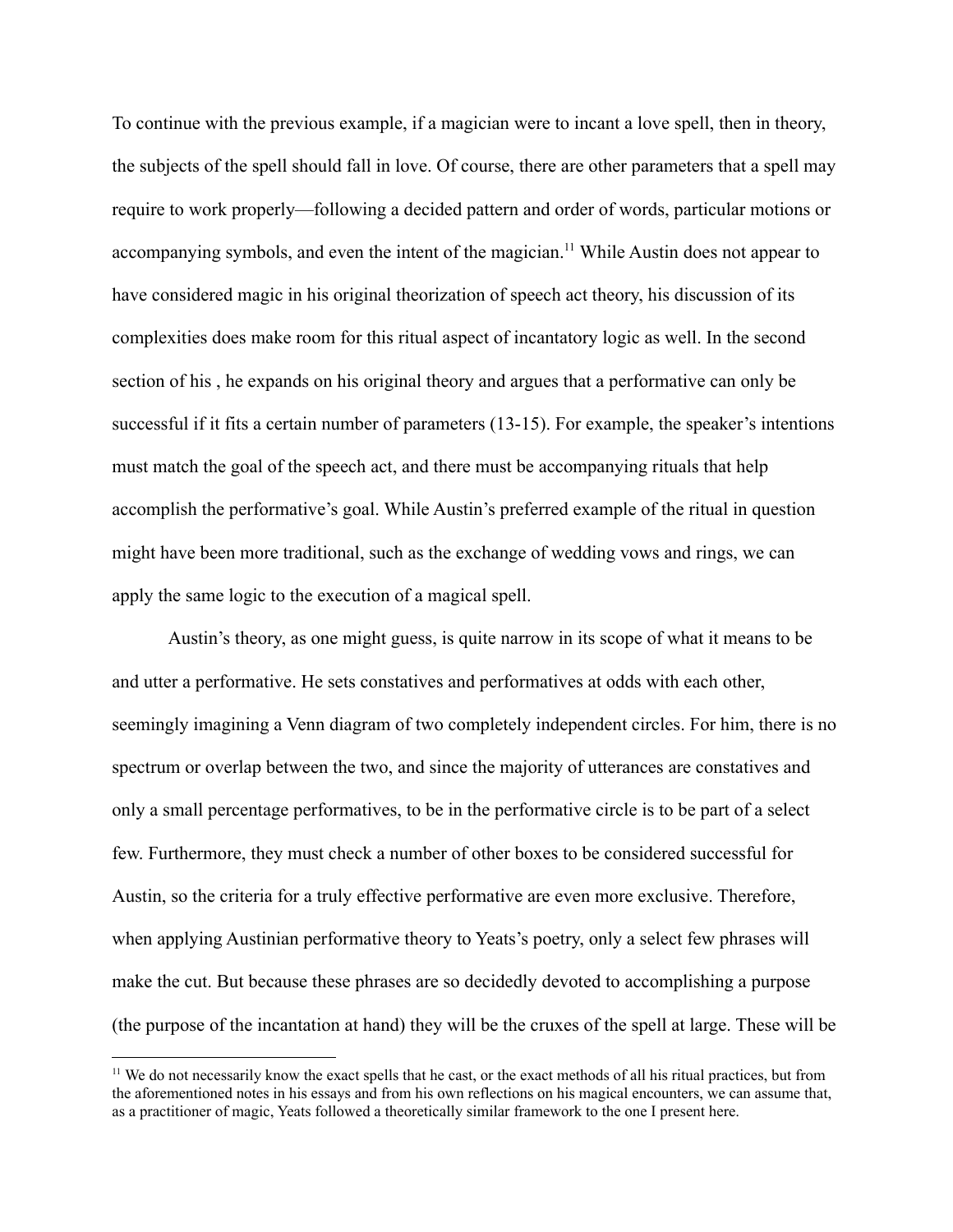To continue with the previous example, if a magician were to incant a love spell, then in theory, the subjects of the spell should fall in love. Of course, there are other parameters that a spell may require to work properly—following a decided pattern and order of words, particular motions or accompanying symbols, and even the intent of the magician.[11] While Austin does not appear to have considered magic in his original theorization of speech act theory, his discussion of its complexities does make room for this ritual aspect of incantatory logic as well. In the second section of his , he expands on his original theory and argues that a performative can only be successful if it fits a certain number of parameters (13-15). For example, the speaker's intentions must match the goal of the speech act, and there must be accompanying rituals that help accomplish the performative's goal. While Austin's preferred example of the ritual in question might have been more traditional, such as the exchange of wedding vows and rings, we can apply the same logic to the execution of a magical spell.

Austin's theory, as one might guess, is quite narrow in its scope of what it means to be and utter a performative. He sets constatives and performatives at odds with each other, seemingly imagining a Venn diagram of two completely independent circles. For him, there is no spectrum or overlap between the two, and since the majority of utterances are constatives and only a small percentage performatives, to be in the performative circle is to be part of a select few. Furthermore, they must check a number of other boxes to be considered successful for Austin, so the criteria for a truly effective performative are even more exclusive. Therefore, when applying Austinian performative theory to Yeats's poetry, only a select few phrases will make the cut. But because these phrases are so decidedly devoted to accomplishing a purpose (the purpose of the incantation at hand) they will be the cruxes of the spell at large. These will be

[11] We do not necessarily know the exact spells that he cast, or the exact methods of all his ritual practices, but from the aforementioned notes in his essays and from his own reflections on his magical encounters, we can assume that, as a practitioner of magic, Yeats followed a theoretically similar framework to the one I present here.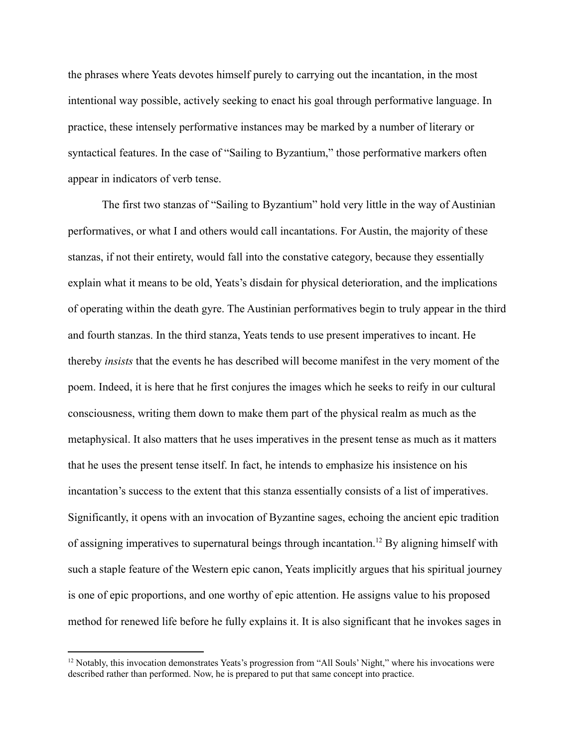the phrases where Yeats devotes himself purely to carrying out the incantation, in the most intentional way possible, actively seeking to enact his goal through performative language. In practice, these intensely performative instances may be marked by a number of literary or syntactical features. In the case of "Sailing to Byzantium," those performative markers often appear in indicators of verb tense.

The first two stanzas of "Sailing to Byzantium" hold very little in the way of Austinian performatives, or what I and others would call incantations. For Austin, the majority of these stanzas, if not their entirety, would fall into the constative category, because they essentially explain what it means to be old, Yeats's disdain for physical deterioration, and the implications of operating within the death gyre. The Austinian performatives begin to truly appear in the third and fourth stanzas. In the third stanza, Yeats tends to use present imperatives to incant. He thereby *insists* that the events he has described will become manifest in the very moment of the poem. Indeed, it is here that he first conjures the images which he seeks to reify in our cultural consciousness, writing them down to make them part of the physical realm as much as the metaphysical. It also matters that he uses imperatives in the present tense as much as it matters that he uses the present tense itself. In fact, he intends to emphasize his insistence on his incantation's success to the extent that this stanza essentially consists of a list of imperatives. Significantly, it opens with an invocation of Byzantine sages, echoing the ancient epic tradition of assigning imperatives to supernatural beings through incantation.[12] By aligning himself with such a staple feature of the Western epic canon, Yeats implicitly argues that his spiritual journey is one of epic proportions, and one worthy of epic attention. He assigns value to his proposed method for renewed life before he fully explains it. It is also significant that he invokes sages in

---

[12] Notably, this invocation demonstrates Yeats's progression from "All Souls' Night," where his invocations were described rather than performed. Now, he is prepared to put that same concept into practice.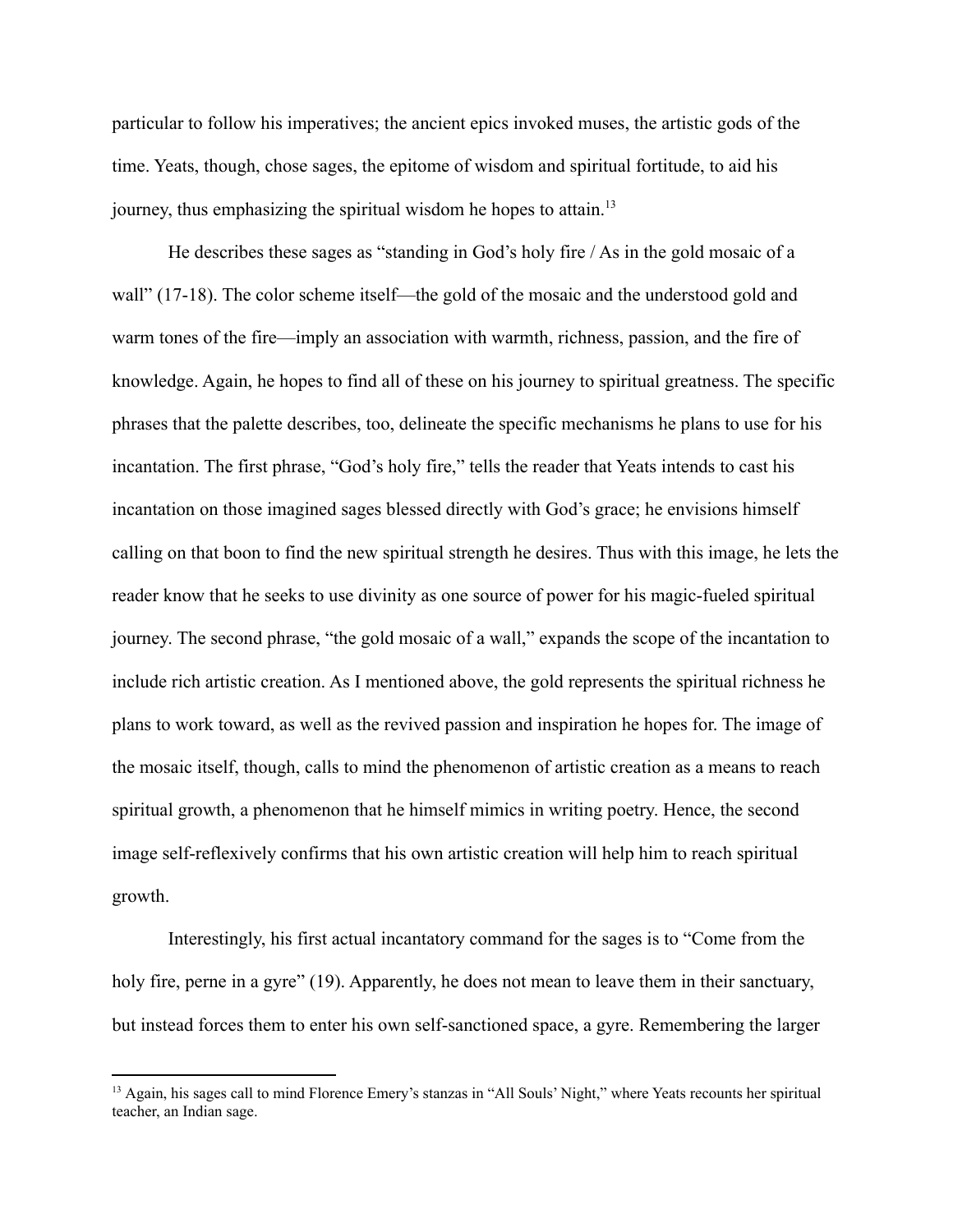particular to follow his imperatives; the ancient epics invoked muses, the artistic gods of the time. Yeats, though, chose sages, the epitome of wisdom and spiritual fortitude, to aid his journey, thus emphasizing the spiritual wisdom he hopes to attain.[13]

He describes these sages as "standing in God's holy fire / As in the gold mosaic of a wall" (17-18). The color scheme itself—the gold of the mosaic and the understood gold and warm tones of the fire—imply an association with warmth, richness, passion, and the fire of knowledge. Again, he hopes to find all of these on his journey to spiritual greatness. The specific phrases that the palette describes, too, delineate the specific mechanisms he plans to use for his incantation. The first phrase, "God's holy fire," tells the reader that Yeats intends to cast his incantation on those imagined sages blessed directly with God's grace; he envisions himself calling on that boon to find the new spiritual strength he desires. Thus with this image, he lets the reader know that he seeks to use divinity as one source of power for his magic-fueled spiritual journey. The second phrase, "the gold mosaic of a wall," expands the scope of the incantation to include rich artistic creation. As I mentioned above, the gold represents the spiritual richness he plans to work toward, as well as the revived passion and inspiration he hopes for. The image of the mosaic itself, though, calls to mind the phenomenon of artistic creation as a means to reach spiritual growth, a phenomenon that he himself mimics in writing poetry. Hence, the second image self-reflexively confirms that his own artistic creation will help him to reach spiritual growth.

Interestingly, his first actual incantatory command for the sages is to "Come from the holy fire, perne in a gyre" (19). Apparently, he does not mean to leave them in their sanctuary, but instead forces them to enter his own self-sanctioned space, a gyre. Remembering the larger

---

[13] Again, his sages call to mind Florence Emery's stanzas in "All Souls' Night," where Yeats recounts her spiritual teacher, an Indian sage.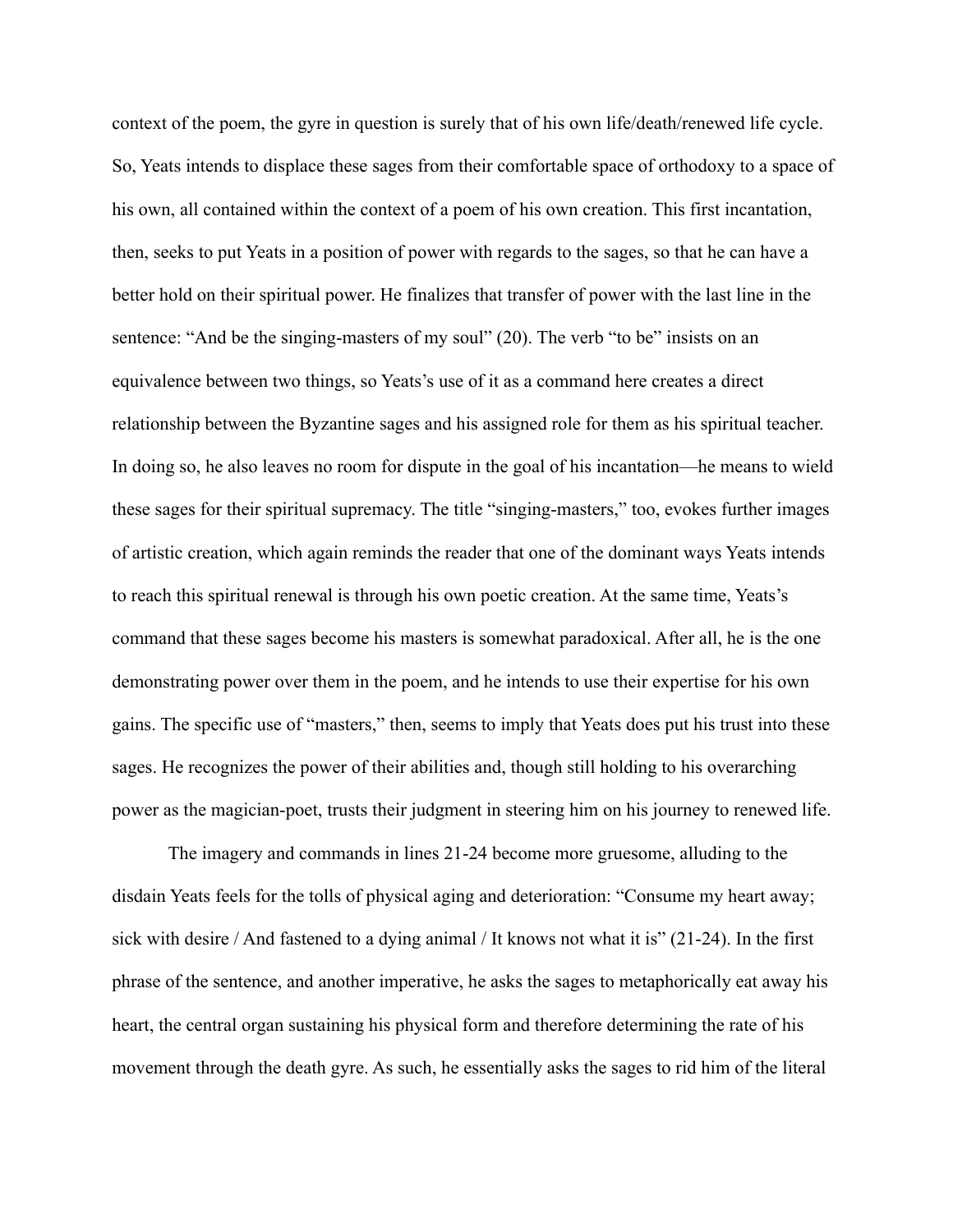context of the poem, the gyre in question is surely that of his own life/death/renewed life cycle. So, Yeats intends to displace these sages from their comfortable space of orthodoxy to a space of his own, all contained within the context of a poem of his own creation. This first incantation, then, seeks to put Yeats in a position of power with regards to the sages, so that he can have a better hold on their spiritual power. He finalizes that transfer of power with the last line in the sentence: "And be the singing-masters of my soul" (20). The verb "to be" insists on an equivalence between two things, so Yeats's use of it as a command here creates a direct relationship between the Byzantine sages and his assigned role for them as his spiritual teacher. In doing so, he also leaves no room for dispute in the goal of his incantation—he means to wield these sages for their spiritual supremacy. The title "singing-masters," too, evokes further images of artistic creation, which again reminds the reader that one of the dominant ways Yeats intends to reach this spiritual renewal is through his own poetic creation. At the same time, Yeats's command that these sages become his masters is somewhat paradoxical. After all, he is the one demonstrating power over them in the poem, and he intends to use their expertise for his own gains. The specific use of "masters," then, seems to imply that Yeats does put his trust into these sages. He recognizes the power of their abilities and, though still holding to his overarching power as the magician-poet, trusts their judgment in steering him on his journey to renewed life.

The imagery and commands in lines 21-24 become more gruesome, alluding to the disdain Yeats feels for the tolls of physical aging and deterioration: "Consume my heart away; sick with desire / And fastened to a dying animal / It knows not what it is" (21-24). In the first phrase of the sentence, and another imperative, he asks the sages to metaphorically eat away his heart, the central organ sustaining his physical form and therefore determining the rate of his movement through the death gyre. As such, he essentially asks the sages to rid him of the literal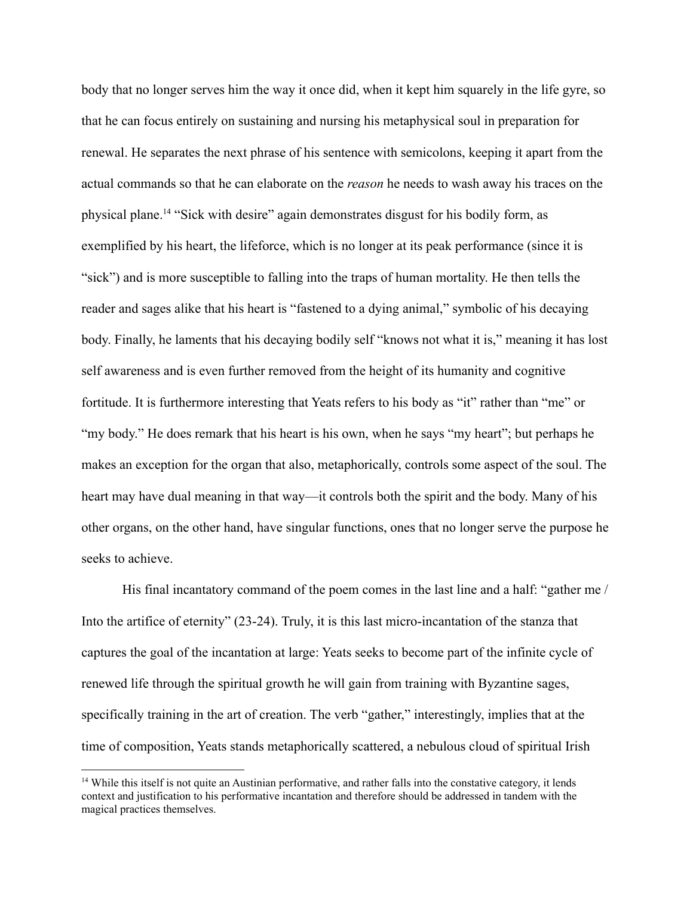body that no longer serves him the way it once did, when it kept him squarely in the life gyre, so that he can focus entirely on sustaining and nursing his metaphysical soul in preparation for renewal. He separates the next phrase of his sentence with semicolons, keeping it apart from the actual commands so that he can elaborate on the *reason* he needs to wash away his traces on the physical plane.[14] "Sick with desire" again demonstrates disgust for his bodily form, as exemplified by his heart, the lifeforce, which is no longer at its peak performance (since it is "sick") and is more susceptible to falling into the traps of human mortality. He then tells the reader and sages alike that his heart is "fastened to a dying animal," symbolic of his decaying body. Finally, he laments that his decaying bodily self "knows not what it is," meaning it has lost self awareness and is even further removed from the height of its humanity and cognitive fortitude. It is furthermore interesting that Yeats refers to his body as "it" rather than "me" or "my body." He does remark that his heart is his own, when he says "my heart"; but perhaps he makes an exception for the organ that also, metaphorically, controls some aspect of the soul. The heart may have dual meaning in that way—it controls both the spirit and the body. Many of his other organs, on the other hand, have singular functions, ones that no longer serve the purpose he seeks to achieve.

His final incantatory command of the poem comes in the last line and a half: "gather me / Into the artifice of eternity" (23-24). Truly, it is this last micro-incantation of the stanza that captures the goal of the incantation at large: Yeats seeks to become part of the infinite cycle of renewed life through the spiritual growth he will gain from training with Byzantine sages, specifically training in the art of creation. The verb "gather," interestingly, implies that at the time of composition, Yeats stands metaphorically scattered, a nebulous cloud of spiritual Irish

[14] While this itself is not quite an Austinian performative, and rather falls into the constative category, it lends context and justification to his performative incantation and therefore should be addressed in tandem with the magical practices themselves.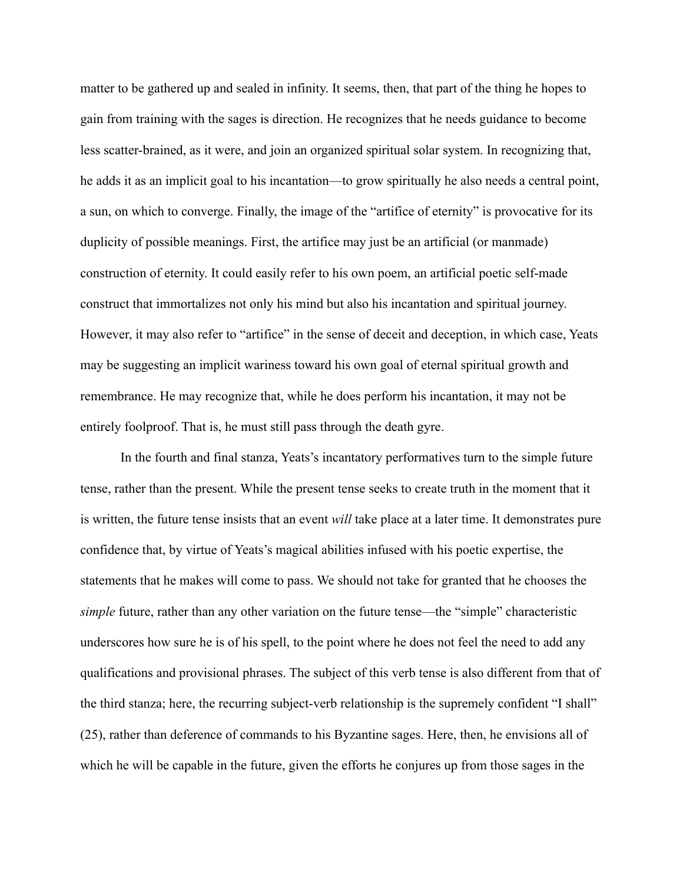matter to be gathered up and sealed in infinity. It seems, then, that part of the thing he hopes to gain from training with the sages is direction. He recognizes that he needs guidance to become less scatter-brained, as it were, and join an organized spiritual solar system. In recognizing that, he adds it as an implicit goal to his incantation—to grow spiritually he also needs a central point, a sun, on which to converge. Finally, the image of the "artifice of eternity" is provocative for its duplicity of possible meanings. First, the artifice may just be an artificial (or manmade) construction of eternity. It could easily refer to his own poem, an artificial poetic self-made construct that immortalizes not only his mind but also his incantation and spiritual journey. However, it may also refer to "artifice" in the sense of deceit and deception, in which case, Yeats may be suggesting an implicit wariness toward his own goal of eternal spiritual growth and remembrance. He may recognize that, while he does perform his incantation, it may not be entirely foolproof. That is, he must still pass through the death gyre.

In the fourth and final stanza, Yeats's incantatory performatives turn to the simple future tense, rather than the present. While the present tense seeks to create truth in the moment that it is written, the future tense insists that an event *will* take place at a later time. It demonstrates pure confidence that, by virtue of Yeats's magical abilities infused with his poetic expertise, the statements that he makes will come to pass. We should not take for granted that he chooses the *simple* future, rather than any other variation on the future tense—the "simple" characteristic underscores how sure he is of his spell, to the point where he does not feel the need to add any qualifications and provisional phrases. The subject of this verb tense is also different from that of the third stanza; here, the recurring subject-verb relationship is the supremely confident "I shall" (25), rather than deference of commands to his Byzantine sages. Here, then, he envisions all of which he will be capable in the future, given the efforts he conjures up from those sages in the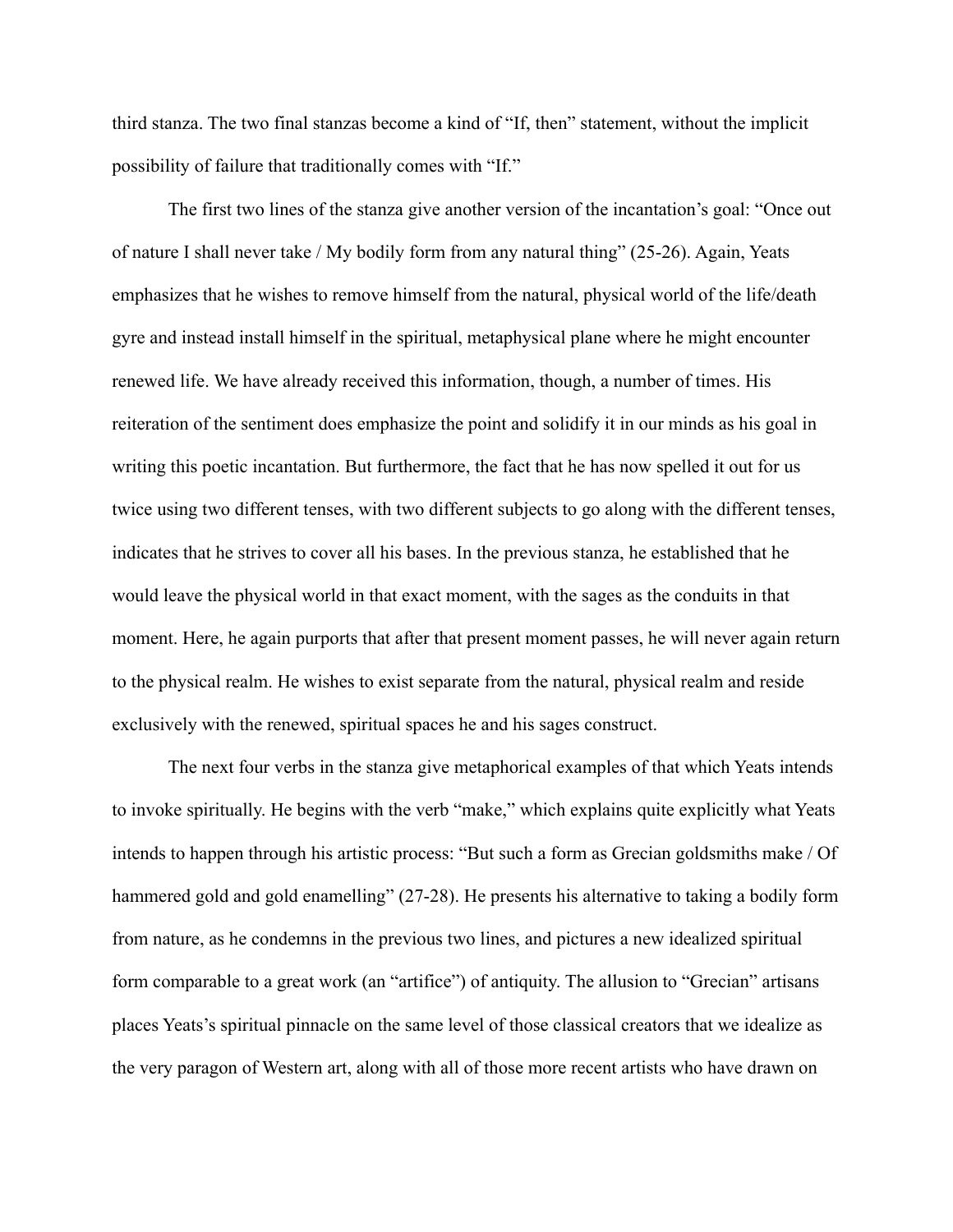third stanza. The two final stanzas become a kind of "If, then" statement, without the implicit possibility of failure that traditionally comes with "If."

The first two lines of the stanza give another version of the incantation's goal: "Once out of nature I shall never take / My bodily form from any natural thing" (25-26). Again, Yeats emphasizes that he wishes to remove himself from the natural, physical world of the life/death gyre and instead install himself in the spiritual, metaphysical plane where he might encounter renewed life. We have already received this information, though, a number of times. His reiteration of the sentiment does emphasize the point and solidify it in our minds as his goal in writing this poetic incantation. But furthermore, the fact that he has now spelled it out for us twice using two different tenses, with two different subjects to go along with the different tenses, indicates that he strives to cover all his bases. In the previous stanza, he established that he would leave the physical world in that exact moment, with the sages as the conduits in that moment. Here, he again purports that after that present moment passes, he will never again return to the physical realm. He wishes to exist separate from the natural, physical realm and reside exclusively with the renewed, spiritual spaces he and his sages construct.

The next four verbs in the stanza give metaphorical examples of that which Yeats intends to invoke spiritually. He begins with the verb "make," which explains quite explicitly what Yeats intends to happen through his artistic process: "But such a form as Grecian goldsmiths make / Of hammered gold and gold enamelling" (27-28). He presents his alternative to taking a bodily form from nature, as he condemns in the previous two lines, and pictures a new idealized spiritual form comparable to a great work (an "artifice") of antiquity. The allusion to "Grecian" artisans places Yeats's spiritual pinnacle on the same level of those classical creators that we idealize as the very paragon of Western art, along with all of those more recent artists who have drawn on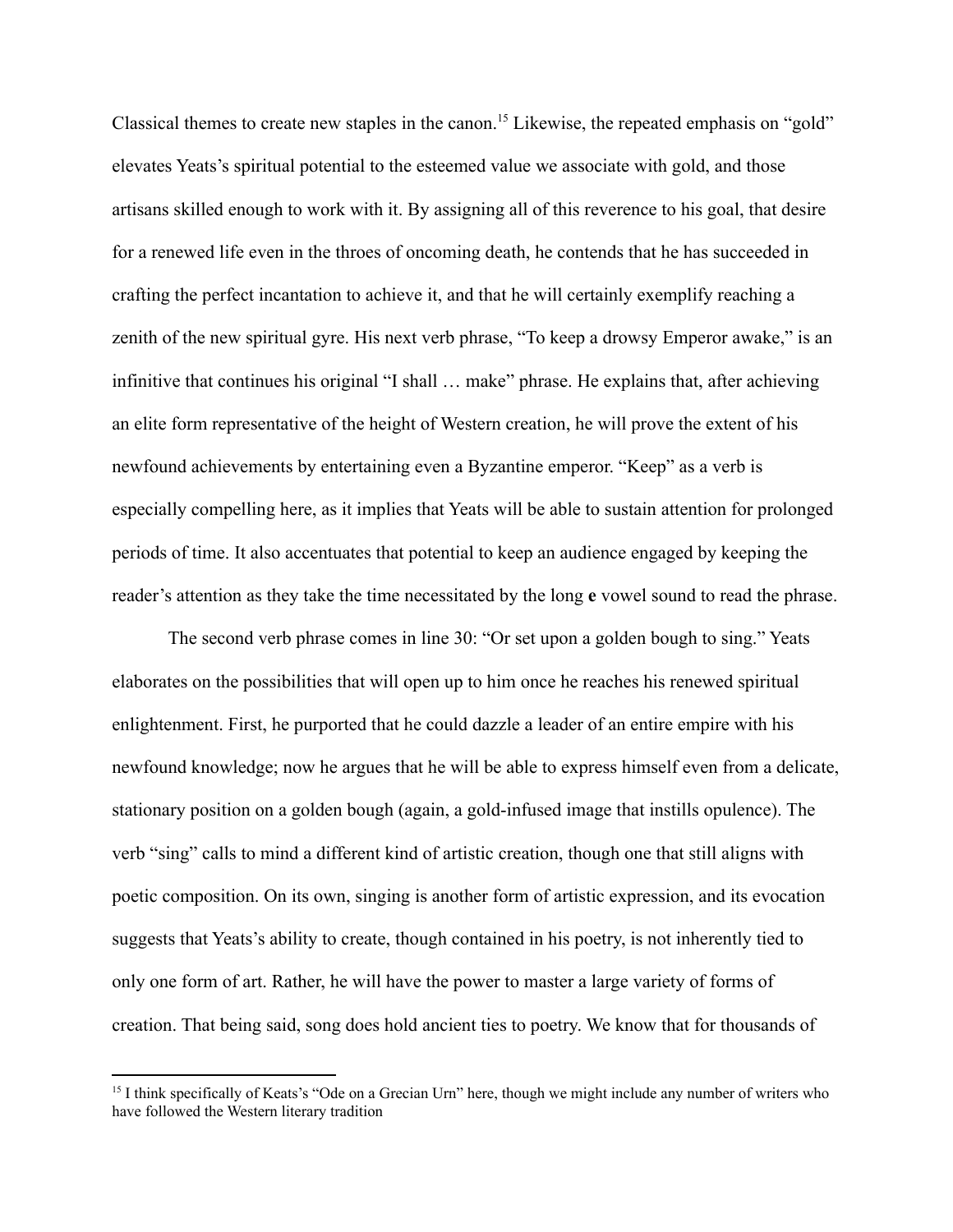Classical themes to create new staples in the canon.[15] Likewise, the repeated emphasis on "gold" elevates Yeats's spiritual potential to the esteemed value we associate with gold, and those artisans skilled enough to work with it. By assigning all of this reverence to his goal, that desire for a renewed life even in the throes of oncoming death, he contends that he has succeeded in crafting the perfect incantation to achieve it, and that he will certainly exemplify reaching a zenith of the new spiritual gyre. His next verb phrase, "To keep a drowsy Emperor awake," is an infinitive that continues his original "I shall … make" phrase. He explains that, after achieving an elite form representative of the height of Western creation, he will prove the extent of his newfound achievements by entertaining even a Byzantine emperor. "Keep" as a verb is especially compelling here, as it implies that Yeats will be able to sustain attention for prolonged periods of time. It also accentuates that potential to keep an audience engaged by keeping the reader's attention as they take the time necessitated by the long **e** vowel sound to read the phrase.

The second verb phrase comes in line 30: "Or set upon a golden bough to sing." Yeats elaborates on the possibilities that will open up to him once he reaches his renewed spiritual enlightenment. First, he purported that he could dazzle a leader of an entire empire with his newfound knowledge; now he argues that he will be able to express himself even from a delicate, stationary position on a golden bough (again, a gold-infused image that instills opulence). The verb "sing" calls to mind a different kind of artistic creation, though one that still aligns with poetic composition. On its own, singing is another form of artistic expression, and its evocation suggests that Yeats's ability to create, though contained in his poetry, is not inherently tied to only one form of art. Rather, he will have the power to master a large variety of forms of creation. That being said, song does hold ancient ties to poetry. We know that for thousands of

---

[15] I think specifically of Keats's "Ode on a Grecian Urn" here, though we might include any number of writers who have followed the Western literary tradition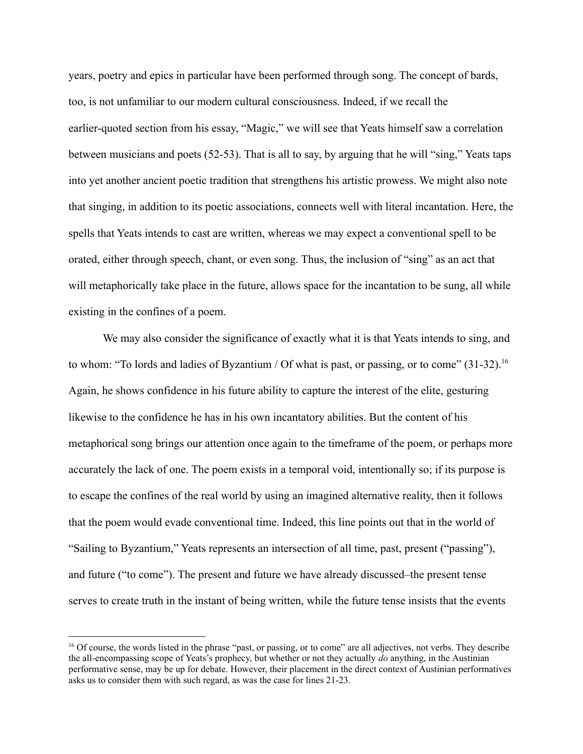years, poetry and epics in particular have been performed through song. The concept of bards, too, is not unfamiliar to our modern cultural consciousness. Indeed, if we recall the earlier-quoted section from his essay, "Magic," we will see that Yeats himself saw a correlation between musicians and poets (52-53). That is all to say, by arguing that he will "sing," Yeats taps into yet another ancient poetic tradition that strengthens his artistic prowess. We might also note that singing, in addition to its poetic associations, connects well with literal incantation. Here, the spells that Yeats intends to cast are written, whereas we may expect a conventional spell to be orated, either through speech, chant, or even song. Thus, the inclusion of "sing" as an act that will metaphorically take place in the future, allows space for the incantation to be sung, all while existing in the confines of a poem.

We may also consider the significance of exactly what it is that Yeats intends to sing, and to whom: "To lords and ladies of Byzantium / Of what is past, or passing, or to come" (31-32).[16] Again, he shows confidence in his future ability to capture the interest of the elite, gesturing likewise to the confidence he has in his own incantatory abilities. But the content of his metaphorical song brings our attention once again to the timeframe of the poem, or perhaps more accurately the lack of one. The poem exists in a temporal void, intentionally so; if its purpose is to escape the confines of the real world by using an imagined alternative reality, then it follows that the poem would evade conventional time. Indeed, this line points out that in the world of "Sailing to Byzantium," Yeats represents an intersection of all time, past, present ("passing"), and future ("to come"). The present and future we have already discussed–the present tense serves to create truth in the instant of being written, while the future tense insists that the events

[16] Of course, the words listed in the phrase "past, or passing, or to come" are all adjectives, not verbs. They describe the all-encompassing scope of Yeats's prophecy, but whether or not they actually *do* anything, in the Austinian performative sense, may be up for debate. However, their placement in the direct context of Austinian performatives asks us to consider them with such regard, as was the case for lines 21-23.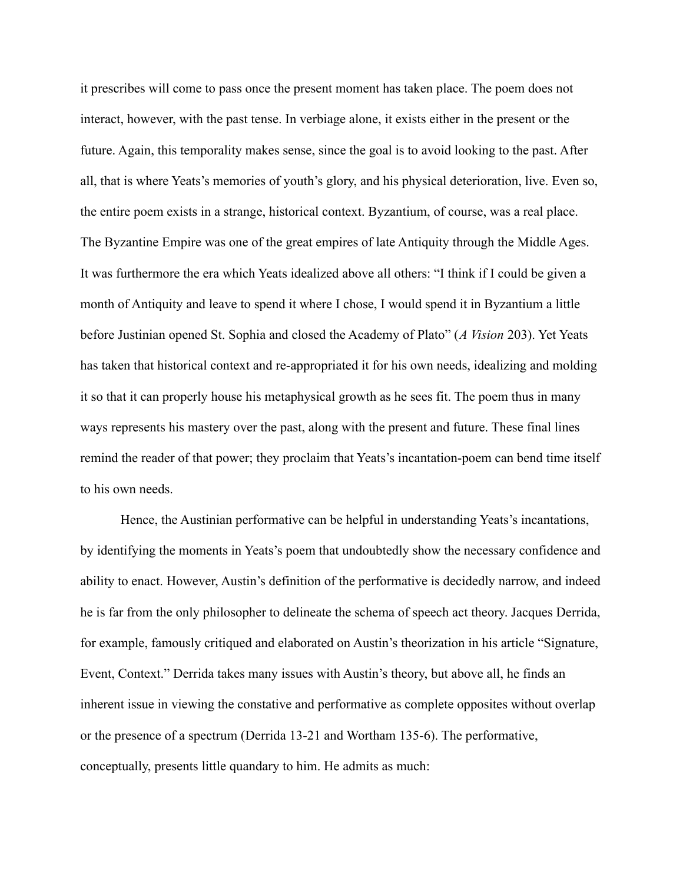it prescribes will come to pass once the present moment has taken place. The poem does not interact, however, with the past tense. In verbiage alone, it exists either in the present or the future. Again, this temporality makes sense, since the goal is to avoid looking to the past. After all, that is where Yeats's memories of youth's glory, and his physical deterioration, live. Even so, the entire poem exists in a strange, historical context. Byzantium, of course, was a real place. The Byzantine Empire was one of the great empires of late Antiquity through the Middle Ages. It was furthermore the era which Yeats idealized above all others: "I think if I could be given a month of Antiquity and leave to spend it where I chose, I would spend it in Byzantium a little before Justinian opened St. Sophia and closed the Academy of Plato" (*A Vision* 203). Yet Yeats has taken that historical context and re-appropriated it for his own needs, idealizing and molding it so that it can properly house his metaphysical growth as he sees fit. The poem thus in many ways represents his mastery over the past, along with the present and future. These final lines remind the reader of that power; they proclaim that Yeats's incantation-poem can bend time itself to his own needs.

Hence, the Austinian performative can be helpful in understanding Yeats's incantations, by identifying the moments in Yeats's poem that undoubtedly show the necessary confidence and ability to enact. However, Austin's definition of the performative is decidedly narrow, and indeed he is far from the only philosopher to delineate the schema of speech act theory. Jacques Derrida, for example, famously critiqued and elaborated on Austin's theorization in his article "Signature, Event, Context." Derrida takes many issues with Austin's theory, but above all, he finds an inherent issue in viewing the constative and performative as complete opposites without overlap or the presence of a spectrum (Derrida 13-21 and Wortham 135-6). The performative, conceptually, presents little quandary to him. He admits as much: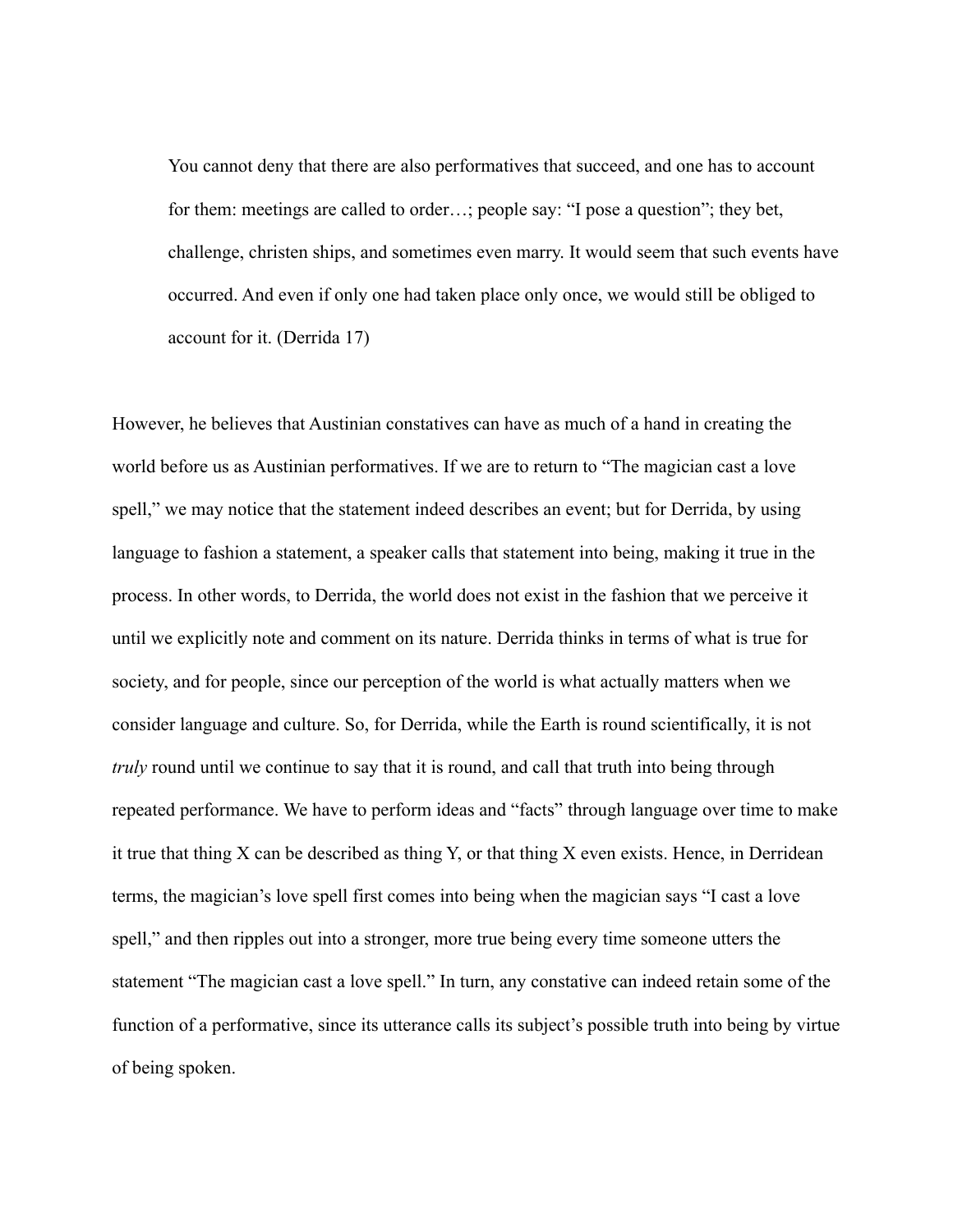> You cannot deny that there are also performatives that succeed, and one has to account for them: meetings are called to order…; people say: "I pose a question"; they bet, challenge, christen ships, and sometimes even marry. It would seem that such events have occurred. And even if only one had taken place only once, we would still be obliged to account for it. (Derrida 17)

However, he believes that Austinian constatives can have as much of a hand in creating the world before us as Austinian performatives. If we are to return to "The magician cast a love spell," we may notice that the statement indeed describes an event; but for Derrida, by using language to fashion a statement, a speaker calls that statement into being, making it true in the process. In other words, to Derrida, the world does not exist in the fashion that we perceive it until we explicitly note and comment on its nature. Derrida thinks in terms of what is true for society, and for people, since our perception of the world is what actually matters when we consider language and culture. So, for Derrida, while the Earth is round scientifically, it is not *truly* round until we continue to say that it is round, and call that truth into being through repeated performance. We have to perform ideas and "facts" through language over time to make it true that thing X can be described as thing Y, or that thing X even exists. Hence, in Derridean terms, the magician's love spell first comes into being when the magician says "I cast a love spell," and then ripples out into a stronger, more true being every time someone utters the statement "The magician cast a love spell." In turn, any constative can indeed retain some of the function of a performative, since its utterance calls its subject's possible truth into being by virtue of being spoken.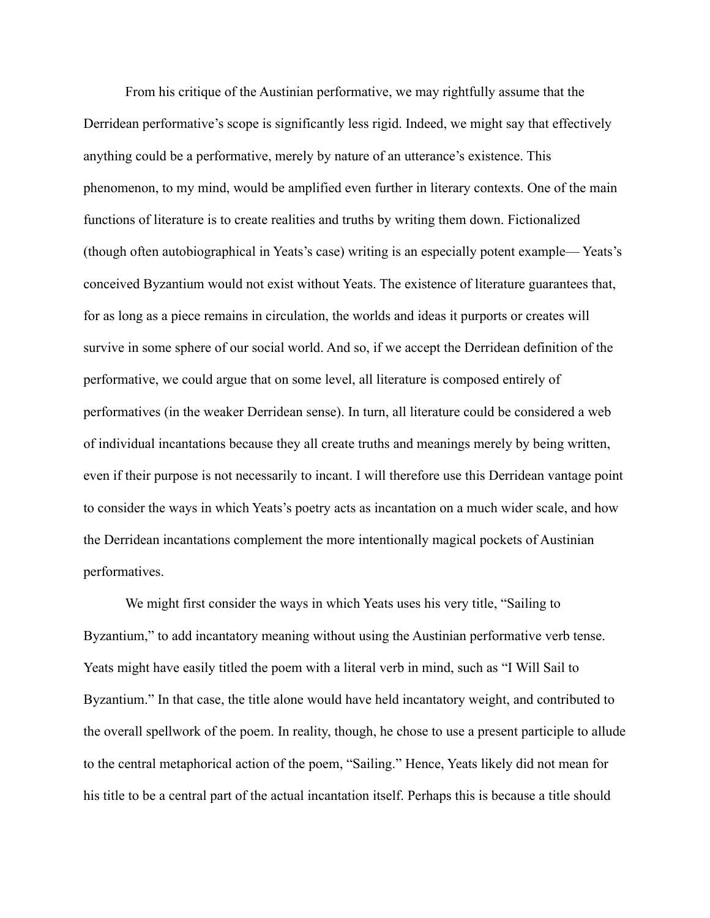From his critique of the Austinian performative, we may rightfully assume that the Derridean performative's scope is significantly less rigid. Indeed, we might say that effectively anything could be a performative, merely by nature of an utterance's existence. This phenomenon, to my mind, would be amplified even further in literary contexts. One of the main functions of literature is to create realities and truths by writing them down. Fictionalized (though often autobiographical in Yeats's case) writing is an especially potent example— Yeats's conceived Byzantium would not exist without Yeats. The existence of literature guarantees that, for as long as a piece remains in circulation, the worlds and ideas it purports or creates will survive in some sphere of our social world. And so, if we accept the Derridean definition of the performative, we could argue that on some level, all literature is composed entirely of performatives (in the weaker Derridean sense). In turn, all literature could be considered a web of individual incantations because they all create truths and meanings merely by being written, even if their purpose is not necessarily to incant. I will therefore use this Derridean vantage point to consider the ways in which Yeats's poetry acts as incantation on a much wider scale, and how the Derridean incantations complement the more intentionally magical pockets of Austinian performatives.

We might first consider the ways in which Yeats uses his very title, "Sailing to Byzantium," to add incantatory meaning without using the Austinian performative verb tense. Yeats might have easily titled the poem with a literal verb in mind, such as "I Will Sail to Byzantium." In that case, the title alone would have held incantatory weight, and contributed to the overall spellwork of the poem. In reality, though, he chose to use a present participle to allude to the central metaphorical action of the poem, "Sailing." Hence, Yeats likely did not mean for his title to be a central part of the actual incantation itself. Perhaps this is because a title should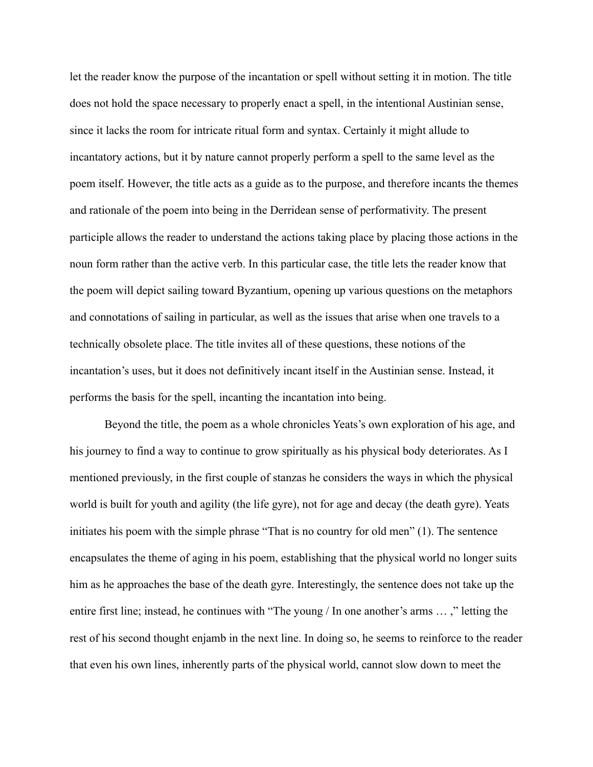let the reader know the purpose of the incantation or spell without setting it in motion. The title does not hold the space necessary to properly enact a spell, in the intentional Austinian sense, since it lacks the room for intricate ritual form and syntax. Certainly it might allude to incantatory actions, but it by nature cannot properly perform a spell to the same level as the poem itself. However, the title acts as a guide as to the purpose, and therefore incants the themes and rationale of the poem into being in the Derridean sense of performativity. The present participle allows the reader to understand the actions taking place by placing those actions in the noun form rather than the active verb. In this particular case, the title lets the reader know that the poem will depict sailing toward Byzantium, opening up various questions on the metaphors and connotations of sailing in particular, as well as the issues that arise when one travels to a technically obsolete place. The title invites all of these questions, these notions of the incantation's uses, but it does not definitively incant itself in the Austinian sense. Instead, it performs the basis for the spell, incanting the incantation into being.

Beyond the title, the poem as a whole chronicles Yeats's own exploration of his age, and his journey to find a way to continue to grow spiritually as his physical body deteriorates. As I mentioned previously, in the first couple of stanzas he considers the ways in which the physical world is built for youth and agility (the life gyre), not for age and decay (the death gyre). Yeats initiates his poem with the simple phrase "That is no country for old men" (1). The sentence encapsulates the theme of aging in his poem, establishing that the physical world no longer suits him as he approaches the base of the death gyre. Interestingly, the sentence does not take up the entire first line; instead, he continues with "The young / In one another's arms … ," letting the rest of his second thought enjamb in the next line. In doing so, he seems to reinforce to the reader that even his own lines, inherently parts of the physical world, cannot slow down to meet the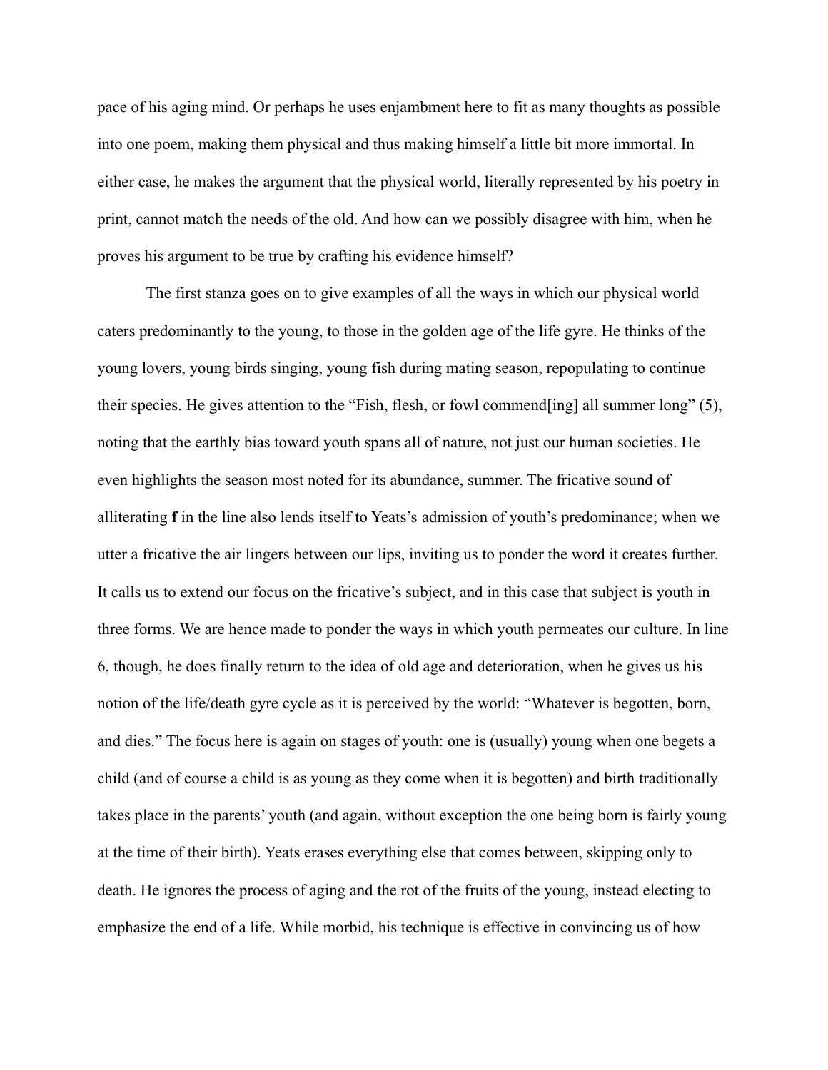pace of his aging mind. Or perhaps he uses enjambment here to fit as many thoughts as possible into one poem, making them physical and thus making himself a little bit more immortal. In either case, he makes the argument that the physical world, literally represented by his poetry in print, cannot match the needs of the old. And how can we possibly disagree with him, when he proves his argument to be true by crafting his evidence himself?

The first stanza goes on to give examples of all the ways in which our physical world caters predominantly to the young, to those in the golden age of the life gyre. He thinks of the young lovers, young birds singing, young fish during mating season, repopulating to continue their species. He gives attention to the "Fish, flesh, or fowl commend[ing] all summer long" (5), noting that the earthly bias toward youth spans all of nature, not just our human societies. He even highlights the season most noted for its abundance, summer. The fricative sound of alliterating **f** in the line also lends itself to Yeats's admission of youth's predominance; when we utter a fricative the air lingers between our lips, inviting us to ponder the word it creates further. It calls us to extend our focus on the fricative's subject, and in this case that subject is youth in three forms. We are hence made to ponder the ways in which youth permeates our culture. In line 6, though, he does finally return to the idea of old age and deterioration, when he gives us his notion of the life/death gyre cycle as it is perceived by the world: "Whatever is begotten, born, and dies." The focus here is again on stages of youth: one is (usually) young when one begets a child (and of course a child is as young as they come when it is begotten) and birth traditionally takes place in the parents' youth (and again, without exception the one being born is fairly young at the time of their birth). Yeats erases everything else that comes between, skipping only to death. He ignores the process of aging and the rot of the fruits of the young, instead electing to emphasize the end of a life. While morbid, his technique is effective in convincing us of how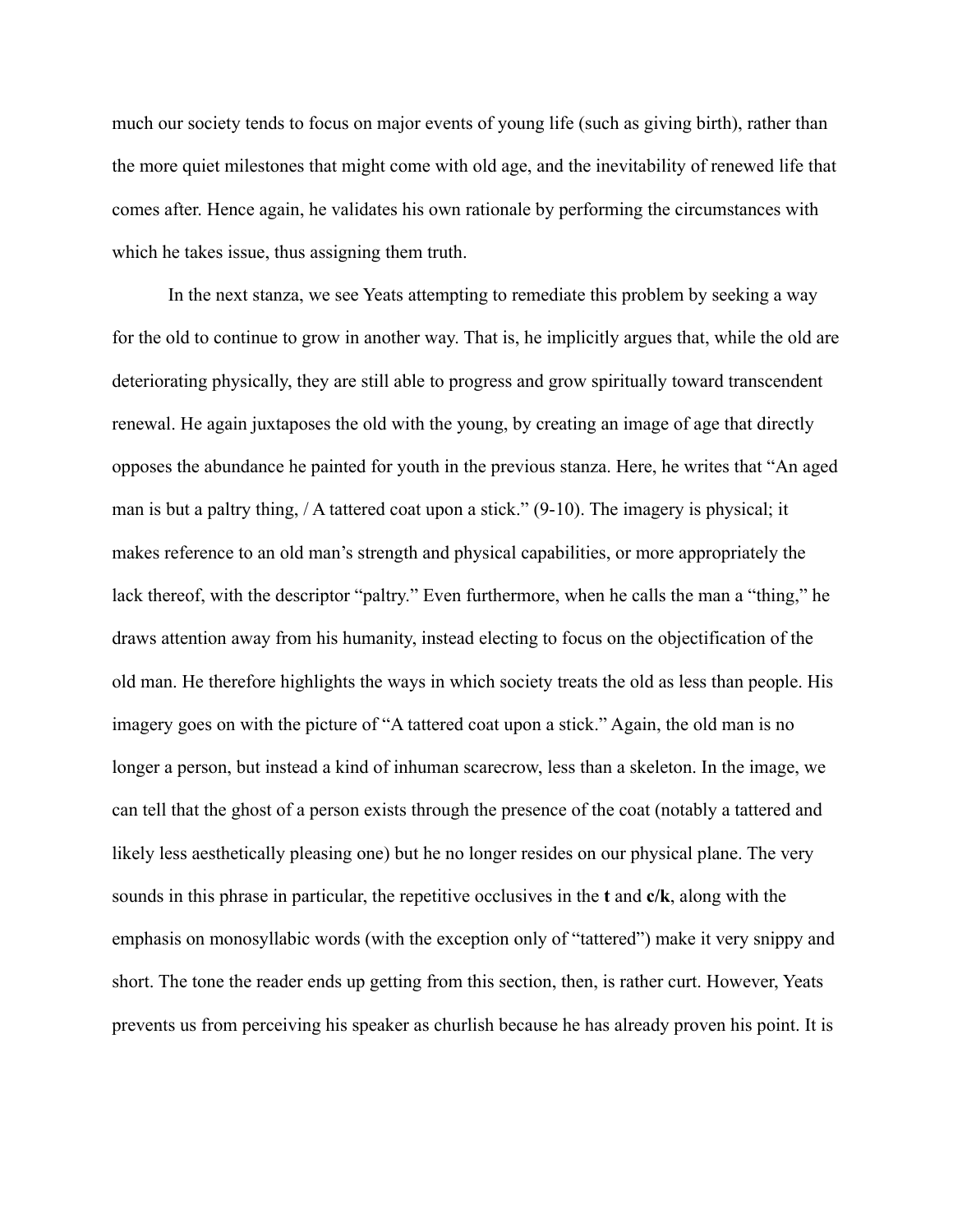much our society tends to focus on major events of young life (such as giving birth), rather than the more quiet milestones that might come with old age, and the inevitability of renewed life that comes after. Hence again, he validates his own rationale by performing the circumstances with which he takes issue, thus assigning them truth.

In the next stanza, we see Yeats attempting to remediate this problem by seeking a way for the old to continue to grow in another way. That is, he implicitly argues that, while the old are deteriorating physically, they are still able to progress and grow spiritually toward transcendent renewal. He again juxtaposes the old with the young, by creating an image of age that directly opposes the abundance he painted for youth in the previous stanza. Here, he writes that "An aged man is but a paltry thing, / A tattered coat upon a stick." (9-10). The imagery is physical; it makes reference to an old man's strength and physical capabilities, or more appropriately the lack thereof, with the descriptor "paltry." Even furthermore, when he calls the man a "thing," he draws attention away from his humanity, instead electing to focus on the objectification of the old man. He therefore highlights the ways in which society treats the old as less than people. His imagery goes on with the picture of "A tattered coat upon a stick." Again, the old man is no longer a person, but instead a kind of inhuman scarecrow, less than a skeleton. In the image, we can tell that the ghost of a person exists through the presence of the coat (notably a tattered and likely less aesthetically pleasing one) but he no longer resides on our physical plane. The very sounds in this phrase in particular, the repetitive occlusives in the **t** and **c/k**, along with the emphasis on monosyllabic words (with the exception only of "tattered") make it very snippy and short. The tone the reader ends up getting from this section, then, is rather curt. However, Yeats prevents us from perceiving his speaker as churlish because he has already proven his point. It is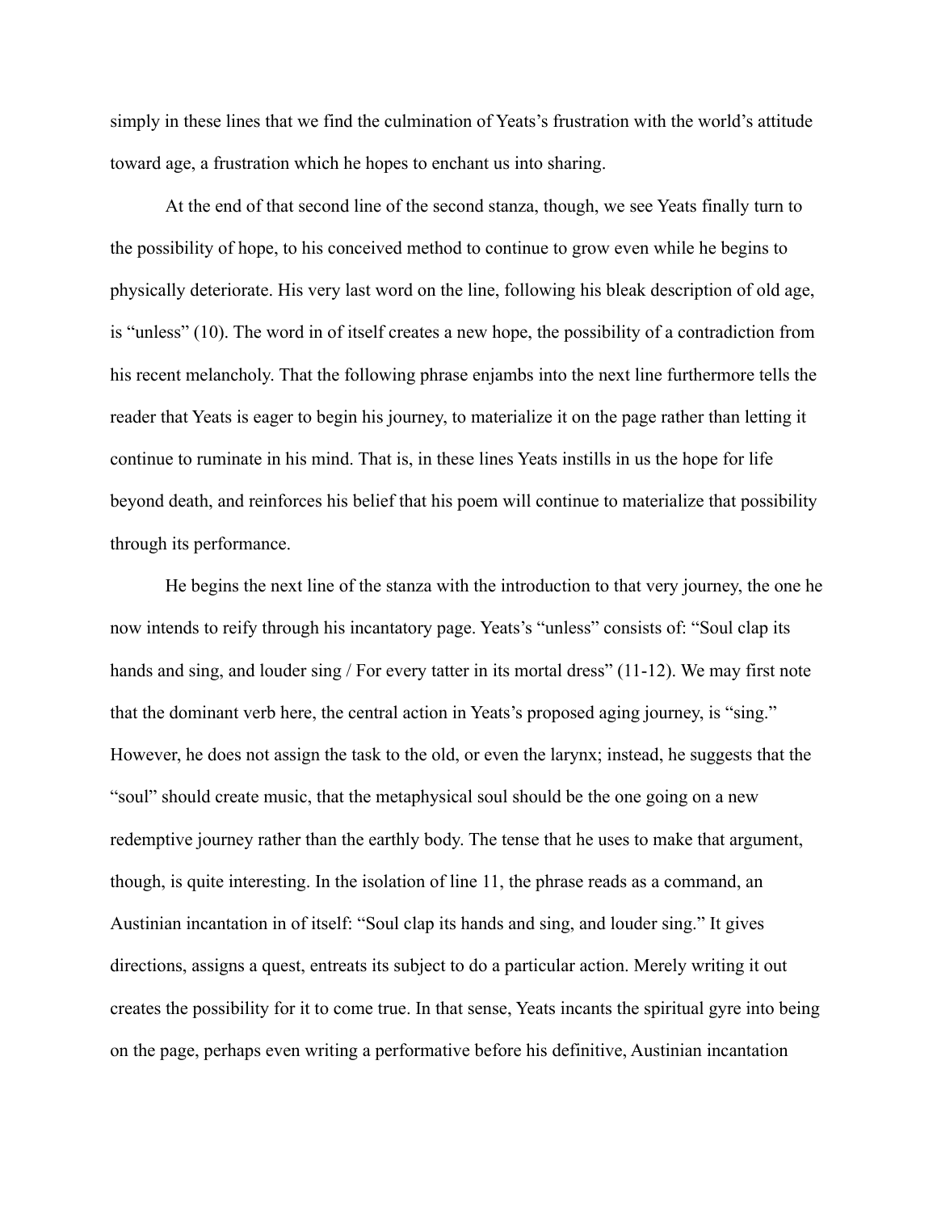simply in these lines that we find the culmination of Yeats's frustration with the world's attitude toward age, a frustration which he hopes to enchant us into sharing.

At the end of that second line of the second stanza, though, we see Yeats finally turn to the possibility of hope, to his conceived method to continue to grow even while he begins to physically deteriorate. His very last word on the line, following his bleak description of old age, is "unless" (10). The word in of itself creates a new hope, the possibility of a contradiction from his recent melancholy. That the following phrase enjambs into the next line furthermore tells the reader that Yeats is eager to begin his journey, to materialize it on the page rather than letting it continue to ruminate in his mind. That is, in these lines Yeats instills in us the hope for life beyond death, and reinforces his belief that his poem will continue to materialize that possibility through its performance.

He begins the next line of the stanza with the introduction to that very journey, the one he now intends to reify through his incantatory page. Yeats's "unless" consists of: "Soul clap its hands and sing, and louder sing / For every tatter in its mortal dress" (11-12). We may first note that the dominant verb here, the central action in Yeats's proposed aging journey, is "sing." However, he does not assign the task to the old, or even the larynx; instead, he suggests that the "soul" should create music, that the metaphysical soul should be the one going on a new redemptive journey rather than the earthly body. The tense that he uses to make that argument, though, is quite interesting. In the isolation of line 11, the phrase reads as a command, an Austinian incantation in of itself: "Soul clap its hands and sing, and louder sing." It gives directions, assigns a quest, entreats its subject to do a particular action. Merely writing it out creates the possibility for it to come true. In that sense, Yeats incants the spiritual gyre into being on the page, perhaps even writing a performative before his definitive, Austinian incantation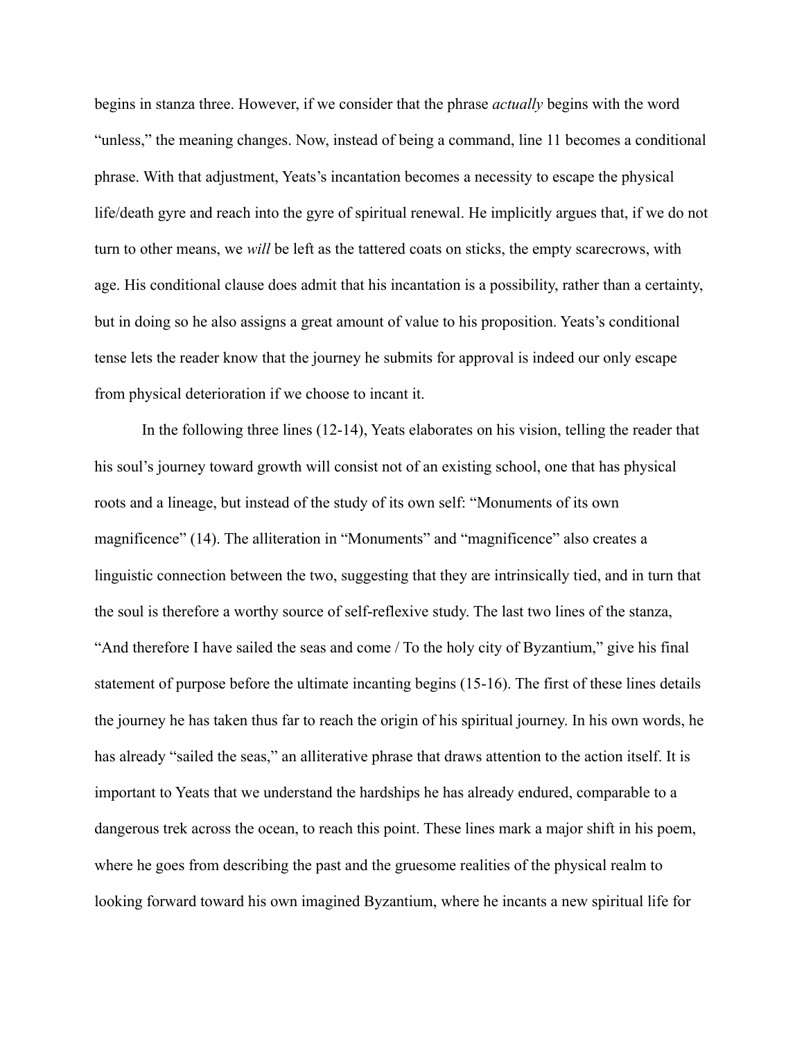begins in stanza three. However, if we consider that the phrase *actually* begins with the word "unless," the meaning changes. Now, instead of being a command, line 11 becomes a conditional phrase. With that adjustment, Yeats's incantation becomes a necessity to escape the physical life/death gyre and reach into the gyre of spiritual renewal. He implicitly argues that, if we do not turn to other means, we *will* be left as the tattered coats on sticks, the empty scarecrows, with age. His conditional clause does admit that his incantation is a possibility, rather than a certainty, but in doing so he also assigns a great amount of value to his proposition. Yeats's conditional tense lets the reader know that the journey he submits for approval is indeed our only escape from physical deterioration if we choose to incant it.

In the following three lines (12-14), Yeats elaborates on his vision, telling the reader that his soul's journey toward growth will consist not of an existing school, one that has physical roots and a lineage, but instead of the study of its own self: "Monuments of its own magnificence" (14). The alliteration in "Monuments" and "magnificence" also creates a linguistic connection between the two, suggesting that they are intrinsically tied, and in turn that the soul is therefore a worthy source of self-reflexive study. The last two lines of the stanza, "And therefore I have sailed the seas and come / To the holy city of Byzantium," give his final statement of purpose before the ultimate incanting begins (15-16). The first of these lines details the journey he has taken thus far to reach the origin of his spiritual journey. In his own words, he has already "sailed the seas," an alliterative phrase that draws attention to the action itself. It is important to Yeats that we understand the hardships he has already endured, comparable to a dangerous trek across the ocean, to reach this point. These lines mark a major shift in his poem, where he goes from describing the past and the gruesome realities of the physical realm to looking forward toward his own imagined Byzantium, where he incants a new spiritual life for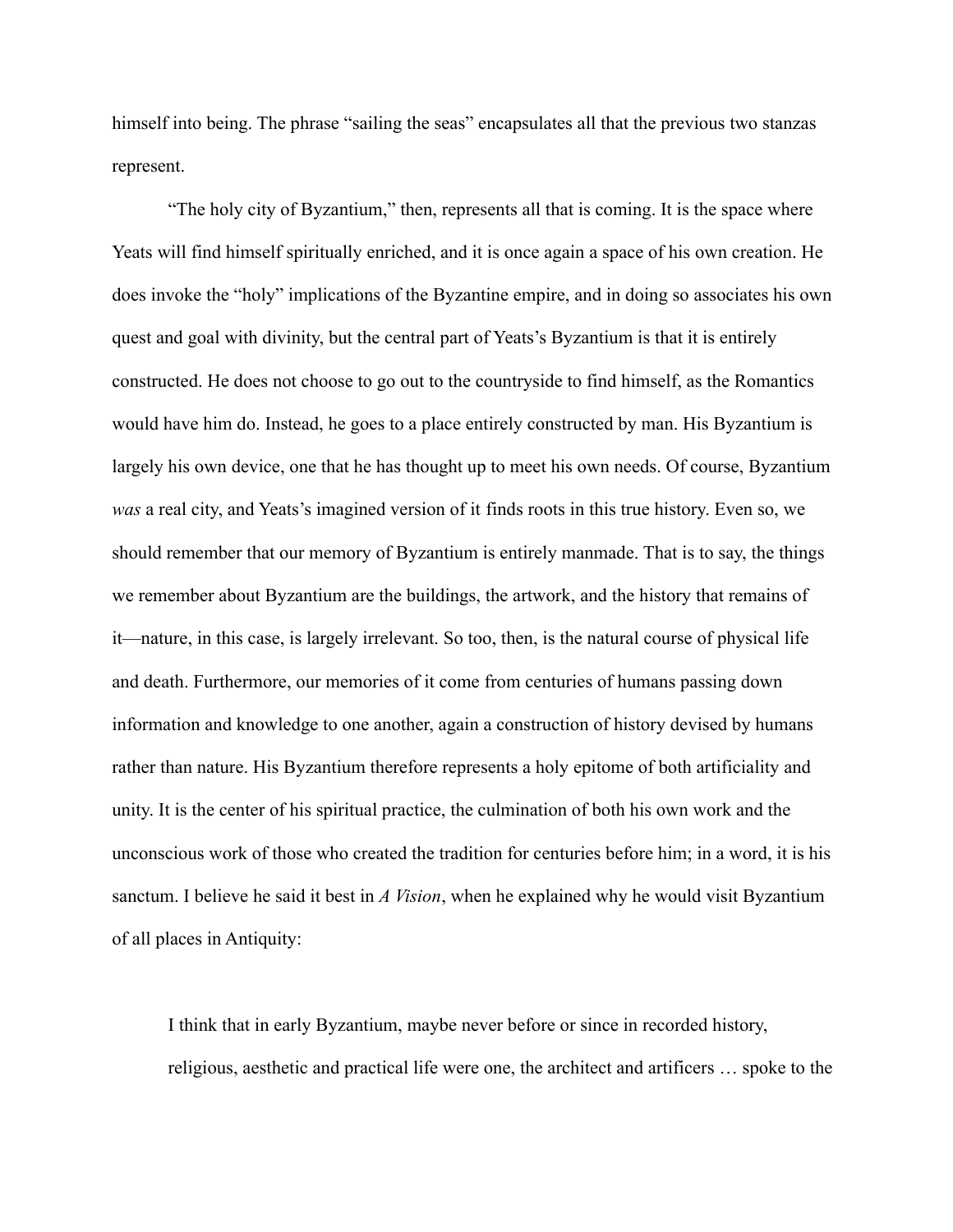himself into being. The phrase "sailing the seas" encapsulates all that the previous two stanzas represent.

"The holy city of Byzantium," then, represents all that is coming. It is the space where Yeats will find himself spiritually enriched, and it is once again a space of his own creation. He does invoke the "holy" implications of the Byzantine empire, and in doing so associates his own quest and goal with divinity, but the central part of Yeats's Byzantium is that it is entirely constructed. He does not choose to go out to the countryside to find himself, as the Romantics would have him do. Instead, he goes to a place entirely constructed by man. His Byzantium is largely his own device, one that he has thought up to meet his own needs. Of course, Byzantium *was* a real city, and Yeats's imagined version of it finds roots in this true history. Even so, we should remember that our memory of Byzantium is entirely manmade. That is to say, the things we remember about Byzantium are the buildings, the artwork, and the history that remains of it—nature, in this case, is largely irrelevant. So too, then, is the natural course of physical life and death. Furthermore, our memories of it come from centuries of humans passing down information and knowledge to one another, again a construction of history devised by humans rather than nature. His Byzantium therefore represents a holy epitome of both artificiality and unity. It is the center of his spiritual practice, the culmination of both his own work and the unconscious work of those who created the tradition for centuries before him; in a word, it is his sanctum. I believe he said it best in *A Vision*, when he explained why he would visit Byzantium of all places in Antiquity:

> I think that in early Byzantium, maybe never before or since in recorded history, religious, aesthetic and practical life were one, the architect and artificers … spoke to the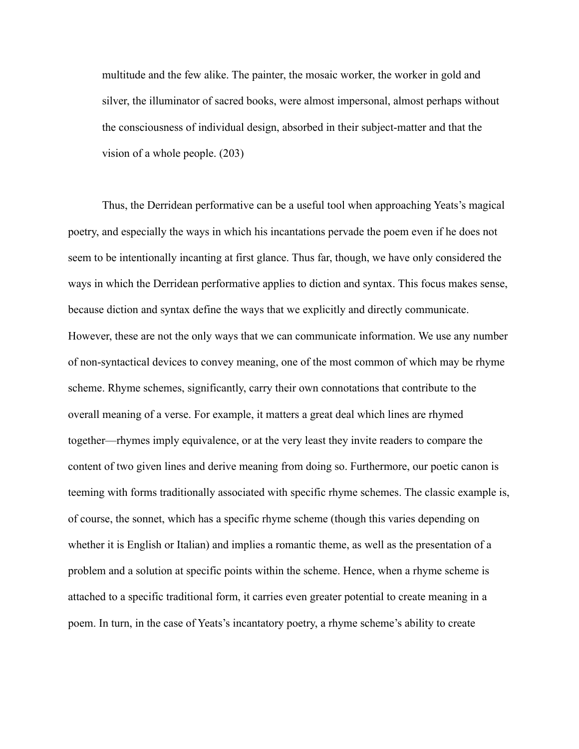> multitude and the few alike. The painter, the mosaic worker, the worker in gold and silver, the illuminator of sacred books, were almost impersonal, almost perhaps without the consciousness of individual design, absorbed in their subject-matter and that the vision of a whole people. (203)

Thus, the Derridean performative can be a useful tool when approaching Yeats's magical poetry, and especially the ways in which his incantations pervade the poem even if he does not seem to be intentionally incanting at first glance. Thus far, though, we have only considered the ways in which the Derridean performative applies to diction and syntax. This focus makes sense, because diction and syntax define the ways that we explicitly and directly communicate. However, these are not the only ways that we can communicate information. We use any number of non-syntactical devices to convey meaning, one of the most common of which may be rhyme scheme. Rhyme schemes, significantly, carry their own connotations that contribute to the overall meaning of a verse. For example, it matters a great deal which lines are rhymed together—rhymes imply equivalence, or at the very least they invite readers to compare the content of two given lines and derive meaning from doing so. Furthermore, our poetic canon is teeming with forms traditionally associated with specific rhyme schemes. The classic example is, of course, the sonnet, which has a specific rhyme scheme (though this varies depending on whether it is English or Italian) and implies a romantic theme, as well as the presentation of a problem and a solution at specific points within the scheme. Hence, when a rhyme scheme is attached to a specific traditional form, it carries even greater potential to create meaning in a poem. In turn, in the case of Yeats's incantatory poetry, a rhyme scheme's ability to create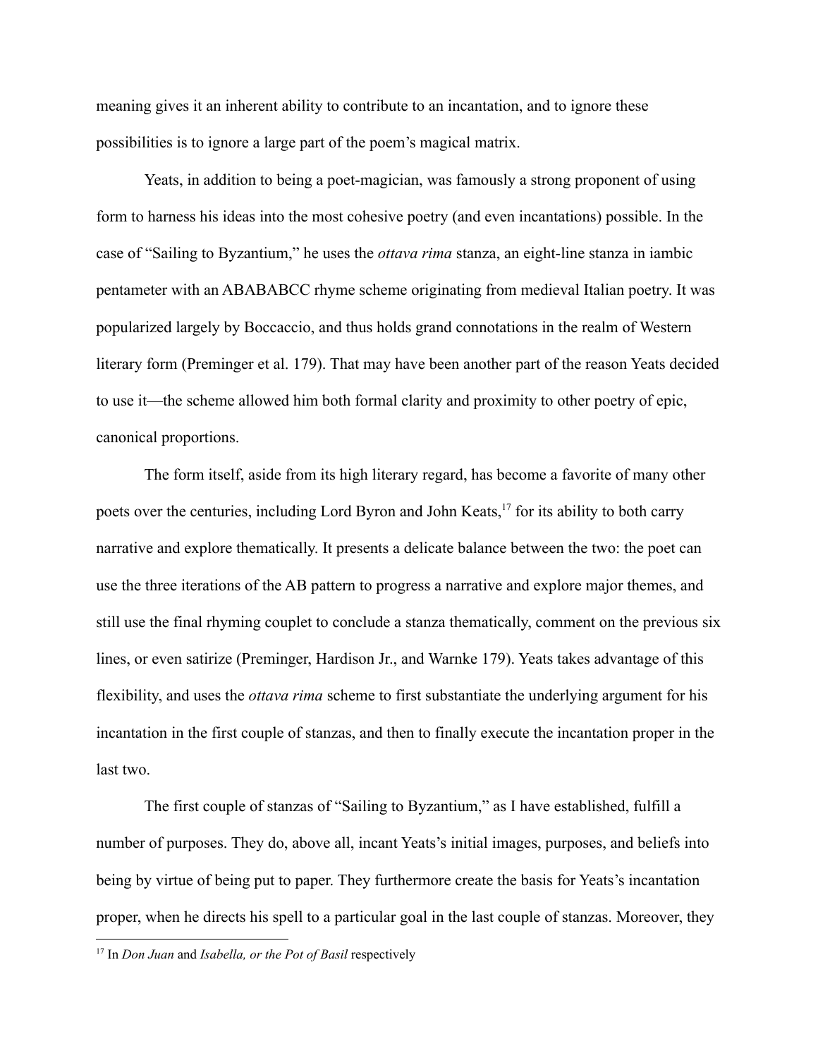meaning gives it an inherent ability to contribute to an incantation, and to ignore these possibilities is to ignore a large part of the poem's magical matrix.

Yeats, in addition to being a poet-magician, was famously a strong proponent of using form to harness his ideas into the most cohesive poetry (and even incantations) possible. In the case of "Sailing to Byzantium," he uses the *ottava rima* stanza, an eight-line stanza in iambic pentameter with an ABABABCC rhyme scheme originating from medieval Italian poetry. It was popularized largely by Boccaccio, and thus holds grand connotations in the realm of Western literary form (Preminger et al. 179). That may have been another part of the reason Yeats decided to use it—the scheme allowed him both formal clarity and proximity to other poetry of epic, canonical proportions.

The form itself, aside from its high literary regard, has become a favorite of many other poets over the centuries, including Lord Byron and John Keats,[17] for its ability to both carry narrative and explore thematically. It presents a delicate balance between the two: the poet can use the three iterations of the AB pattern to progress a narrative and explore major themes, and still use the final rhyming couplet to conclude a stanza thematically, comment on the previous six lines, or even satirize (Preminger, Hardison Jr., and Warnke 179). Yeats takes advantage of this flexibility, and uses the *ottava rima* scheme to first substantiate the underlying argument for his incantation in the first couple of stanzas, and then to finally execute the incantation proper in the last two.

The first couple of stanzas of "Sailing to Byzantium," as I have established, fulfill a number of purposes. They do, above all, incant Yeats's initial images, purposes, and beliefs into being by virtue of being put to paper. They furthermore create the basis for Yeats's incantation proper, when he directs his spell to a particular goal in the last couple of stanzas. Moreover, they

[17] In *Don Juan* and *Isabella, or the Pot of Basil* respectively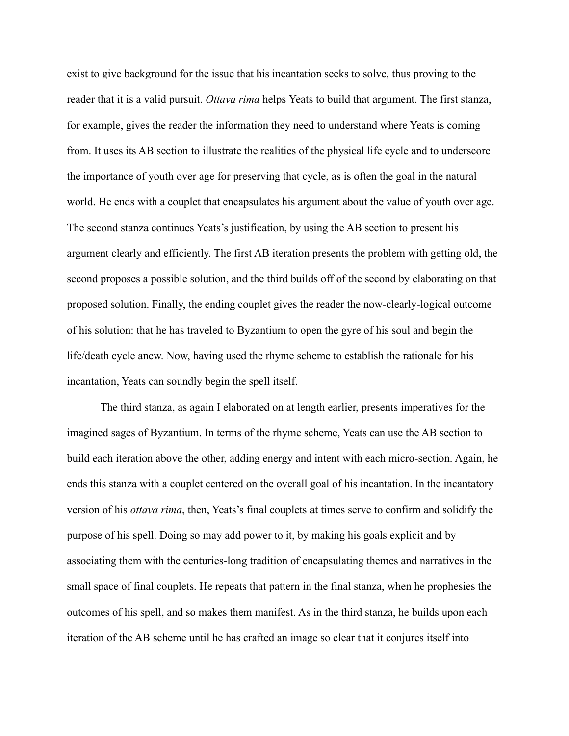exist to give background for the issue that his incantation seeks to solve, thus proving to the reader that it is a valid pursuit. *Ottava rima* helps Yeats to build that argument. The first stanza, for example, gives the reader the information they need to understand where Yeats is coming from. It uses its AB section to illustrate the realities of the physical life cycle and to underscore the importance of youth over age for preserving that cycle, as is often the goal in the natural world. He ends with a couplet that encapsulates his argument about the value of youth over age. The second stanza continues Yeats's justification, by using the AB section to present his argument clearly and efficiently. The first AB iteration presents the problem with getting old, the second proposes a possible solution, and the third builds off of the second by elaborating on that proposed solution. Finally, the ending couplet gives the reader the now-clearly-logical outcome of his solution: that he has traveled to Byzantium to open the gyre of his soul and begin the life/death cycle anew. Now, having used the rhyme scheme to establish the rationale for his incantation, Yeats can soundly begin the spell itself.

The third stanza, as again I elaborated on at length earlier, presents imperatives for the imagined sages of Byzantium. In terms of the rhyme scheme, Yeats can use the AB section to build each iteration above the other, adding energy and intent with each micro-section. Again, he ends this stanza with a couplet centered on the overall goal of his incantation. In the incantatory version of his *ottava rima*, then, Yeats's final couplets at times serve to confirm and solidify the purpose of his spell. Doing so may add power to it, by making his goals explicit and by associating them with the centuries-long tradition of encapsulating themes and narratives in the small space of final couplets. He repeats that pattern in the final stanza, when he prophesies the outcomes of his spell, and so makes them manifest. As in the third stanza, he builds upon each iteration of the AB scheme until he has crafted an image so clear that it conjures itself into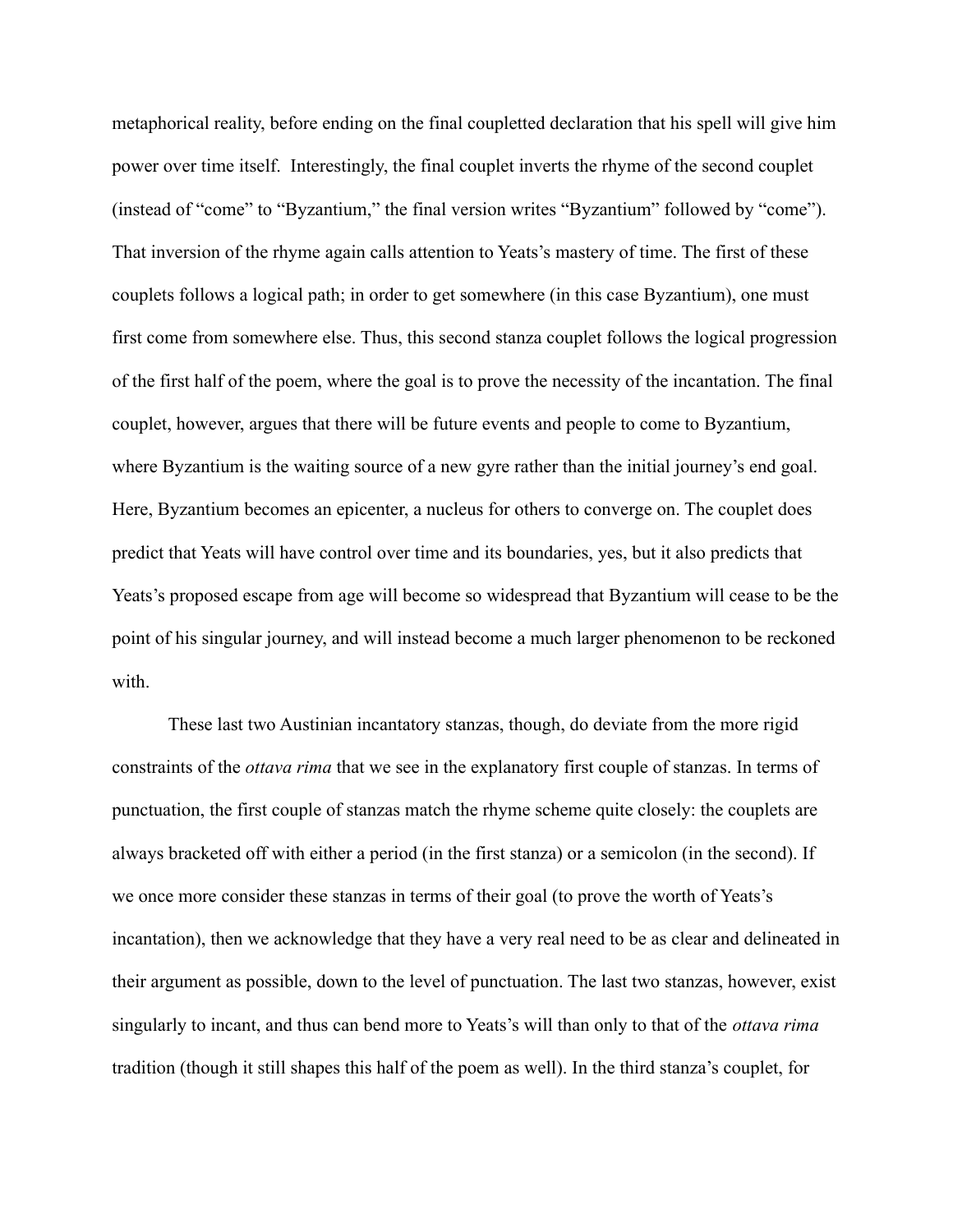metaphorical reality, before ending on the final coupletted declaration that his spell will give him power over time itself.  Interestingly, the final couplet inverts the rhyme of the second couplet (instead of "come" to "Byzantium," the final version writes "Byzantium" followed by "come"). That inversion of the rhyme again calls attention to Yeats's mastery of time. The first of these couplets follows a logical path; in order to get somewhere (in this case Byzantium), one must first come from somewhere else. Thus, this second stanza couplet follows the logical progression of the first half of the poem, where the goal is to prove the necessity of the incantation. The final couplet, however, argues that there will be future events and people to come to Byzantium, where Byzantium is the waiting source of a new gyre rather than the initial journey's end goal. Here, Byzantium becomes an epicenter, a nucleus for others to converge on. The couplet does predict that Yeats will have control over time and its boundaries, yes, but it also predicts that Yeats's proposed escape from age will become so widespread that Byzantium will cease to be the point of his singular journey, and will instead become a much larger phenomenon to be reckoned with.

These last two Austinian incantatory stanzas, though, do deviate from the more rigid constraints of the *ottava rima* that we see in the explanatory first couple of stanzas. In terms of punctuation, the first couple of stanzas match the rhyme scheme quite closely: the couplets are always bracketed off with either a period (in the first stanza) or a semicolon (in the second). If we once more consider these stanzas in terms of their goal (to prove the worth of Yeats's incantation), then we acknowledge that they have a very real need to be as clear and delineated in their argument as possible, down to the level of punctuation. The last two stanzas, however, exist singularly to incant, and thus can bend more to Yeats's will than only to that of the *ottava rima* tradition (though it still shapes this half of the poem as well). In the third stanza's couplet, for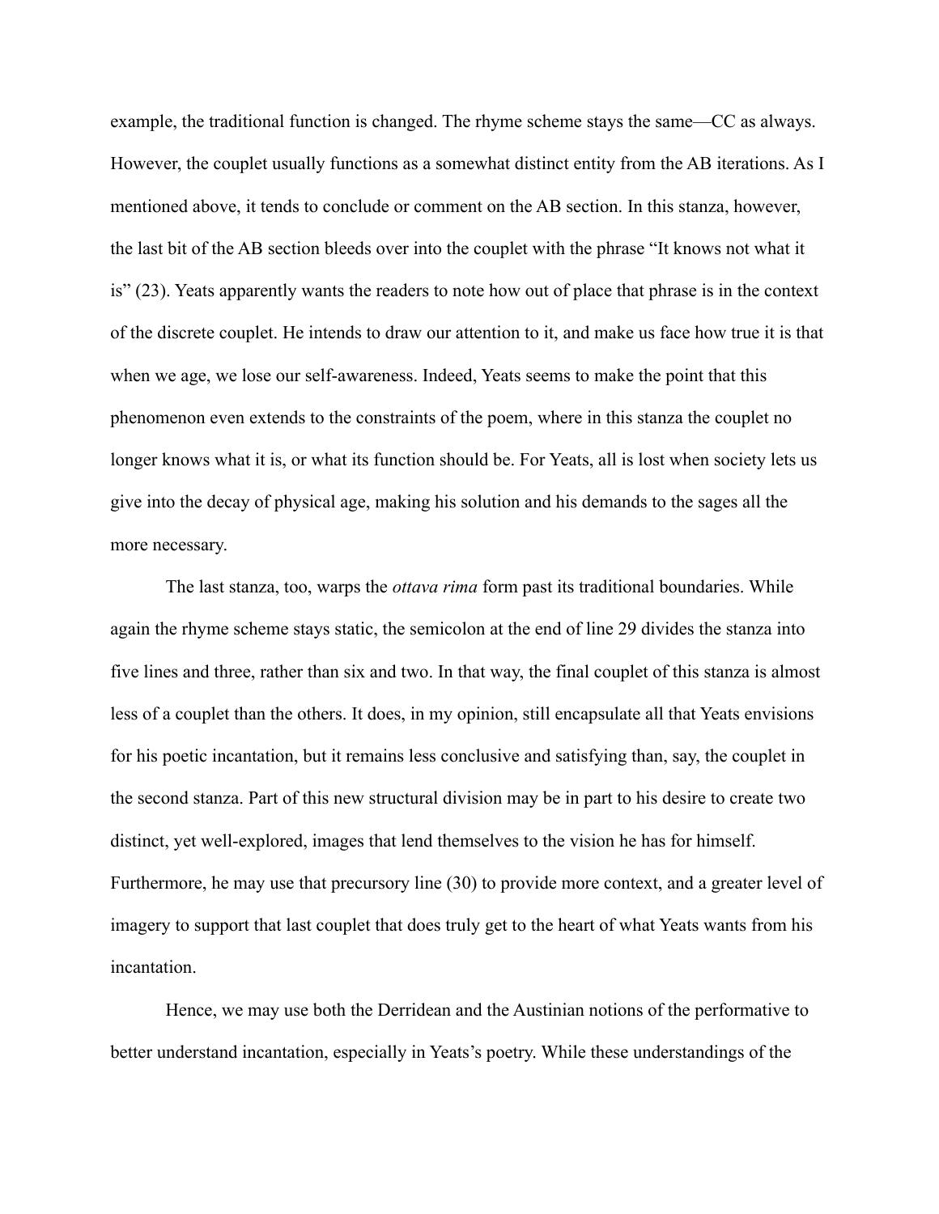example, the traditional function is changed. The rhyme scheme stays the same—CC as always. However, the couplet usually functions as a somewhat distinct entity from the AB iterations. As I mentioned above, it tends to conclude or comment on the AB section. In this stanza, however, the last bit of the AB section bleeds over into the couplet with the phrase "It knows not what it is" (23). Yeats apparently wants the readers to note how out of place that phrase is in the context of the discrete couplet. He intends to draw our attention to it, and make us face how true it is that when we age, we lose our self-awareness. Indeed, Yeats seems to make the point that this phenomenon even extends to the constraints of the poem, where in this stanza the couplet no longer knows what it is, or what its function should be. For Yeats, all is lost when society lets us give into the decay of physical age, making his solution and his demands to the sages all the more necessary.

The last stanza, too, warps the *ottava rima* form past its traditional boundaries. While again the rhyme scheme stays static, the semicolon at the end of line 29 divides the stanza into five lines and three, rather than six and two. In that way, the final couplet of this stanza is almost less of a couplet than the others. It does, in my opinion, still encapsulate all that Yeats envisions for his poetic incantation, but it remains less conclusive and satisfying than, say, the couplet in the second stanza. Part of this new structural division may be in part to his desire to create two distinct, yet well-explored, images that lend themselves to the vision he has for himself. Furthermore, he may use that precursory line (30) to provide more context, and a greater level of imagery to support that last couplet that does truly get to the heart of what Yeats wants from his incantation.

Hence, we may use both the Derridean and the Austinian notions of the performative to better understand incantation, especially in Yeats's poetry. While these understandings of the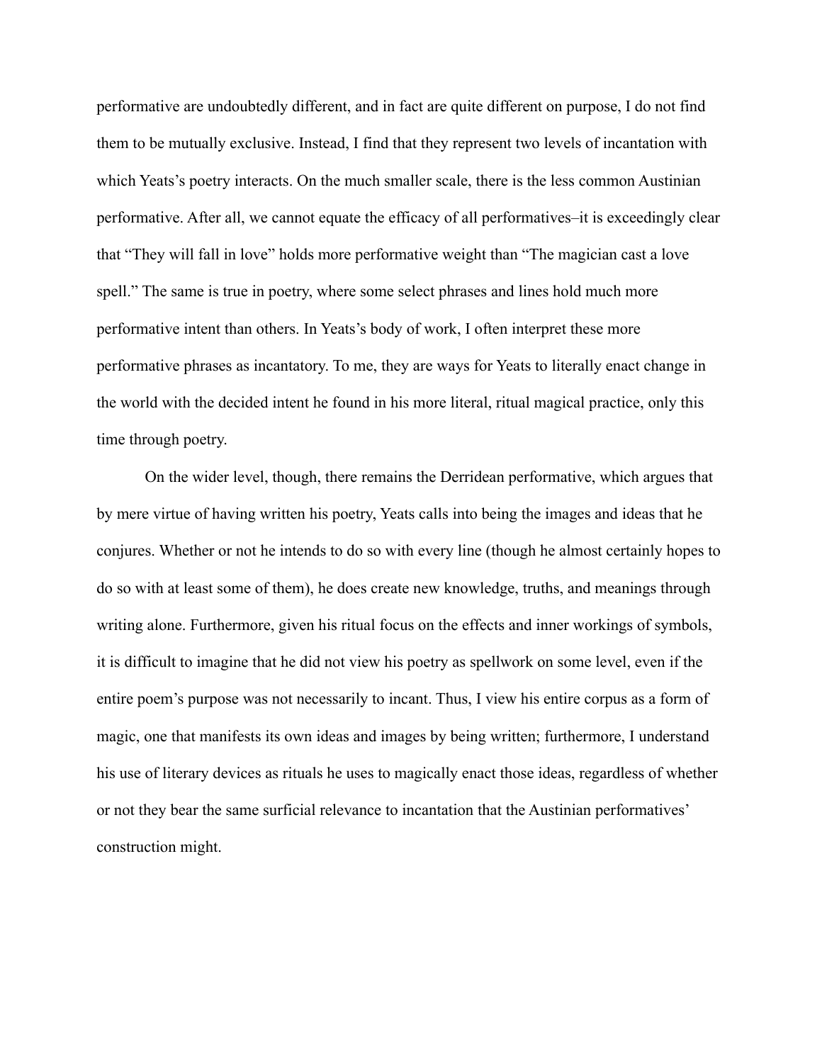performative are undoubtedly different, and in fact are quite different on purpose, I do not find them to be mutually exclusive. Instead, I find that they represent two levels of incantation with which Yeats's poetry interacts. On the much smaller scale, there is the less common Austinian performative. After all, we cannot equate the efficacy of all performatives–it is exceedingly clear that "They will fall in love" holds more performative weight than "The magician cast a love spell." The same is true in poetry, where some select phrases and lines hold much more performative intent than others. In Yeats's body of work, I often interpret these more performative phrases as incantatory. To me, they are ways for Yeats to literally enact change in the world with the decided intent he found in his more literal, ritual magical practice, only this time through poetry.

On the wider level, though, there remains the Derridean performative, which argues that by mere virtue of having written his poetry, Yeats calls into being the images and ideas that he conjures. Whether or not he intends to do so with every line (though he almost certainly hopes to do so with at least some of them), he does create new knowledge, truths, and meanings through writing alone. Furthermore, given his ritual focus on the effects and inner workings of symbols, it is difficult to imagine that he did not view his poetry as spellwork on some level, even if the entire poem's purpose was not necessarily to incant. Thus, I view his entire corpus as a form of magic, one that manifests its own ideas and images by being written; furthermore, I understand his use of literary devices as rituals he uses to magically enact those ideas, regardless of whether or not they bear the same surficial relevance to incantation that the Austinian performatives' construction might.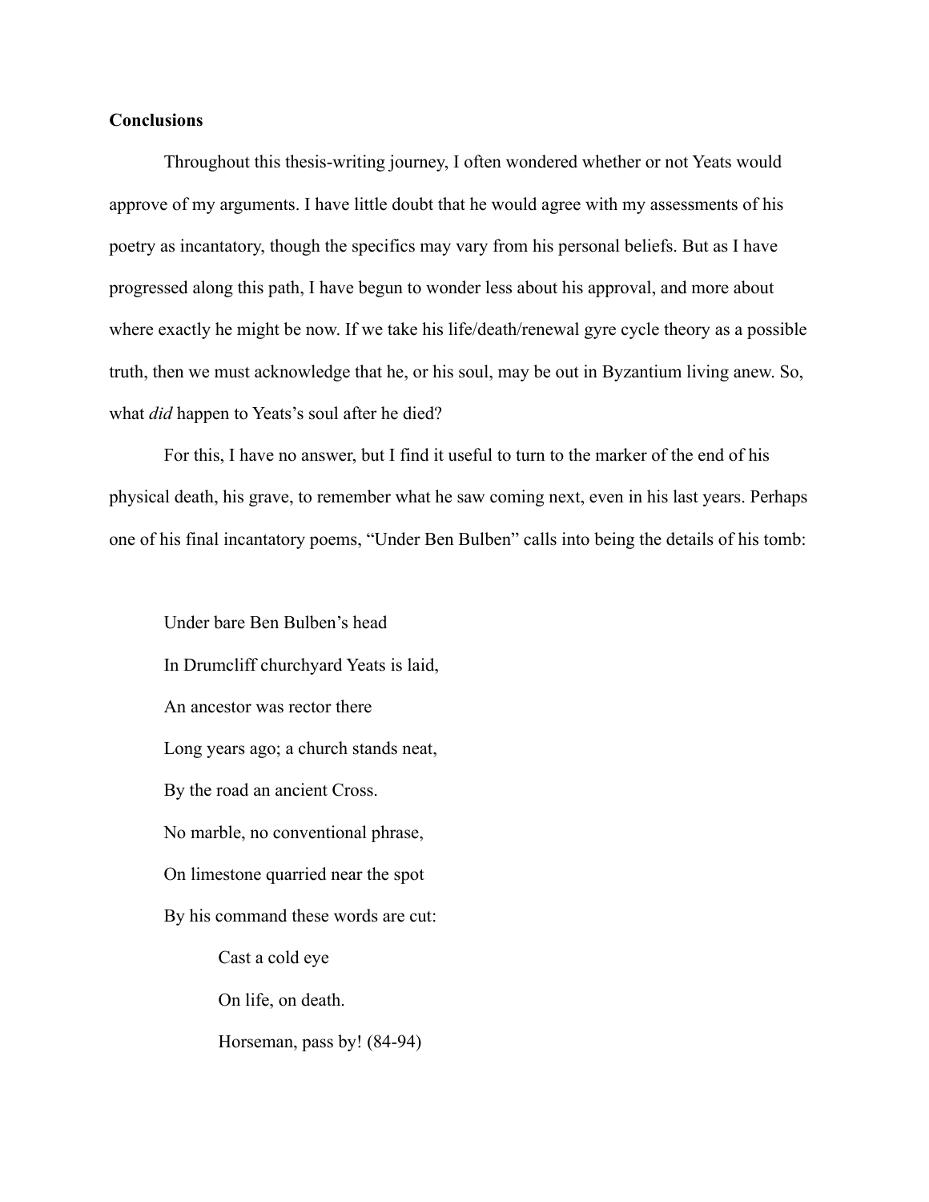**Conclusions**

Throughout this thesis-writing journey, I often wondered whether or not Yeats would approve of my arguments. I have little doubt that he would agree with my assessments of his poetry as incantatory, though the specifics may vary from his personal beliefs. But as I have progressed along this path, I have begun to wonder less about his approval, and more about where exactly he might be now. If we take his life/death/renewal gyre cycle theory as a possible truth, then we must acknowledge that he, or his soul, may be out in Byzantium living anew. So, what *did* happen to Yeats's soul after he died?

For this, I have no answer, but I find it useful to turn to the marker of the end of his physical death, his grave, to remember what he saw coming next, even in his last years. Perhaps one of his final incantatory poems, "Under Ben Bulben" calls into being the details of his tomb:

> Under bare Ben Bulben's head
>
> In Drumcliff churchyard Yeats is laid,
>
> An ancestor was rector there
>
> Long years ago; a church stands neat,
>
> By the road an ancient Cross.
>
> No marble, no conventional phrase,
>
> On limestone quarried near the spot
>
> By his command these words are cut:
>
> > Cast a cold eye
> >
> > On life, on death.
> >
> > Horseman, pass by! (84-94)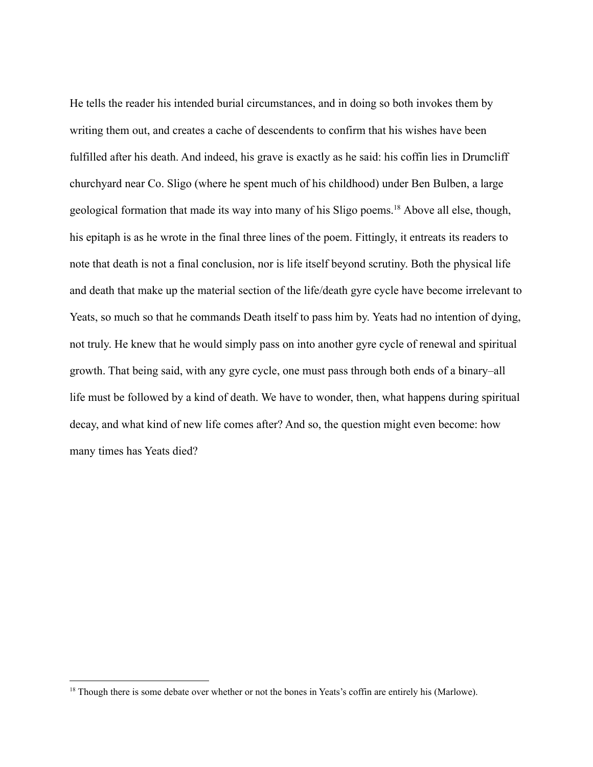He tells the reader his intended burial circumstances, and in doing so both invokes them by writing them out, and creates a cache of descendents to confirm that his wishes have been fulfilled after his death. And indeed, his grave is exactly as he said: his coffin lies in Drumcliff churchyard near Co. Sligo (where he spent much of his childhood) under Ben Bulben, a large geological formation that made its way into many of his Sligo poems.[18] Above all else, though, his epitaph is as he wrote in the final three lines of the poem. Fittingly, it entreats its readers to note that death is not a final conclusion, nor is life itself beyond scrutiny. Both the physical life and death that make up the material section of the life/death gyre cycle have become irrelevant to Yeats, so much so that he commands Death itself to pass him by. Yeats had no intention of dying, not truly. He knew that he would simply pass on into another gyre cycle of renewal and spiritual growth. That being said, with any gyre cycle, one must pass through both ends of a binary–all life must be followed by a kind of death. We have to wonder, then, what happens during spiritual decay, and what kind of new life comes after? And so, the question might even become: how many times has Yeats died?

---

[18] Though there is some debate over whether or not the bones in Yeats's coffin are entirely his (Marlowe).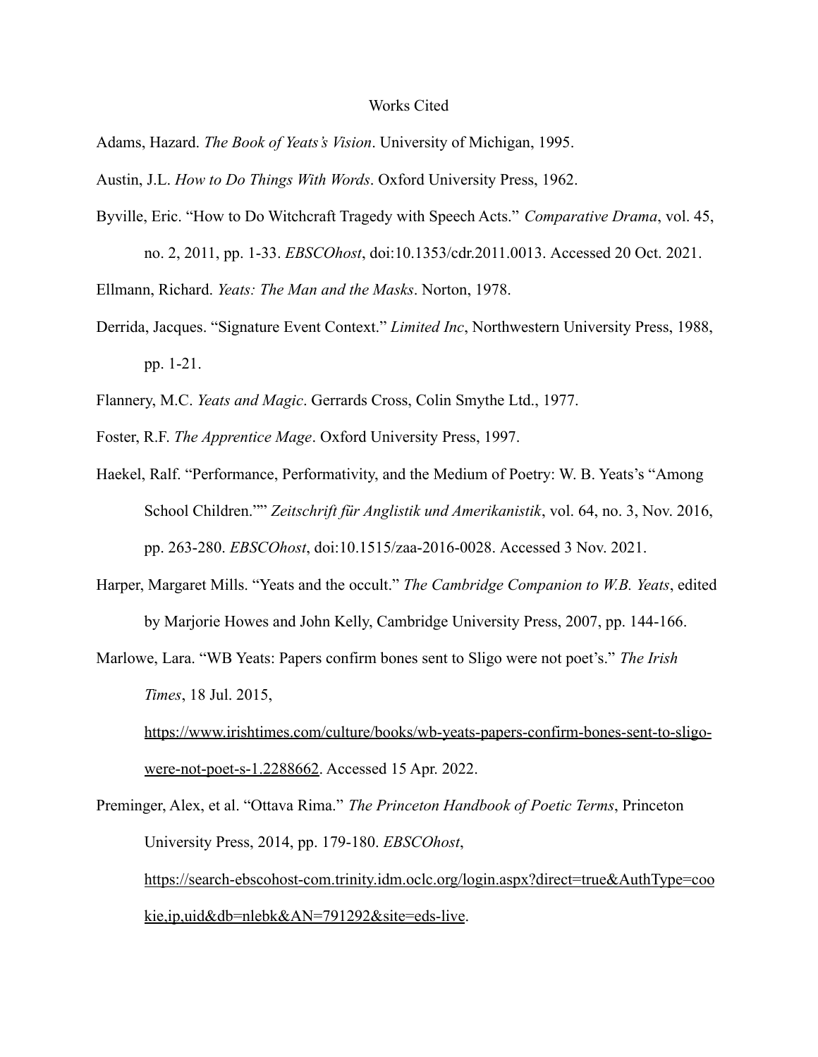# Works Cited

Adams, Hazard. *The Book of Yeats's Vision*. University of Michigan, 1995.

Austin, J.L. *How to Do Things With Words*. Oxford University Press, 1962.

Byville, Eric. "How to Do Witchcraft Tragedy with Speech Acts." *Comparative Drama*, vol. 45, no. 2, 2011, pp. 1-33. *EBSCOhost*, doi:10.1353/cdr.2011.0013. Accessed 20 Oct. 2021.

Ellmann, Richard. *Yeats: The Man and the Masks*. Norton, 1978.

Derrida, Jacques. "Signature Event Context." *Limited Inc*, Northwestern University Press, 1988, pp. 1-21.

Flannery, M.C. *Yeats and Magic*. Gerrards Cross, Colin Smythe Ltd., 1977.

Foster, R.F. *The Apprentice Mage*. Oxford University Press, 1997.

Haekel, Ralf. "Performance, Performativity, and the Medium of Poetry: W. B. Yeats's "Among School Children."" *Zeitschrift für Anglistik und Amerikanistik*, vol. 64, no. 3, Nov. 2016, pp. 263-280. *EBSCOhost*, doi:10.1515/zaa-2016-0028. Accessed 3 Nov. 2021.

Harper, Margaret Mills. "Yeats and the occult." *The Cambridge Companion to W.B. Yeats*, edited by Marjorie Howes and John Kelly, Cambridge University Press, 2007, pp. 144-166.

Marlowe, Lara. "WB Yeats: Papers confirm bones sent to Sligo were not poet's." *The Irish Times*, 18 Jul. 2015, https://www.irishtimes.com/culture/books/wb-yeats-papers-confirm-bones-sent-to-sligo-were-not-poet-s-1.2288662. Accessed 15 Apr. 2022.

Preminger, Alex, et al. "Ottava Rima." *The Princeton Handbook of Poetic Terms*, Princeton University Press, 2014, pp. 179-180. *EBSCOhost*, https://search-ebscohost-com.trinity.idm.oclc.org/login.aspx?direct=true&AuthType=cookie,ip,uid&db=nlebk&AN=791292&site=eds-live.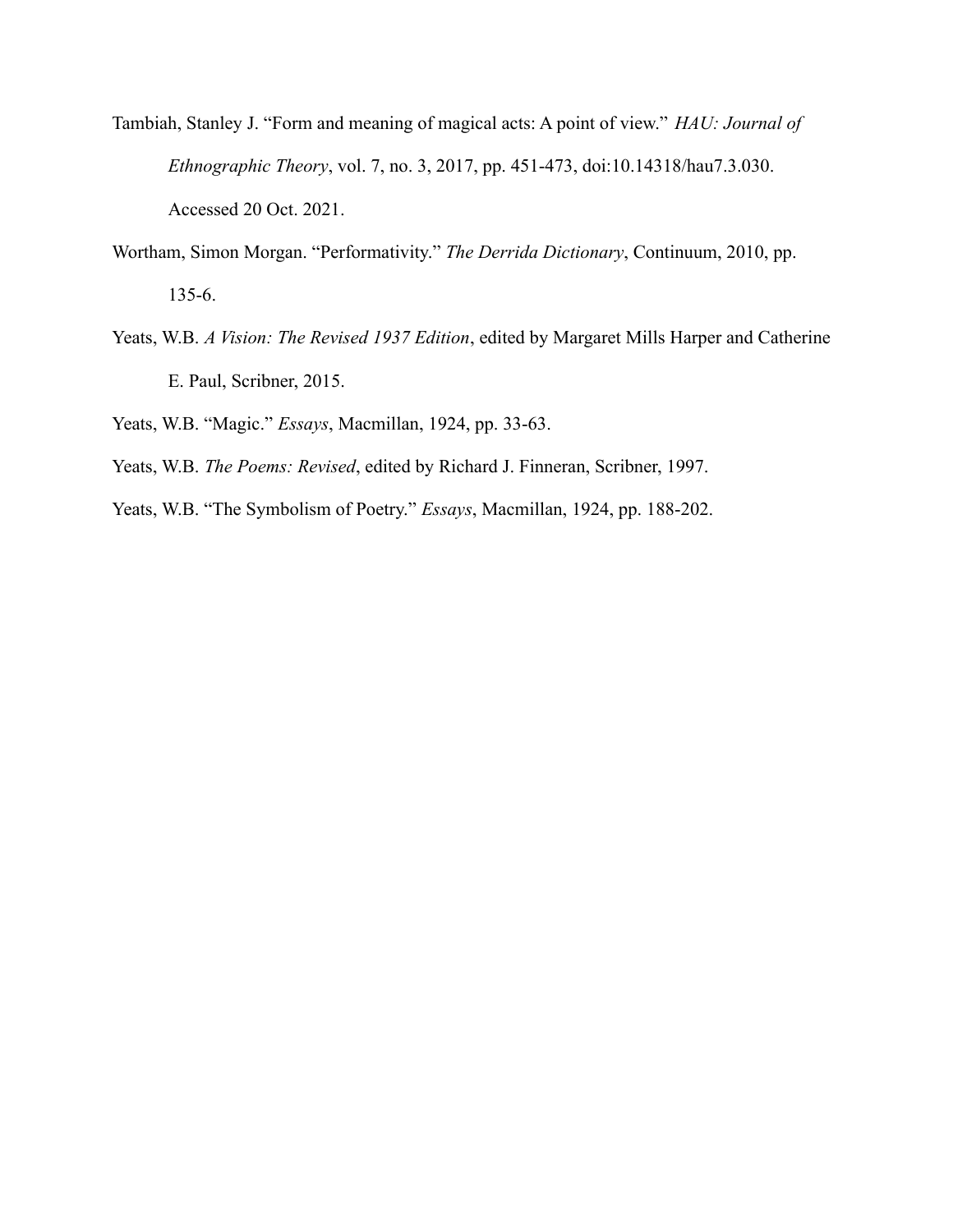Tambiah, Stanley J. "Form and meaning of magical acts: A point of view." *HAU: Journal of Ethnographic Theory*, vol. 7, no. 3, 2017, pp. 451-473, doi:10.14318/hau7.3.030. Accessed 20 Oct. 2021.

Wortham, Simon Morgan. "Performativity." *The Derrida Dictionary*, Continuum, 2010, pp. 135-6.

Yeats, W.B. *A Vision: The Revised 1937 Edition*, edited by Margaret Mills Harper and Catherine E. Paul, Scribner, 2015.

Yeats, W.B. "Magic." *Essays*, Macmillan, 1924, pp. 33-63.

Yeats, W.B. *The Poems: Revised*, edited by Richard J. Finneran, Scribner, 1997.

Yeats, W.B. "The Symbolism of Poetry." *Essays*, Macmillan, 1924, pp. 188-202.